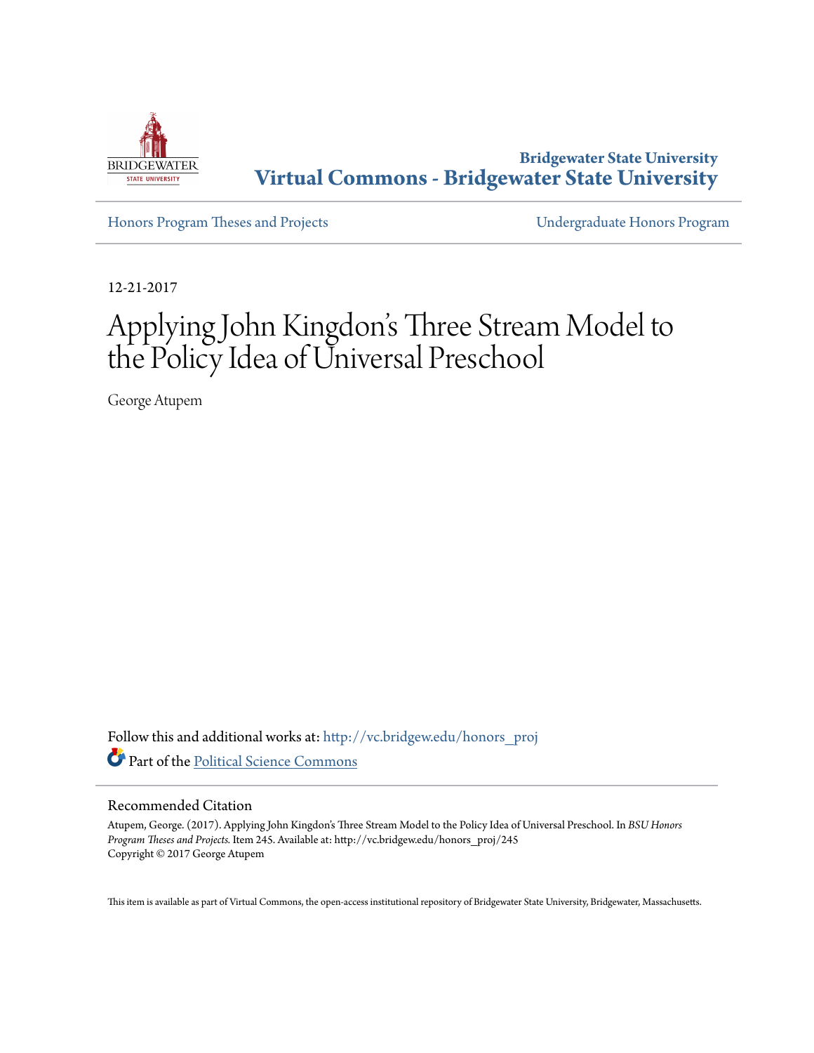Bridgewater State University

**Virtual Commons - Bridgewater State University**

Honors Program Theses and Projects

Undergraduate Honors Program

12-21-2017

# Applying John Kingdon's Three Stream Model to the Policy Idea of Universal Preschool

George Atupem

Follow this and additional works at: http://vc.bridgew.edu/honors_proj

Part of the Political Science Commons

## Recommended Citation

Atupem, George. (2017). Applying John Kingdon's Three Stream Model to the Policy Idea of Universal Preschool. In *BSU Honors Program Theses and Projects.* Item 245. Available at: http://vc.bridgew.edu/honors_proj/245
Copyright © 2017 George Atupem

This item is available as part of Virtual Commons, the open-access institutional repository of Bridgewater State University, Bridgewater, Massachusetts.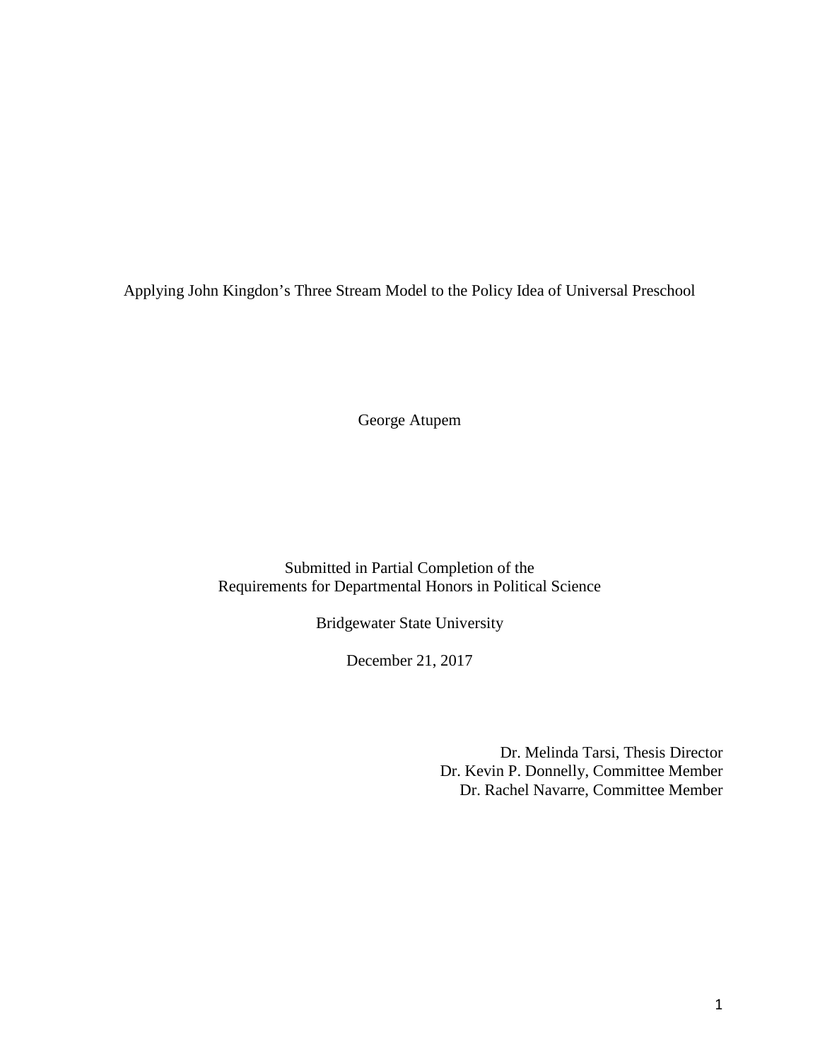Applying John Kingdon's Three Stream Model to the Policy Idea of Universal Preschool

George Atupem

Submitted in Partial Completion of the
Requirements for Departmental Honors in Political Science

Bridgewater State University

December 21, 2017

Dr. Melinda Tarsi, Thesis Director
Dr. Kevin P. Donnelly, Committee Member
Dr. Rachel Navarre, Committee Member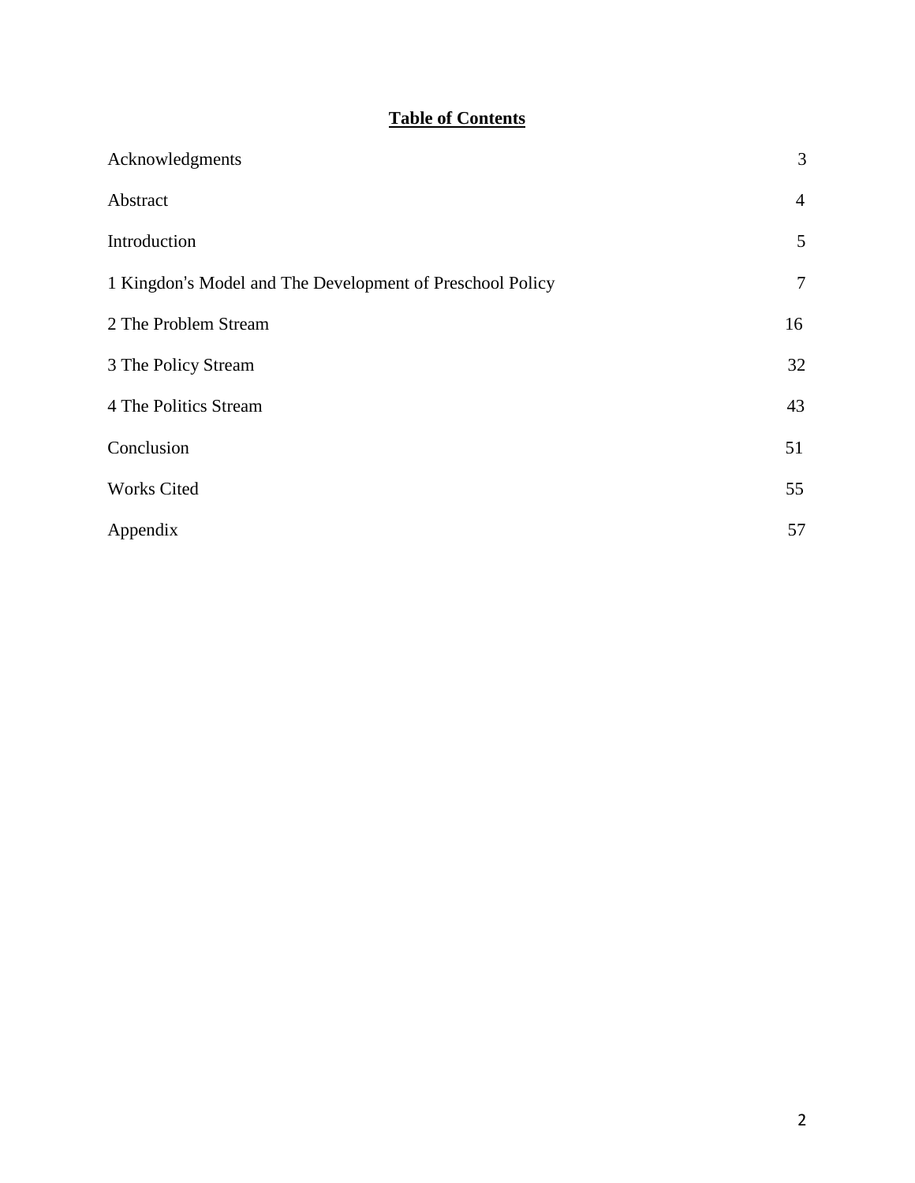**Table of Contents**

| | |
|---|---|
| Acknowledgments | 3 |
| Abstract | 4 |
| Introduction | 5 |
| 1 Kingdon's Model and The Development of Preschool Policy | 7 |
| 2 The Problem Stream | 16 |
| 3 The Policy Stream | 32 |
| 4 The Politics Stream | 43 |
| Conclusion | 51 |
| Works Cited | 55 |
| Appendix | 57 |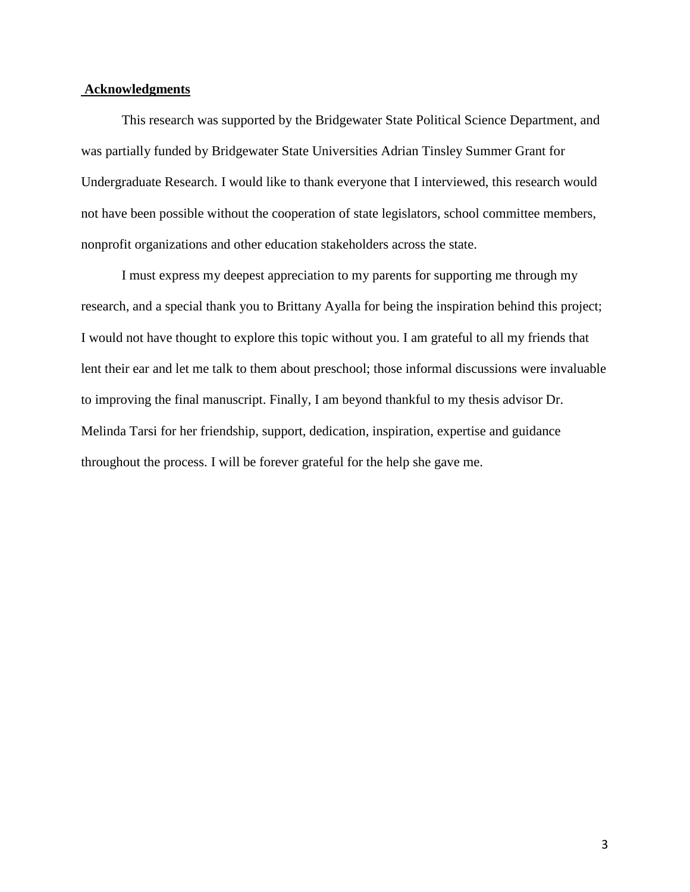## Acknowledgments

This research was supported by the Bridgewater State Political Science Department, and was partially funded by Bridgewater State Universities Adrian Tinsley Summer Grant for Undergraduate Research. I would like to thank everyone that I interviewed, this research would not have been possible without the cooperation of state legislators, school committee members, nonprofit organizations and other education stakeholders across the state.

I must express my deepest appreciation to my parents for supporting me through my research, and a special thank you to Brittany Ayalla for being the inspiration behind this project; I would not have thought to explore this topic without you. I am grateful to all my friends that lent their ear and let me talk to them about preschool; those informal discussions were invaluable to improving the final manuscript. Finally, I am beyond thankful to my thesis advisor Dr. Melinda Tarsi for her friendship, support, dedication, inspiration, expertise and guidance throughout the process. I will be forever grateful for the help she gave me.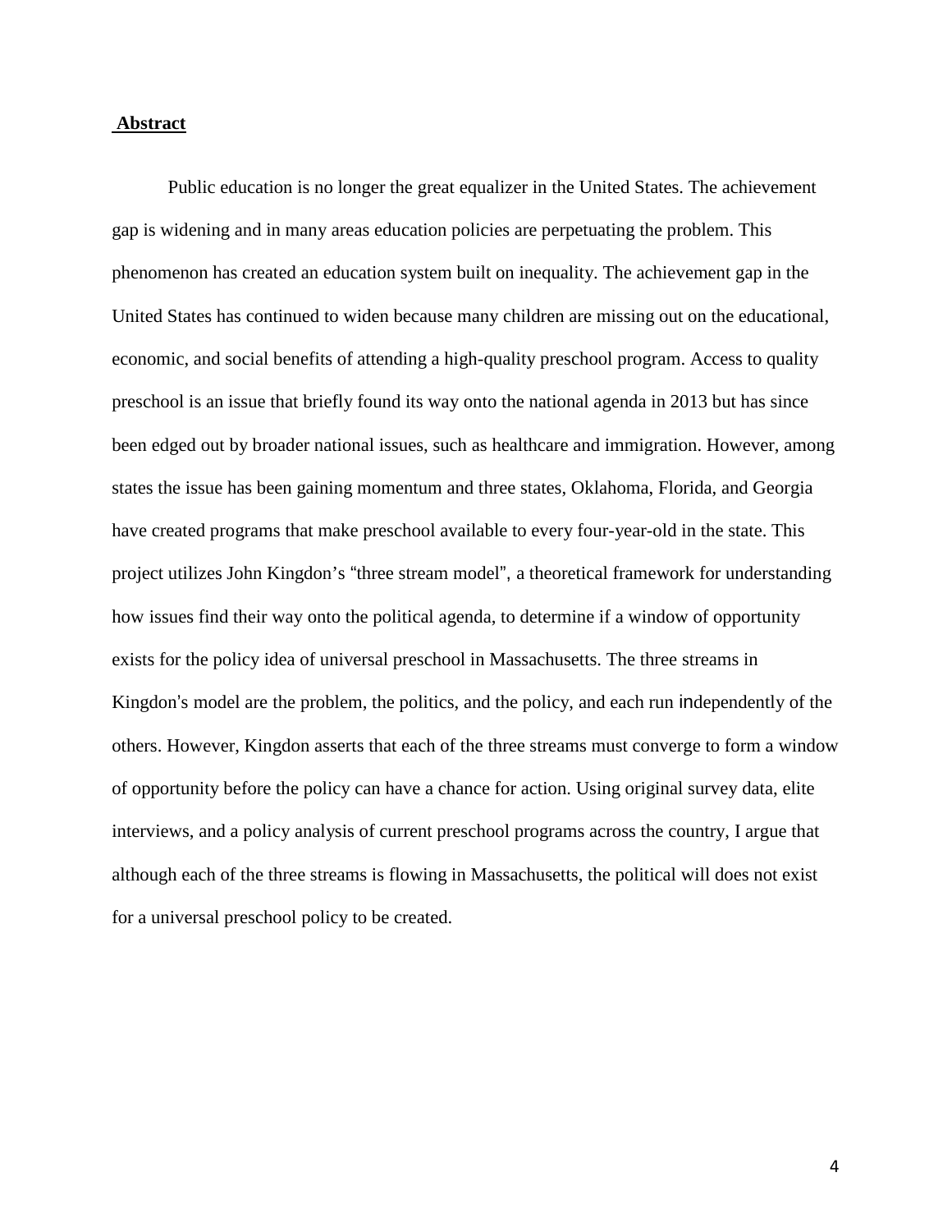## Abstract

Public education is no longer the great equalizer in the United States. The achievement gap is widening and in many areas education policies are perpetuating the problem. This phenomenon has created an education system built on inequality. The achievement gap in the United States has continued to widen because many children are missing out on the educational, economic, and social benefits of attending a high-quality preschool program. Access to quality preschool is an issue that briefly found its way onto the national agenda in 2013 but has since been edged out by broader national issues, such as healthcare and immigration. However, among states the issue has been gaining momentum and three states, Oklahoma, Florida, and Georgia have created programs that make preschool available to every four-year-old in the state. This project utilizes John Kingdon's "three stream model", a theoretical framework for understanding how issues find their way onto the political agenda, to determine if a window of opportunity exists for the policy idea of universal preschool in Massachusetts. The three streams in Kingdon's model are the problem, the politics, and the policy, and each run independently of the others. However, Kingdon asserts that each of the three streams must converge to form a window of opportunity before the policy can have a chance for action. Using original survey data, elite interviews, and a policy analysis of current preschool programs across the country, I argue that although each of the three streams is flowing in Massachusetts, the political will does not exist for a universal preschool policy to be created.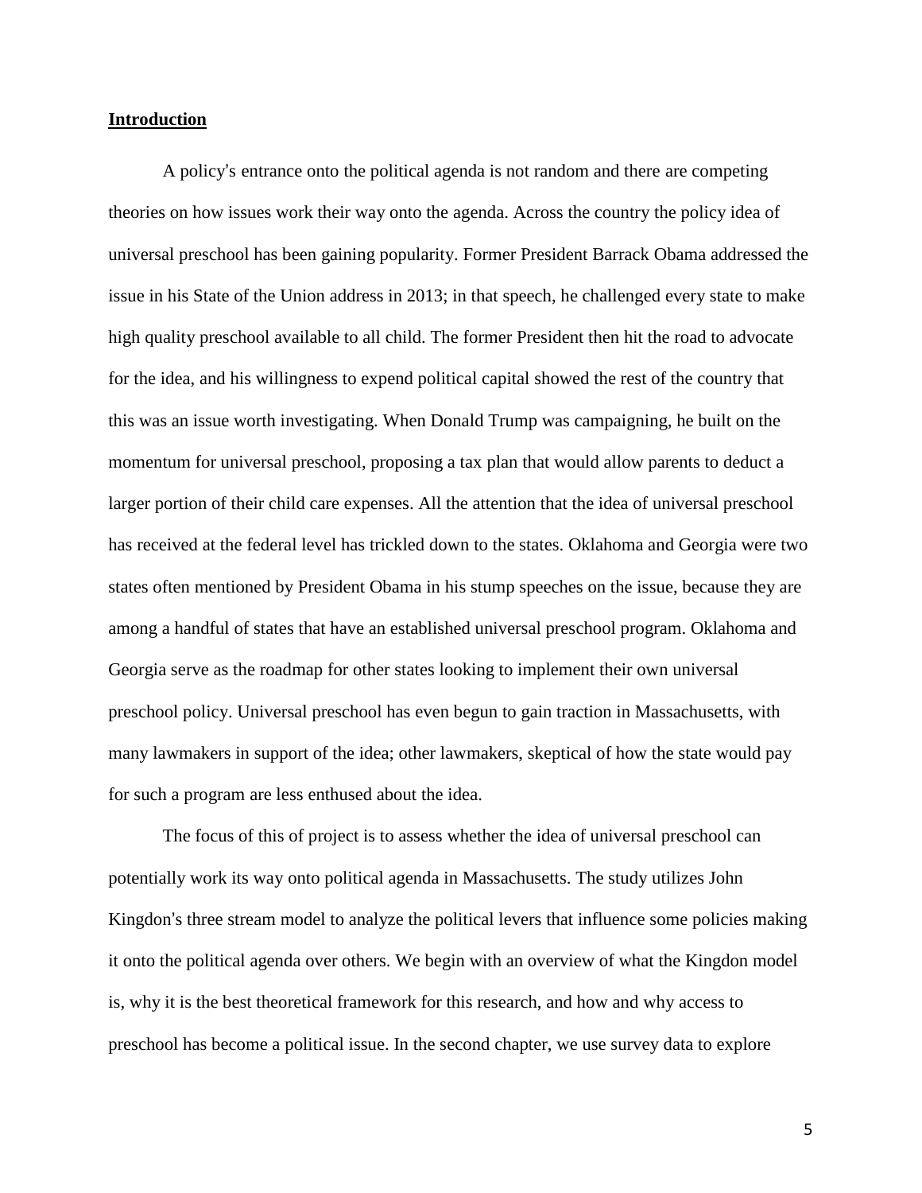**Introduction**

A policy's entrance onto the political agenda is not random and there are competing theories on how issues work their way onto the agenda. Across the country the policy idea of universal preschool has been gaining popularity. Former President Barrack Obama addressed the issue in his State of the Union address in 2013; in that speech, he challenged every state to make high quality preschool available to all child. The former President then hit the road to advocate for the idea, and his willingness to expend political capital showed the rest of the country that this was an issue worth investigating. When Donald Trump was campaigning, he built on the momentum for universal preschool, proposing a tax plan that would allow parents to deduct a larger portion of their child care expenses. All the attention that the idea of universal preschool has received at the federal level has trickled down to the states. Oklahoma and Georgia were two states often mentioned by President Obama in his stump speeches on the issue, because they are among a handful of states that have an established universal preschool program. Oklahoma and Georgia serve as the roadmap for other states looking to implement their own universal preschool policy. Universal preschool has even begun to gain traction in Massachusetts, with many lawmakers in support of the idea; other lawmakers, skeptical of how the state would pay for such a program are less enthused about the idea.

The focus of this of project is to assess whether the idea of universal preschool can potentially work its way onto political agenda in Massachusetts. The study utilizes John Kingdon's three stream model to analyze the political levers that influence some policies making it onto the political agenda over others. We begin with an overview of what the Kingdon model is, why it is the best theoretical framework for this research, and how and why access to preschool has become a political issue. In the second chapter, we use survey data to explore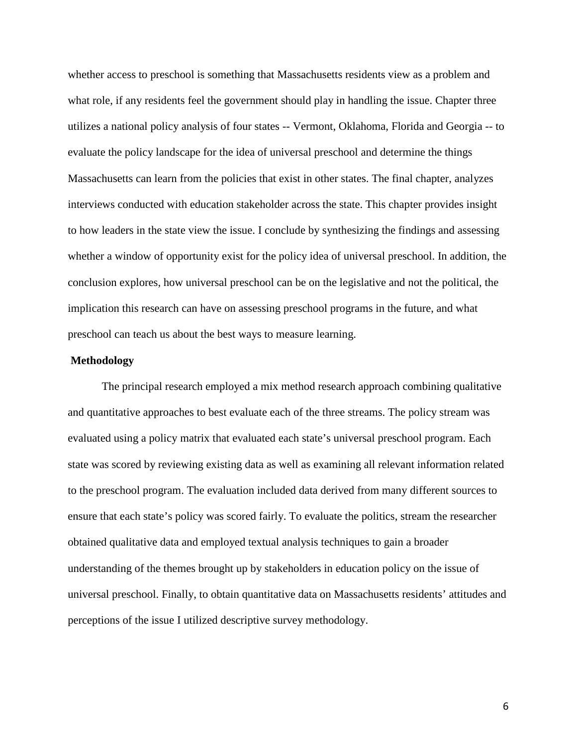whether access to preschool is something that Massachusetts residents view as a problem and what role, if any residents feel the government should play in handling the issue. Chapter three utilizes a national policy analysis of four states -- Vermont, Oklahoma, Florida and Georgia -- to evaluate the policy landscape for the idea of universal preschool and determine the things Massachusetts can learn from the policies that exist in other states. The final chapter, analyzes interviews conducted with education stakeholder across the state. This chapter provides insight to how leaders in the state view the issue. I conclude by synthesizing the findings and assessing whether a window of opportunity exist for the policy idea of universal preschool. In addition, the conclusion explores, how universal preschool can be on the legislative and not the political, the implication this research can have on assessing preschool programs in the future, and what preschool can teach us about the best ways to measure learning.

**Methodology**

The principal research employed a mix method research approach combining qualitative and quantitative approaches to best evaluate each of the three streams. The policy stream was evaluated using a policy matrix that evaluated each state's universal preschool program. Each state was scored by reviewing existing data as well as examining all relevant information related to the preschool program. The evaluation included data derived from many different sources to ensure that each state's policy was scored fairly. To evaluate the politics, stream the researcher obtained qualitative data and employed textual analysis techniques to gain a broader understanding of the themes brought up by stakeholders in education policy on the issue of universal preschool. Finally, to obtain quantitative data on Massachusetts residents' attitudes and perceptions of the issue I utilized descriptive survey methodology.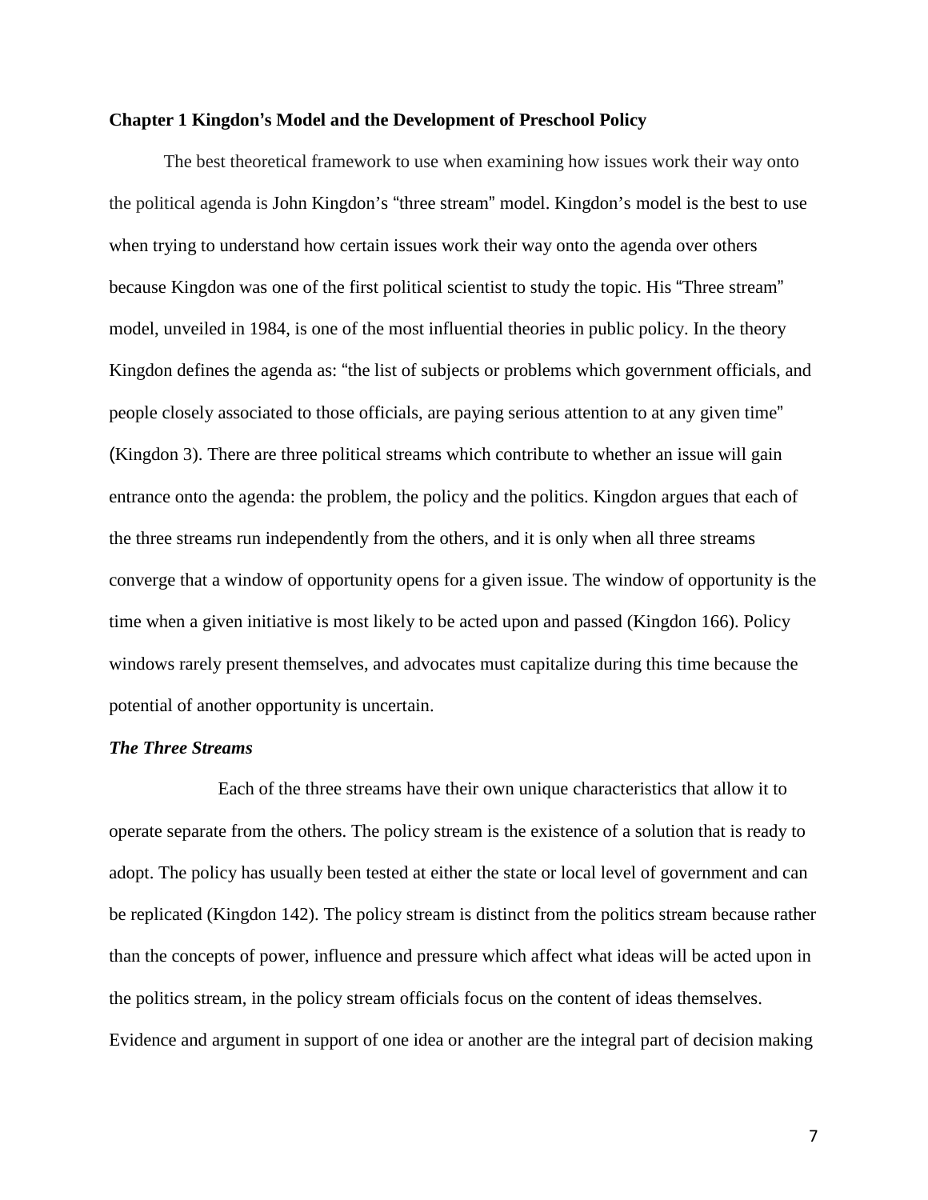**Chapter 1 Kingdon's Model and the Development of Preschool Policy**

The best theoretical framework to use when examining how issues work their way onto the political agenda is John Kingdon's "three stream" model. Kingdon's model is the best to use when trying to understand how certain issues work their way onto the agenda over others because Kingdon was one of the first political scientist to study the topic. His "Three stream" model, unveiled in 1984, is one of the most influential theories in public policy. In the theory Kingdon defines the agenda as: "the list of subjects or problems which government officials, and people closely associated to those officials, are paying serious attention to at any given time" (Kingdon 3). There are three political streams which contribute to whether an issue will gain entrance onto the agenda: the problem, the policy and the politics. Kingdon argues that each of the three streams run independently from the others, and it is only when all three streams converge that a window of opportunity opens for a given issue. The window of opportunity is the time when a given initiative is most likely to be acted upon and passed (Kingdon 166). Policy windows rarely present themselves, and advocates must capitalize during this time because the potential of another opportunity is uncertain.

***The Three Streams***

Each of the three streams have their own unique characteristics that allow it to operate separate from the others. The policy stream is the existence of a solution that is ready to adopt. The policy has usually been tested at either the state or local level of government and can be replicated (Kingdon 142). The policy stream is distinct from the politics stream because rather than the concepts of power, influence and pressure which affect what ideas will be acted upon in the politics stream, in the policy stream officials focus on the content of ideas themselves. Evidence and argument in support of one idea or another are the integral part of decision making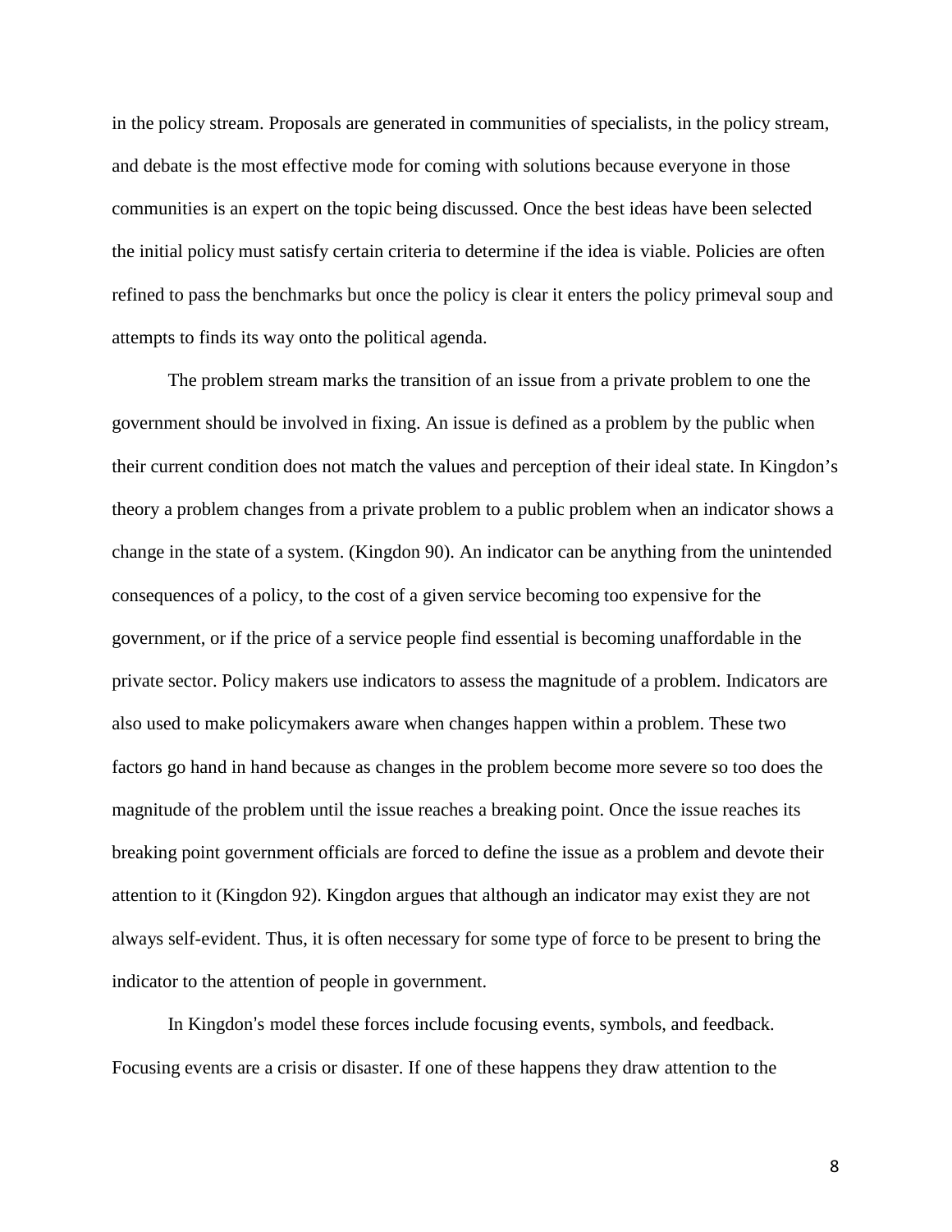in the policy stream. Proposals are generated in communities of specialists, in the policy stream, and debate is the most effective mode for coming with solutions because everyone in those communities is an expert on the topic being discussed. Once the best ideas have been selected the initial policy must satisfy certain criteria to determine if the idea is viable. Policies are often refined to pass the benchmarks but once the policy is clear it enters the policy primeval soup and attempts to finds its way onto the political agenda.

The problem stream marks the transition of an issue from a private problem to one the government should be involved in fixing. An issue is defined as a problem by the public when their current condition does not match the values and perception of their ideal state. In Kingdon's theory a problem changes from a private problem to a public problem when an indicator shows a change in the state of a system. (Kingdon 90). An indicator can be anything from the unintended consequences of a policy, to the cost of a given service becoming too expensive for the government, or if the price of a service people find essential is becoming unaffordable in the private sector. Policy makers use indicators to assess the magnitude of a problem. Indicators are also used to make policymakers aware when changes happen within a problem. These two factors go hand in hand because as changes in the problem become more severe so too does the magnitude of the problem until the issue reaches a breaking point. Once the issue reaches its breaking point government officials are forced to define the issue as a problem and devote their attention to it (Kingdon 92). Kingdon argues that although an indicator may exist they are not always self-evident. Thus, it is often necessary for some type of force to be present to bring the indicator to the attention of people in government.

In Kingdon's model these forces include focusing events, symbols, and feedback. Focusing events are a crisis or disaster. If one of these happens they draw attention to the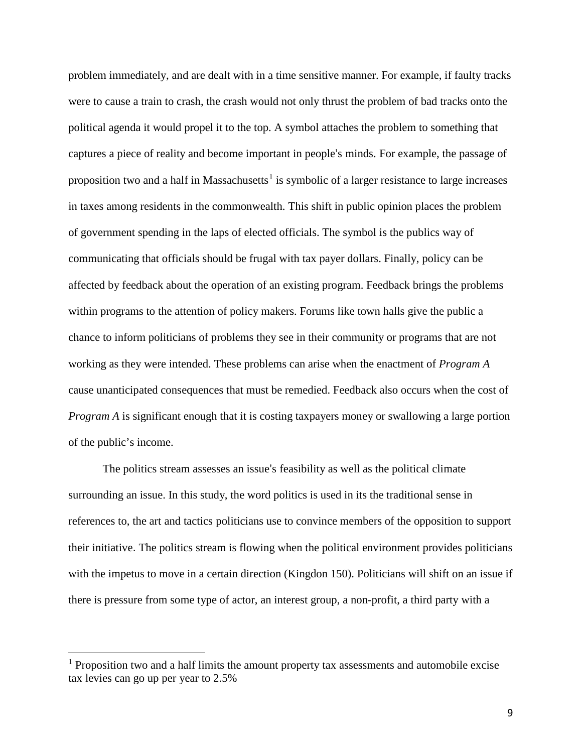problem immediately, and are dealt with in a time sensitive manner. For example, if faulty tracks were to cause a train to crash, the crash would not only thrust the problem of bad tracks onto the political agenda it would propel it to the top. A symbol attaches the problem to something that captures a piece of reality and become important in people's minds. For example, the passage of proposition two and a half in Massachusetts[1] is symbolic of a larger resistance to large increases in taxes among residents in the commonwealth. This shift in public opinion places the problem of government spending in the laps of elected officials. The symbol is the publics way of communicating that officials should be frugal with tax payer dollars. Finally, policy can be affected by feedback about the operation of an existing program. Feedback brings the problems within programs to the attention of policy makers. Forums like town halls give the public a chance to inform politicians of problems they see in their community or programs that are not working as they were intended. These problems can arise when the enactment of *Program A* cause unanticipated consequences that must be remedied. Feedback also occurs when the cost of *Program A* is significant enough that it is costing taxpayers money or swallowing a large portion of the public's income.

The politics stream assesses an issue's feasibility as well as the political climate surrounding an issue. In this study, the word politics is used in its the traditional sense in references to, the art and tactics politicians use to convince members of the opposition to support their initiative. The politics stream is flowing when the political environment provides politicians with the impetus to move in a certain direction (Kingdon 150). Politicians will shift on an issue if there is pressure from some type of actor, an interest group, a non-profit, a third party with a

[1] Proposition two and a half limits the amount property tax assessments and automobile excise tax levies can go up per year to 2.5%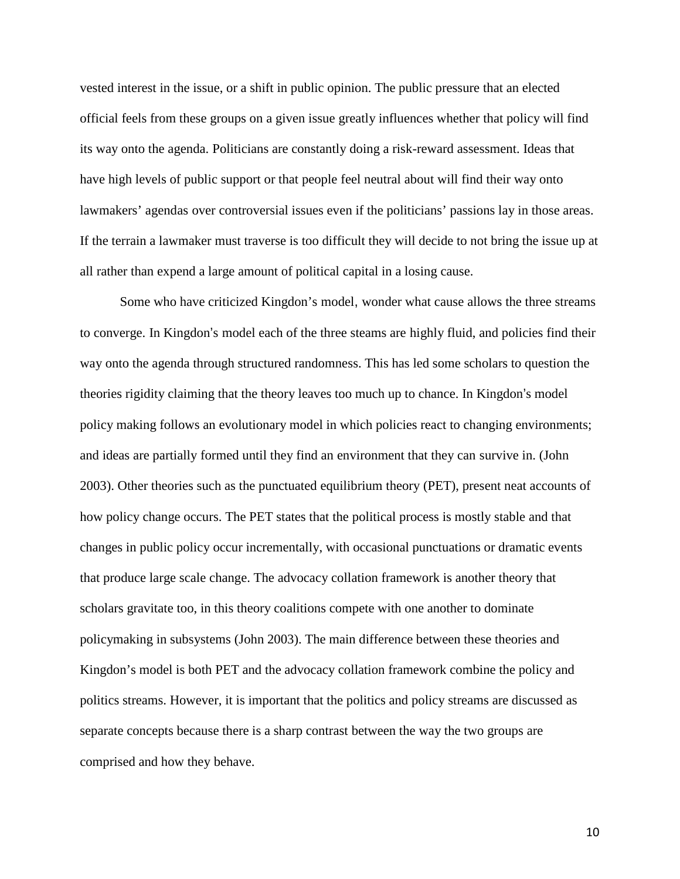vested interest in the issue, or a shift in public opinion. The public pressure that an elected official feels from these groups on a given issue greatly influences whether that policy will find its way onto the agenda. Politicians are constantly doing a risk-reward assessment. Ideas that have high levels of public support or that people feel neutral about will find their way onto lawmakers' agendas over controversial issues even if the politicians' passions lay in those areas. If the terrain a lawmaker must traverse is too difficult they will decide to not bring the issue up at all rather than expend a large amount of political capital in a losing cause.

Some who have criticized Kingdon's model, wonder what cause allows the three streams to converge. In Kingdon's model each of the three steams are highly fluid, and policies find their way onto the agenda through structured randomness. This has led some scholars to question the theories rigidity claiming that the theory leaves too much up to chance. In Kingdon's model policy making follows an evolutionary model in which policies react to changing environments; and ideas are partially formed until they find an environment that they can survive in. (John 2003). Other theories such as the punctuated equilibrium theory (PET), present neat accounts of how policy change occurs. The PET states that the political process is mostly stable and that changes in public policy occur incrementally, with occasional punctuations or dramatic events that produce large scale change. The advocacy collation framework is another theory that scholars gravitate too, in this theory coalitions compete with one another to dominate policymaking in subsystems (John 2003). The main difference between these theories and Kingdon's model is both PET and the advocacy collation framework combine the policy and politics streams. However, it is important that the politics and policy streams are discussed as separate concepts because there is a sharp contrast between the way the two groups are comprised and how they behave.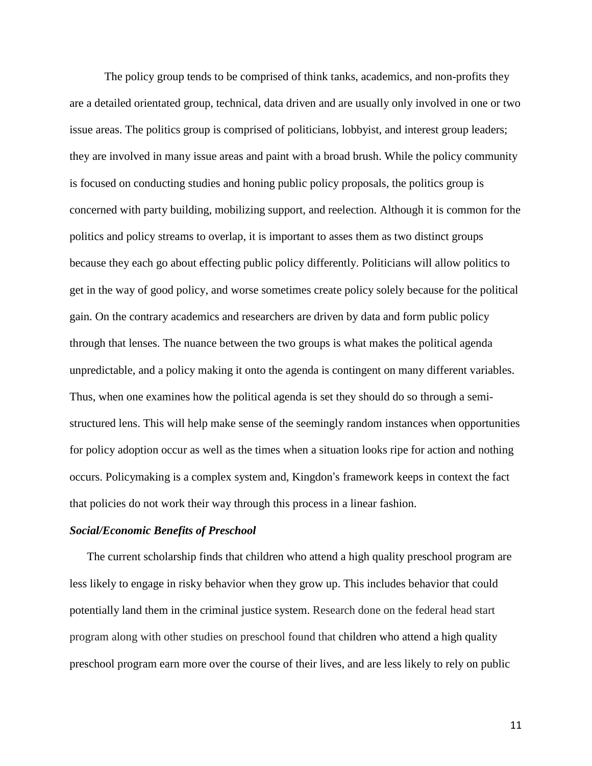The policy group tends to be comprised of think tanks, academics, and non-profits they are a detailed orientated group, technical, data driven and are usually only involved in one or two issue areas. The politics group is comprised of politicians, lobbyist, and interest group leaders; they are involved in many issue areas and paint with a broad brush. While the policy community is focused on conducting studies and honing public policy proposals, the politics group is concerned with party building, mobilizing support, and reelection. Although it is common for the politics and policy streams to overlap, it is important to asses them as two distinct groups because they each go about effecting public policy differently. Politicians will allow politics to get in the way of good policy, and worse sometimes create policy solely because for the political gain. On the contrary academics and researchers are driven by data and form public policy through that lenses. The nuance between the two groups is what makes the political agenda unpredictable, and a policy making it onto the agenda is contingent on many different variables. Thus, when one examines how the political agenda is set they should do so through a semi-structured lens. This will help make sense of the seemingly random instances when opportunities for policy adoption occur as well as the times when a situation looks ripe for action and nothing occurs. Policymaking is a complex system and, Kingdon's framework keeps in context the fact that policies do not work their way through this process in a linear fashion.

***Social/Economic Benefits of Preschool***

The current scholarship finds that children who attend a high quality preschool program are less likely to engage in risky behavior when they grow up. This includes behavior that could potentially land them in the criminal justice system. Research done on the federal head start program along with other studies on preschool found that children who attend a high quality preschool program earn more over the course of their lives, and are less likely to rely on public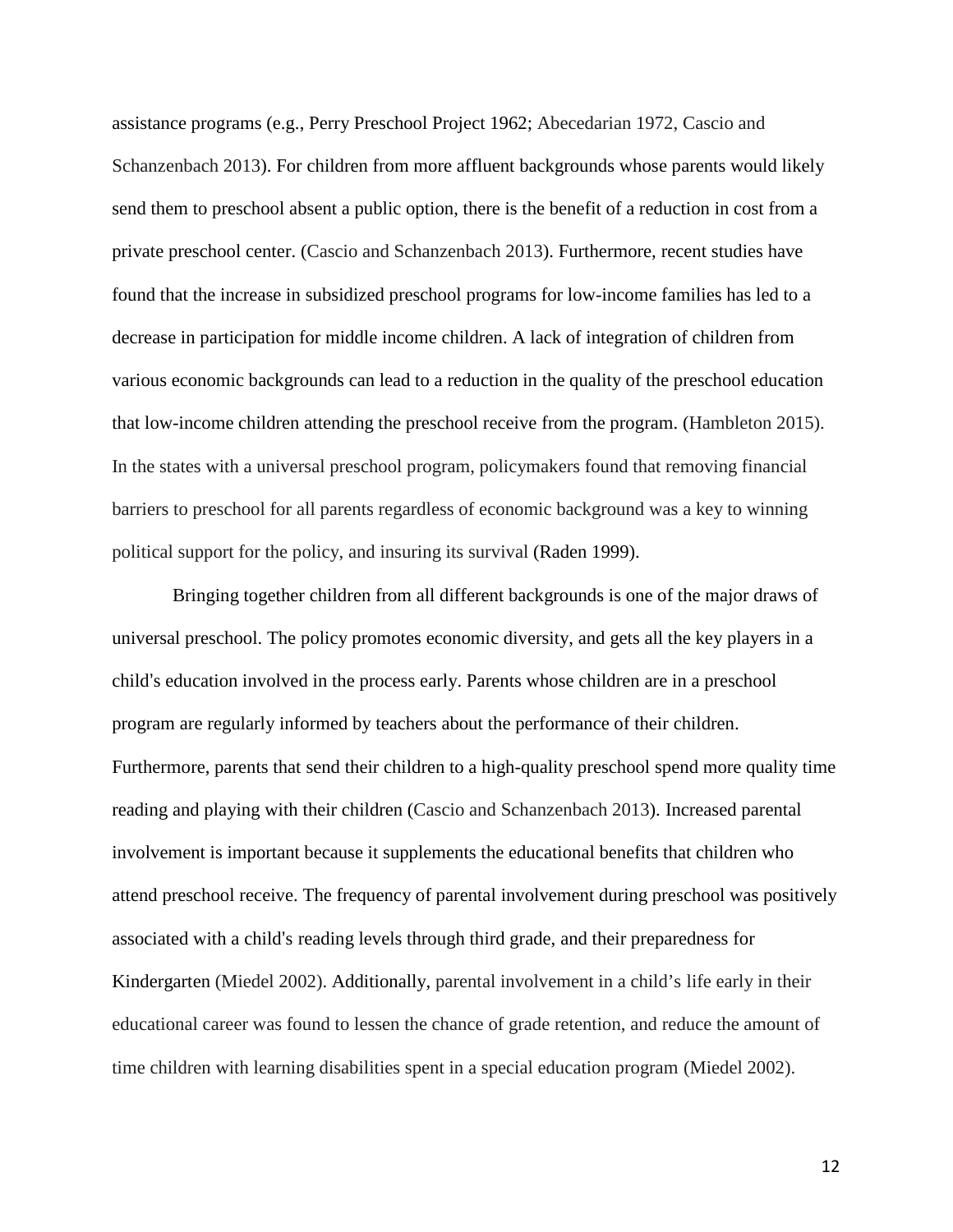assistance programs (e.g., Perry Preschool Project 1962; Abecedarian 1972, Cascio and Schanzenbach 2013). For children from more affluent backgrounds whose parents would likely send them to preschool absent a public option, there is the benefit of a reduction in cost from a private preschool center. (Cascio and Schanzenbach 2013). Furthermore, recent studies have found that the increase in subsidized preschool programs for low-income families has led to a decrease in participation for middle income children. A lack of integration of children from various economic backgrounds can lead to a reduction in the quality of the preschool education that low-income children attending the preschool receive from the program. (Hambleton 2015). In the states with a universal preschool program, policymakers found that removing financial barriers to preschool for all parents regardless of economic background was a key to winning political support for the policy, and insuring its survival (Raden 1999).

Bringing together children from all different backgrounds is one of the major draws of universal preschool. The policy promotes economic diversity, and gets all the key players in a child's education involved in the process early. Parents whose children are in a preschool program are regularly informed by teachers about the performance of their children. Furthermore, parents that send their children to a high-quality preschool spend more quality time reading and playing with their children (Cascio and Schanzenbach 2013). Increased parental involvement is important because it supplements the educational benefits that children who attend preschool receive. The frequency of parental involvement during preschool was positively associated with a child's reading levels through third grade, and their preparedness for Kindergarten (Miedel 2002). Additionally, parental involvement in a child's life early in their educational career was found to lessen the chance of grade retention, and reduce the amount of time children with learning disabilities spent in a special education program (Miedel 2002).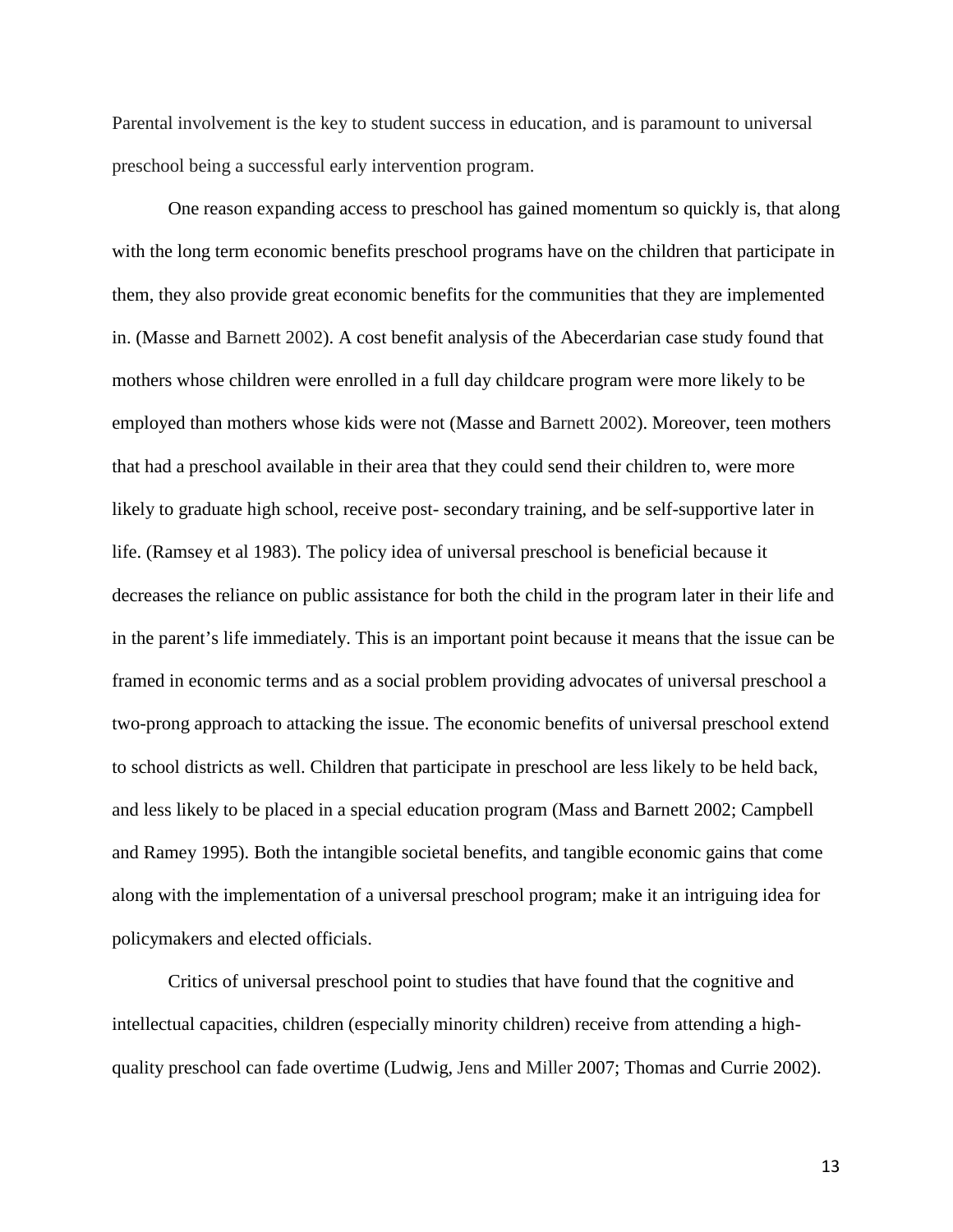Parental involvement is the key to student success in education, and is paramount to universal preschool being a successful early intervention program.

One reason expanding access to preschool has gained momentum so quickly is, that along with the long term economic benefits preschool programs have on the children that participate in them, they also provide great economic benefits for the communities that they are implemented in. (Masse and Barnett 2002). A cost benefit analysis of the Abecerdarian case study found that mothers whose children were enrolled in a full day childcare program were more likely to be employed than mothers whose kids were not (Masse and Barnett 2002). Moreover, teen mothers that had a preschool available in their area that they could send their children to, were more likely to graduate high school, receive post- secondary training, and be self-supportive later in life. (Ramsey et al 1983). The policy idea of universal preschool is beneficial because it decreases the reliance on public assistance for both the child in the program later in their life and in the parent's life immediately. This is an important point because it means that the issue can be framed in economic terms and as a social problem providing advocates of universal preschool a two-prong approach to attacking the issue. The economic benefits of universal preschool extend to school districts as well. Children that participate in preschool are less likely to be held back, and less likely to be placed in a special education program (Mass and Barnett 2002; Campbell and Ramey 1995). Both the intangible societal benefits, and tangible economic gains that come along with the implementation of a universal preschool program; make it an intriguing idea for policymakers and elected officials.

Critics of universal preschool point to studies that have found that the cognitive and intellectual capacities, children (especially minority children) receive from attending a high-quality preschool can fade overtime (Ludwig, Jens and Miller 2007; Thomas and Currie 2002).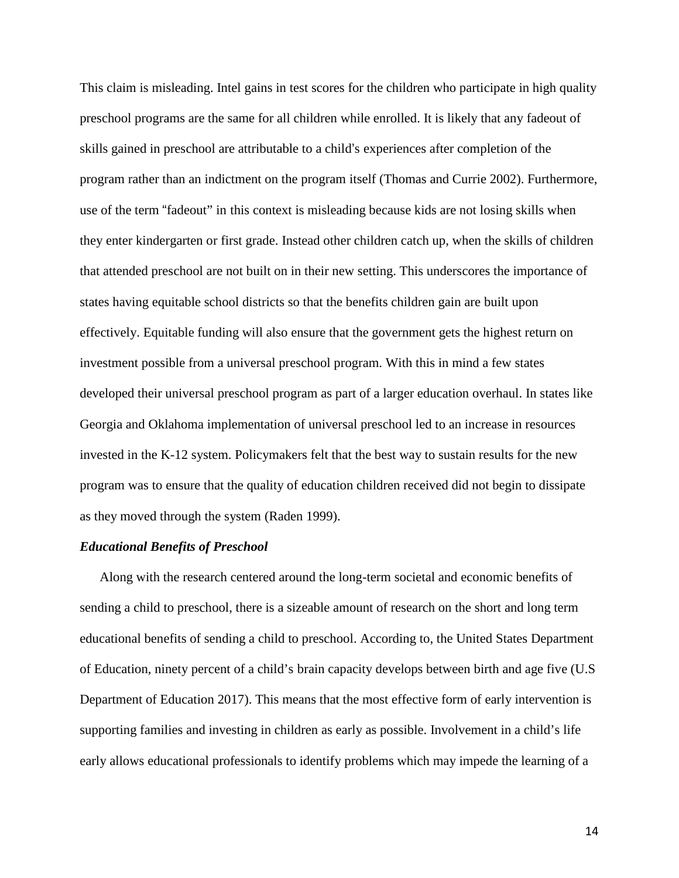This claim is misleading. Intel gains in test scores for the children who participate in high quality preschool programs are the same for all children while enrolled. It is likely that any fadeout of skills gained in preschool are attributable to a child's experiences after completion of the program rather than an indictment on the program itself (Thomas and Currie 2002). Furthermore, use of the term "fadeout" in this context is misleading because kids are not losing skills when they enter kindergarten or first grade. Instead other children catch up, when the skills of children that attended preschool are not built on in their new setting. This underscores the importance of states having equitable school districts so that the benefits children gain are built upon effectively. Equitable funding will also ensure that the government gets the highest return on investment possible from a universal preschool program. With this in mind a few states developed their universal preschool program as part of a larger education overhaul. In states like Georgia and Oklahoma implementation of universal preschool led to an increase in resources invested in the K-12 system. Policymakers felt that the best way to sustain results for the new program was to ensure that the quality of education children received did not begin to dissipate as they moved through the system (Raden 1999).

***Educational Benefits of Preschool***

Along with the research centered around the long-term societal and economic benefits of sending a child to preschool, there is a sizeable amount of research on the short and long term educational benefits of sending a child to preschool. According to, the United States Department of Education, ninety percent of a child's brain capacity develops between birth and age five (U.S Department of Education 2017). This means that the most effective form of early intervention is supporting families and investing in children as early as possible. Involvement in a child's life early allows educational professionals to identify problems which may impede the learning of a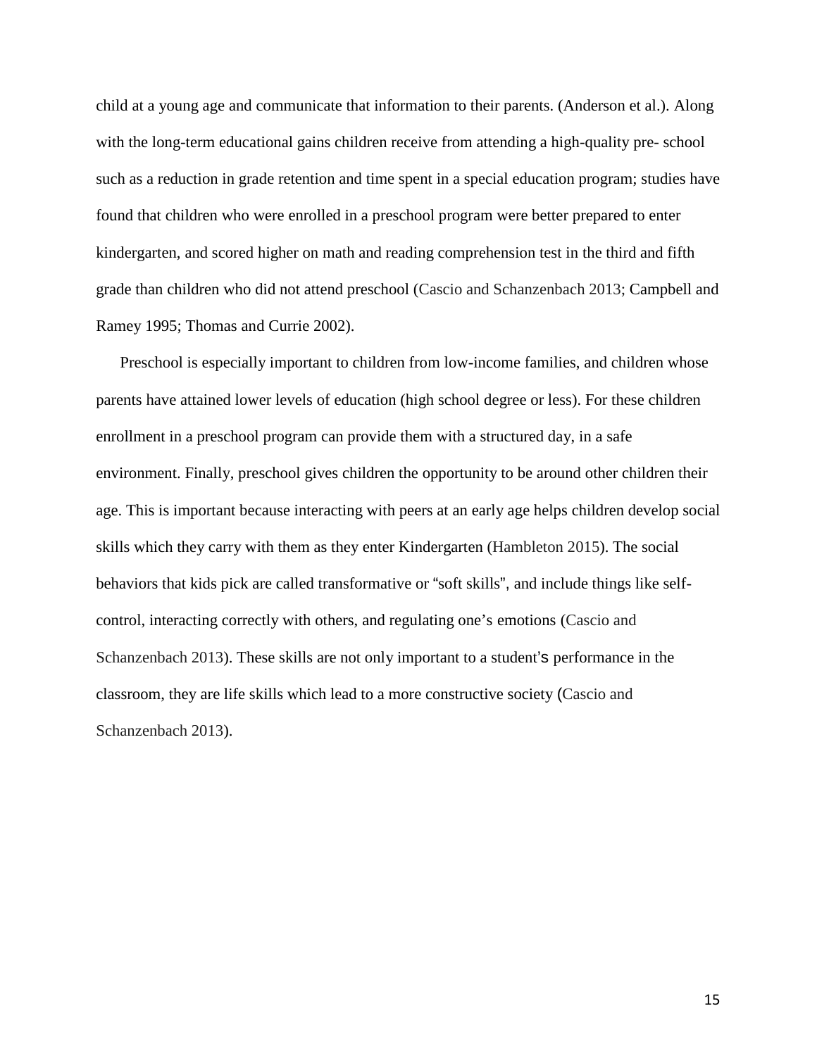child at a young age and communicate that information to their parents. (Anderson et al.). Along with the long-term educational gains children receive from attending a high-quality pre- school such as a reduction in grade retention and time spent in a special education program; studies have found that children who were enrolled in a preschool program were better prepared to enter kindergarten, and scored higher on math and reading comprehension test in the third and fifth grade than children who did not attend preschool (Cascio and Schanzenbach 2013; Campbell and Ramey 1995; Thomas and Currie 2002).

Preschool is especially important to children from low-income families, and children whose parents have attained lower levels of education (high school degree or less). For these children enrollment in a preschool program can provide them with a structured day, in a safe environment. Finally, preschool gives children the opportunity to be around other children their age. This is important because interacting with peers at an early age helps children develop social skills which they carry with them as they enter Kindergarten (Hambleton 2015). The social behaviors that kids pick are called transformative or "soft skills", and include things like self-control, interacting correctly with others, and regulating one's emotions (Cascio and Schanzenbach 2013). These skills are not only important to a student's performance in the classroom, they are life skills which lead to a more constructive society (Cascio and Schanzenbach 2013).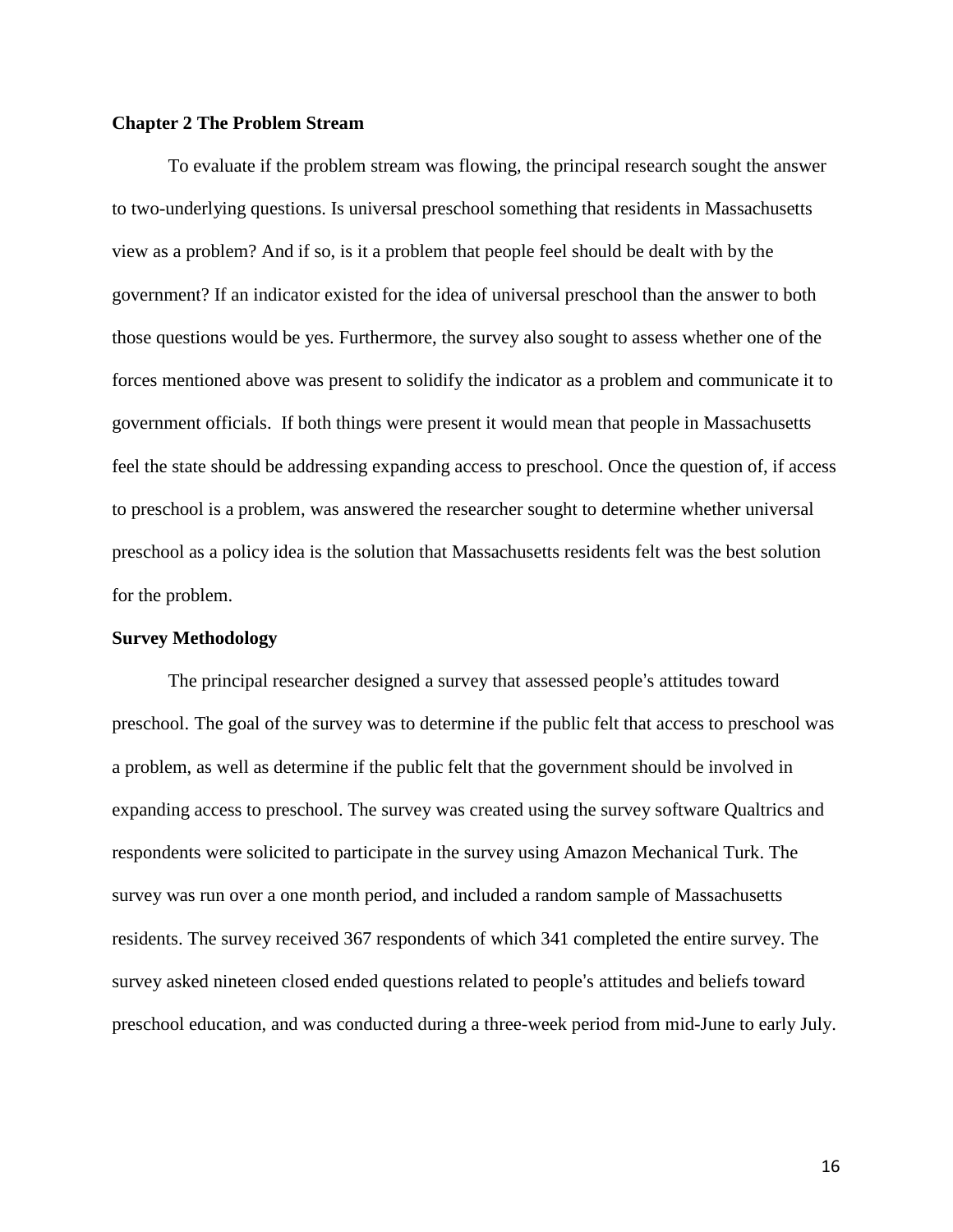## Chapter 2 The Problem Stream

To evaluate if the problem stream was flowing, the principal research sought the answer to two-underlying questions. Is universal preschool something that residents in Massachusetts view as a problem? And if so, is it a problem that people feel should be dealt with by the government? If an indicator existed for the idea of universal preschool than the answer to both those questions would be yes. Furthermore, the survey also sought to assess whether one of the forces mentioned above was present to solidify the indicator as a problem and communicate it to government officials. If both things were present it would mean that people in Massachusetts feel the state should be addressing expanding access to preschool. Once the question of, if access to preschool is a problem, was answered the researcher sought to determine whether universal preschool as a policy idea is the solution that Massachusetts residents felt was the best solution for the problem.

### Survey Methodology

The principal researcher designed a survey that assessed people's attitudes toward preschool. The goal of the survey was to determine if the public felt that access to preschool was a problem, as well as determine if the public felt that the government should be involved in expanding access to preschool. The survey was created using the survey software Qualtrics and respondents were solicited to participate in the survey using Amazon Mechanical Turk. The survey was run over a one month period, and included a random sample of Massachusetts residents. The survey received 367 respondents of which 341 completed the entire survey. The survey asked nineteen closed ended questions related to people's attitudes and beliefs toward preschool education, and was conducted during a three-week period from mid-June to early July.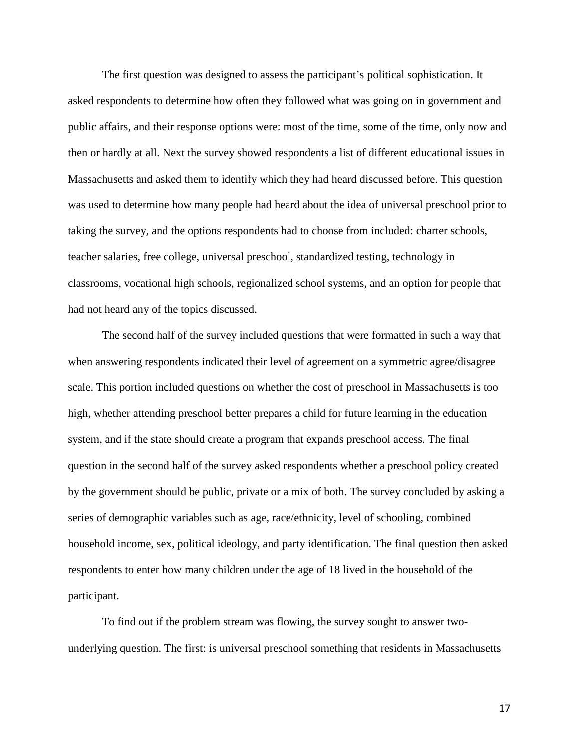The first question was designed to assess the participant's political sophistication. It asked respondents to determine how often they followed what was going on in government and public affairs, and their response options were: most of the time, some of the time, only now and then or hardly at all. Next the survey showed respondents a list of different educational issues in Massachusetts and asked them to identify which they had heard discussed before. This question was used to determine how many people had heard about the idea of universal preschool prior to taking the survey, and the options respondents had to choose from included: charter schools, teacher salaries, free college, universal preschool, standardized testing, technology in classrooms, vocational high schools, regionalized school systems, and an option for people that had not heard any of the topics discussed.

The second half of the survey included questions that were formatted in such a way that when answering respondents indicated their level of agreement on a symmetric agree/disagree scale. This portion included questions on whether the cost of preschool in Massachusetts is too high, whether attending preschool better prepares a child for future learning in the education system, and if the state should create a program that expands preschool access. The final question in the second half of the survey asked respondents whether a preschool policy created by the government should be public, private or a mix of both. The survey concluded by asking a series of demographic variables such as age, race/ethnicity, level of schooling, combined household income, sex, political ideology, and party identification. The final question then asked respondents to enter how many children under the age of 18 lived in the household of the participant.

To find out if the problem stream was flowing, the survey sought to answer two-underlying question. The first: is universal preschool something that residents in Massachusetts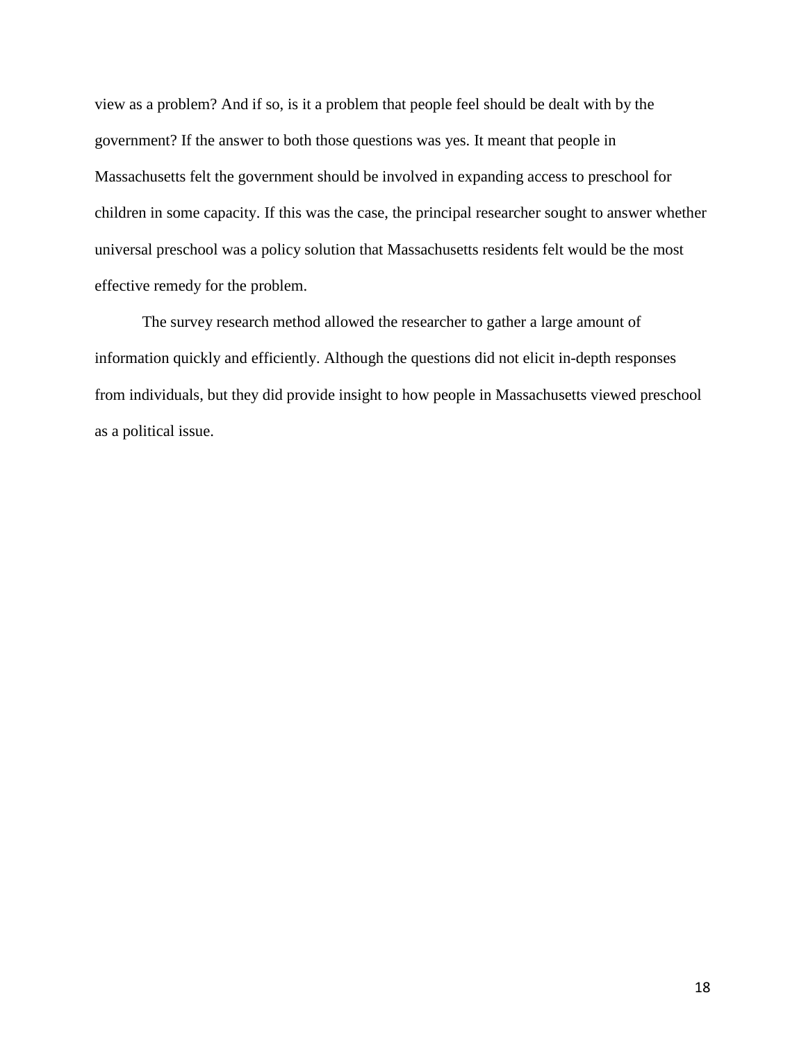view as a problem? And if so, is it a problem that people feel should be dealt with by the government? If the answer to both those questions was yes. It meant that people in Massachusetts felt the government should be involved in expanding access to preschool for children in some capacity. If this was the case, the principal researcher sought to answer whether universal preschool was a policy solution that Massachusetts residents felt would be the most effective remedy for the problem.

The survey research method allowed the researcher to gather a large amount of information quickly and efficiently. Although the questions did not elicit in-depth responses from individuals, but they did provide insight to how people in Massachusetts viewed preschool as a political issue.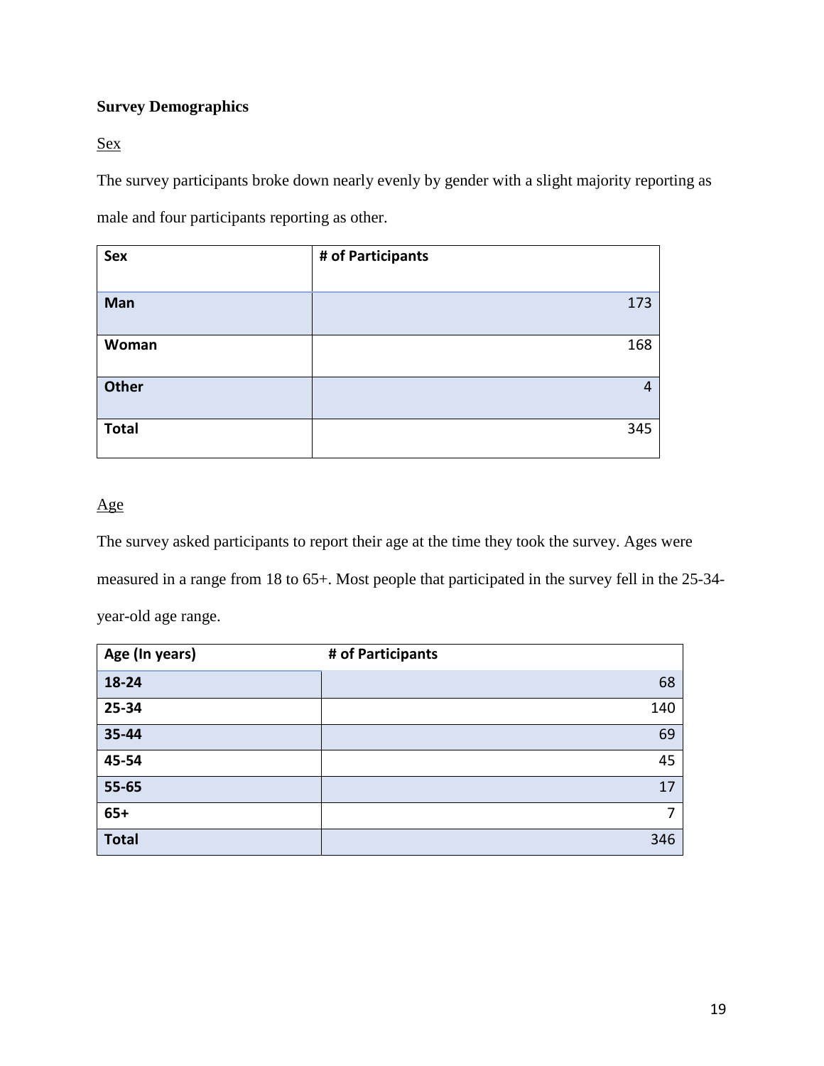**Survey Demographics**

Sex

The survey participants broke down nearly evenly by gender with a slight majority reporting as male and four participants reporting as other.

| Sex | # of Participants |
|---|---|
| **Man** | 173 |
| **Woman** | 168 |
| **Other** | 4 |
| **Total** | 345 |

Age

The survey asked participants to report their age at the time they took the survey. Ages were measured in a range from 18 to 65+. Most people that participated in the survey fell in the 25-34-year-old age range.

| Age (In years) | # of Participants |
|---|---|
| **18-24** | 68 |
| **25-34** | 140 |
| **35-44** | 69 |
| **45-54** | 45 |
| **55-65** | 17 |
| **65+** | 7 |
| **Total** | 346 |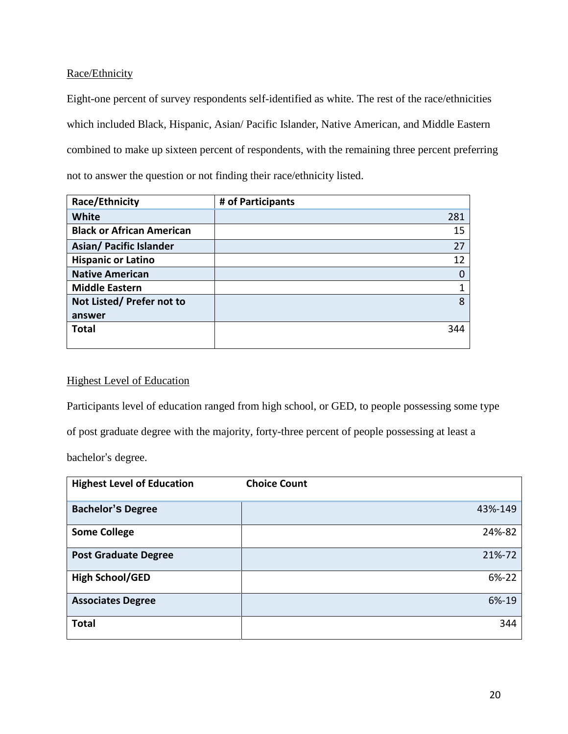Race/Ethnicity

Eight-one percent of survey respondents self-identified as white. The rest of the race/ethnicities which included Black, Hispanic, Asian/ Pacific Islander, Native American, and Middle Eastern combined to make up sixteen percent of respondents, with the remaining three percent preferring not to answer the question or not finding their race/ethnicity listed.

| Race/Ethnicity | # of Participants |
| --- | --- |
| **White** | 281 |
| **Black or African American** | 15 |
| **Asian/ Pacific Islander** | 27 |
| **Hispanic or Latino** | 12 |
| **Native American** | 0 |
| **Middle Eastern** | 1 |
| **Not Listed/ Prefer not to answer** | 8 |
| **Total** | 344 |

Highest Level of Education

Participants level of education ranged from high school, or GED, to people possessing some type of post graduate degree with the majority, forty-three percent of people possessing at least a bachelor's degree.

| Highest Level of Education | Choice Count |
| --- | --- |
| **Bachelor's Degree** | 43%-149 |
| **Some College** | 24%-82 |
| **Post Graduate Degree** | 21%-72 |
| **High School/GED** | 6%-22 |
| **Associates Degree** | 6%-19 |
| **Total** | 344 |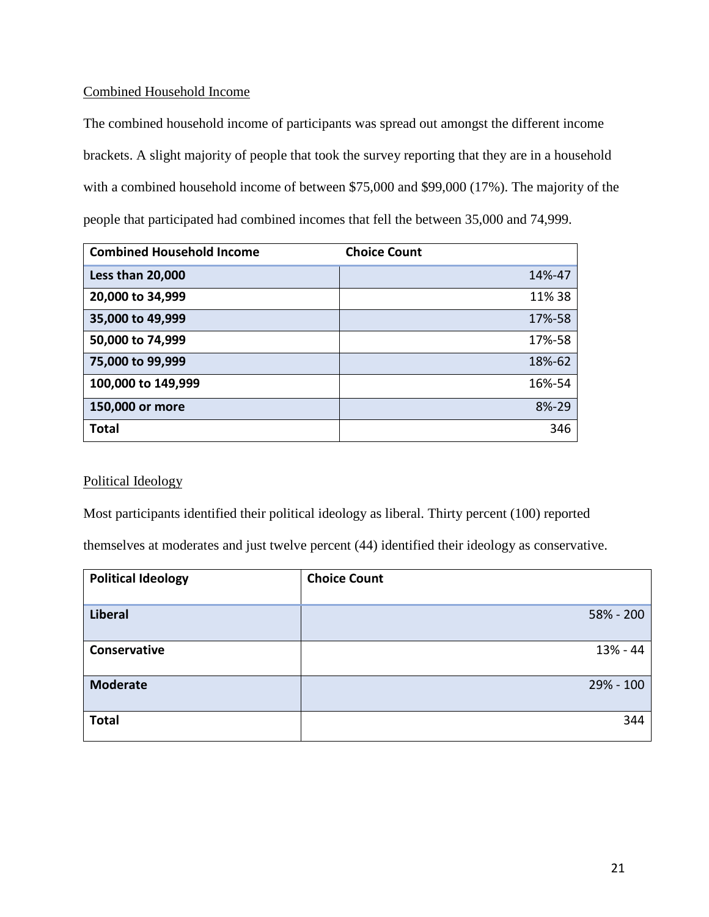Combined Household Income

The combined household income of participants was spread out amongst the different income brackets. A slight majority of people that took the survey reporting that they are in a household with a combined household income of between $75,000 and $99,000 (17%). The majority of the people that participated had combined incomes that fell the between 35,000 and 74,999.

| Combined Household Income | Choice Count |
|---|---|
| **Less than 20,000** | 14%-47 |
| **20,000 to 34,999** | 11% 38 |
| **35,000 to 49,999** | 17%-58 |
| **50,000 to 74,999** | 17%-58 |
| **75,000 to 99,999** | 18%-62 |
| **100,000 to 149,999** | 16%-54 |
| **150,000 or more** | 8%-29 |
| **Total** | 346 |

Political Ideology

Most participants identified their political ideology as liberal. Thirty percent (100) reported themselves at moderates and just twelve percent (44) identified their ideology as conservative.

| Political Ideology | Choice Count |
|---|---|
| **Liberal** | 58% - 200 |
| **Conservative** | 13% - 44 |
| **Moderate** | 29% - 100 |
| **Total** | 344 |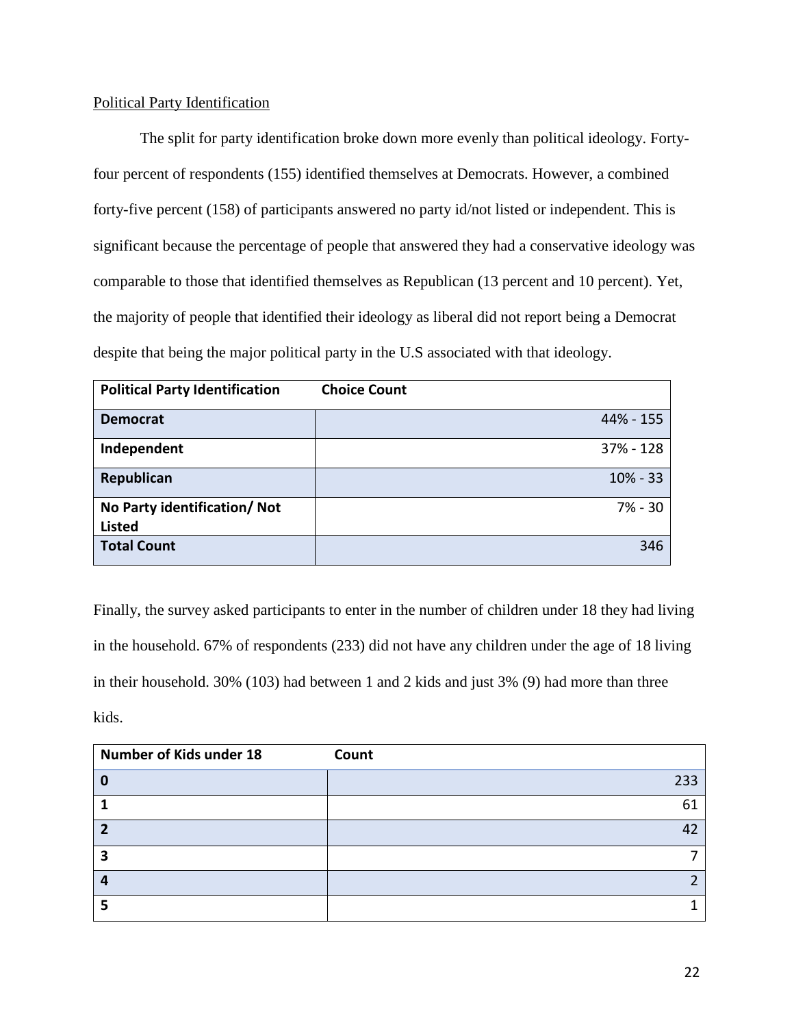Political Party Identification

The split for party identification broke down more evenly than political ideology. Forty-four percent of respondents (155) identified themselves at Democrats. However, a combined forty-five percent (158) of participants answered no party id/not listed or independent. This is significant because the percentage of people that answered they had a conservative ideology was comparable to those that identified themselves as Republican (13 percent and 10 percent). Yet, the majority of people that identified their ideology as liberal did not report being a Democrat despite that being the major political party in the U.S associated with that ideology.

| **Political Party Identification** | **Choice Count** |
|---|---|
| **Democrat** | 44% - 155 |
| **Independent** | 37% - 128 |
| **Republican** | 10% - 33 |
| **No Party identification/ Not Listed** | 7% - 30 |
| **Total Count** | 346 |

Finally, the survey asked participants to enter in the number of children under 18 they had living in the household. 67% of respondents (233) did not have any children under the age of 18 living in their household. 30% (103) had between 1 and 2 kids and just 3% (9) had more than three kids.

| **Number of Kids under 18** | **Count** |
|---|---|
| **0** | 233 |
| **1** | 61 |
| **2** | 42 |
| **3** | 7 |
| **4** | 2 |
| **5** | 1 |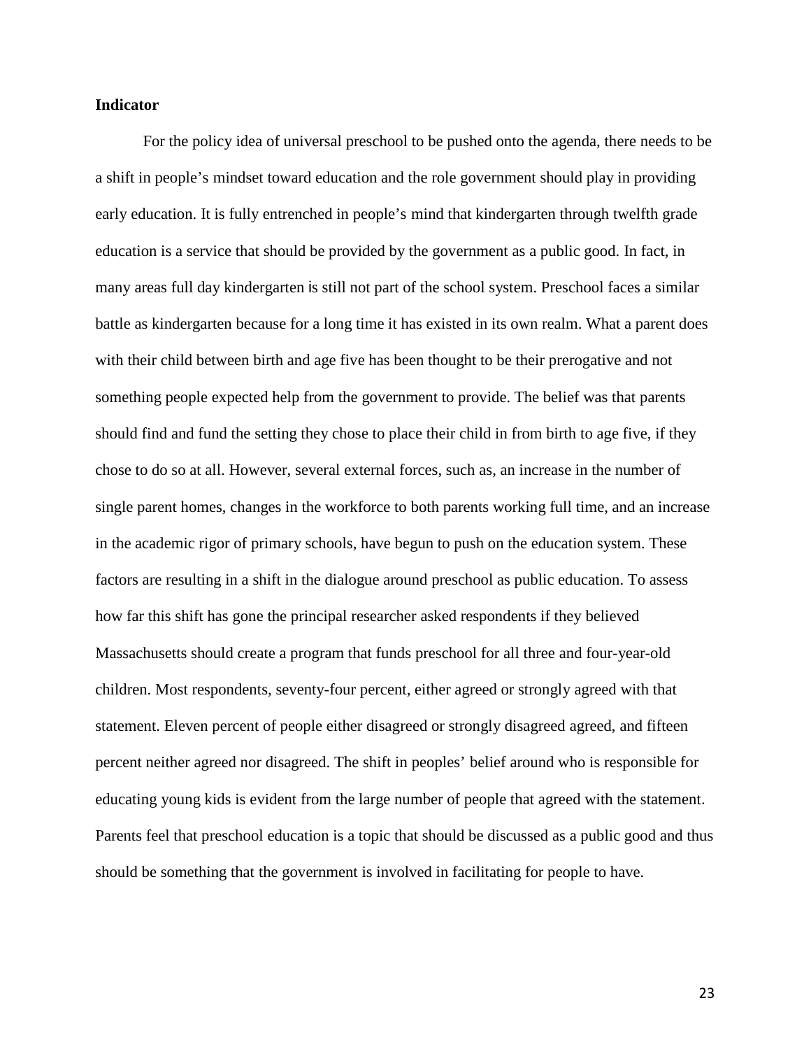**Indicator**

For the policy idea of universal preschool to be pushed onto the agenda, there needs to be a shift in people's mindset toward education and the role government should play in providing early education. It is fully entrenched in people's mind that kindergarten through twelfth grade education is a service that should be provided by the government as a public good. In fact, in many areas full day kindergarten is still not part of the school system. Preschool faces a similar battle as kindergarten because for a long time it has existed in its own realm. What a parent does with their child between birth and age five has been thought to be their prerogative and not something people expected help from the government to provide. The belief was that parents should find and fund the setting they chose to place their child in from birth to age five, if they chose to do so at all. However, several external forces, such as, an increase in the number of single parent homes, changes in the workforce to both parents working full time, and an increase in the academic rigor of primary schools, have begun to push on the education system. These factors are resulting in a shift in the dialogue around preschool as public education. To assess how far this shift has gone the principal researcher asked respondents if they believed Massachusetts should create a program that funds preschool for all three and four-year-old children. Most respondents, seventy-four percent, either agreed or strongly agreed with that statement. Eleven percent of people either disagreed or strongly disagreed agreed, and fifteen percent neither agreed nor disagreed. The shift in peoples' belief around who is responsible for educating young kids is evident from the large number of people that agreed with the statement. Parents feel that preschool education is a topic that should be discussed as a public good and thus should be something that the government is involved in facilitating for people to have.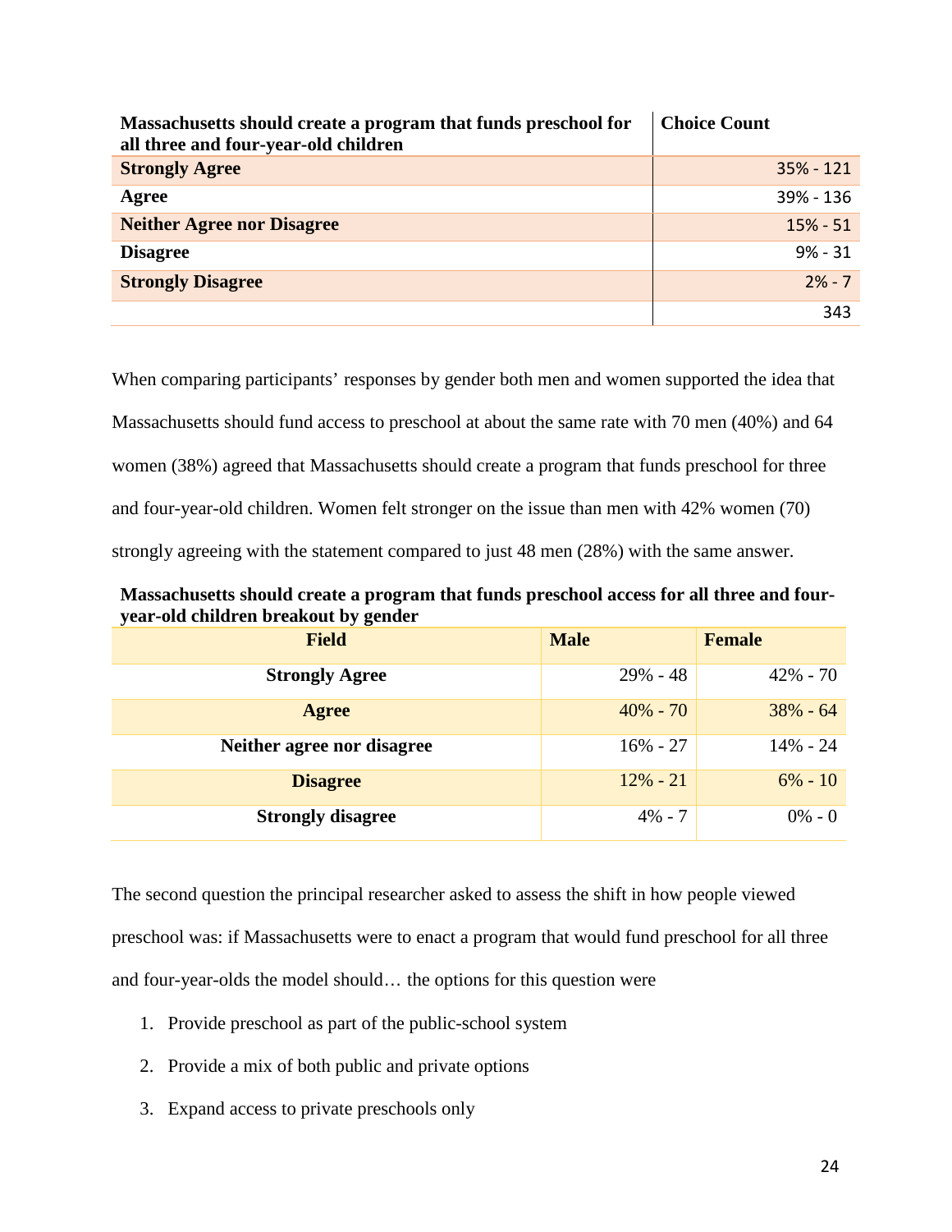| Massachusetts should create a program that funds preschool for all three and four-year-old children | Choice Count |
|---|---|
| **Strongly Agree** | 35% - 121 |
| **Agree** | 39% - 136 |
| **Neither Agree nor Disagree** | 15% - 51 |
| **Disagree** | 9% - 31 |
| **Strongly Disagree** | 2% - 7 |
| | 343 |

When comparing participants' responses by gender both men and women supported the idea that Massachusetts should fund access to preschool at about the same rate with 70 men (40%) and 64 women (38%) agreed that Massachusetts should create a program that funds preschool for three and four-year-old children. Women felt stronger on the issue than men with 42% women (70) strongly agreeing with the statement compared to just 48 men (28%) with the same answer.

**Massachusetts should create a program that funds preschool access for all three and four-year-old children breakout by gender**

| Field | Male | Female |
|---|---|---|
| **Strongly Agree** | 29% - 48 | 42% - 70 |
| **Agree** | 40% - 70 | 38% - 64 |
| **Neither agree nor disagree** | 16% - 27 | 14% - 24 |
| **Disagree** | 12% - 21 | 6% - 10 |
| **Strongly disagree** | 4% - 7 | 0% - 0 |

The second question the principal researcher asked to assess the shift in how people viewed preschool was: if Massachusetts were to enact a program that would fund preschool for all three and four-year-olds the model should… the options for this question were

1. Provide preschool as part of the public-school system
2. Provide a mix of both public and private options
3. Expand access to private preschools only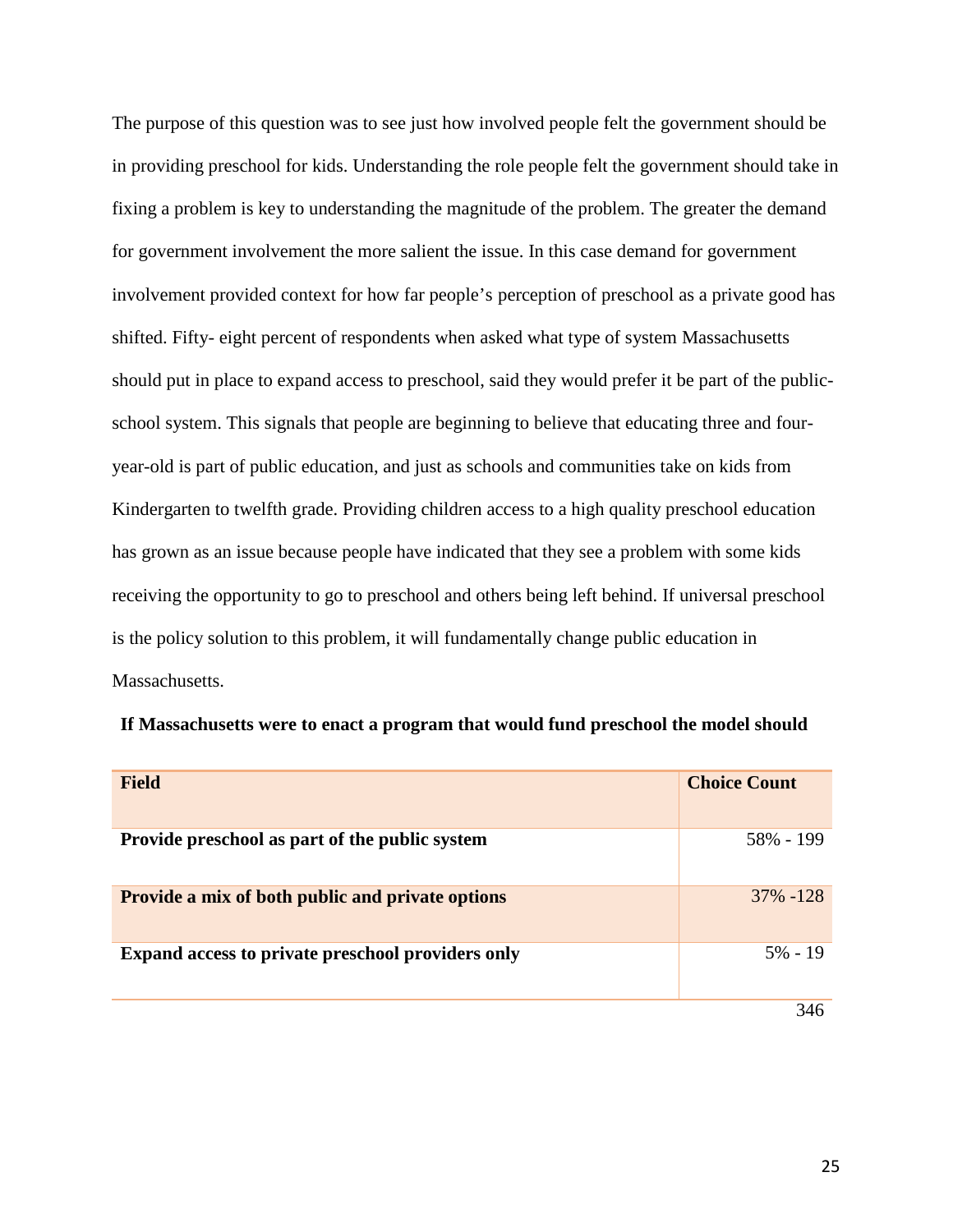The purpose of this question was to see just how involved people felt the government should be in providing preschool for kids. Understanding the role people felt the government should take in fixing a problem is key to understanding the magnitude of the problem. The greater the demand for government involvement the more salient the issue. In this case demand for government involvement provided context for how far people's perception of preschool as a private good has shifted. Fifty- eight percent of respondents when asked what type of system Massachusetts should put in place to expand access to preschool, said they would prefer it be part of the public-school system. This signals that people are beginning to believe that educating three and four-year-old is part of public education, and just as schools and communities take on kids from Kindergarten to twelfth grade. Providing children access to a high quality preschool education has grown as an issue because people have indicated that they see a problem with some kids receiving the opportunity to go to preschool and others being left behind. If universal preschool is the policy solution to this problem, it will fundamentally change public education in Massachusetts.

**If Massachusetts were to enact a program that would fund preschool the model should**

| Field | Choice Count |
|---|---|
| **Provide preschool as part of the public system** | 58% - 199 |
| **Provide a mix of both public and private options** | 37% -128 |
| **Expand access to private preschool providers only** | 5% - 19 |
| | 346 |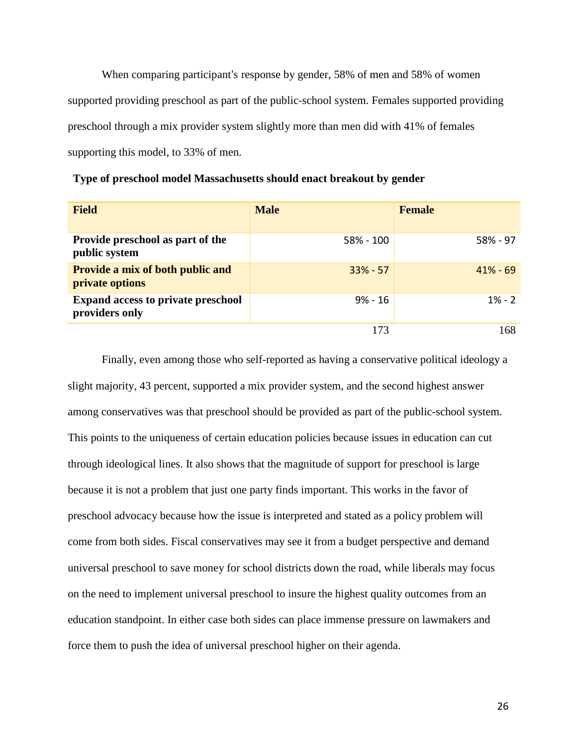When comparing participant's response by gender, 58% of men and 58% of women supported providing preschool as part of the public-school system. Females supported providing preschool through a mix provider system slightly more than men did with 41% of females supporting this model, to 33% of men.

**Type of preschool model Massachusetts should enact breakout by gender**

| Field | Male | Female |
|---|---|---|
| **Provide preschool as part of the public system** | 58% - 100 | 58% - 97 |
| **Provide a mix of both public and private options** | 33% - 57 | 41% - 69 |
| **Expand access to private preschool providers only** | 9% - 16 | 1% - 2 |
| | 173 | 168 |

Finally, even among those who self-reported as having a conservative political ideology a slight majority, 43 percent, supported a mix provider system, and the second highest answer among conservatives was that preschool should be provided as part of the public-school system. This points to the uniqueness of certain education policies because issues in education can cut through ideological lines. It also shows that the magnitude of support for preschool is large because it is not a problem that just one party finds important. This works in the favor of preschool advocacy because how the issue is interpreted and stated as a policy problem will come from both sides. Fiscal conservatives may see it from a budget perspective and demand universal preschool to save money for school districts down the road, while liberals may focus on the need to implement universal preschool to insure the highest quality outcomes from an education standpoint. In either case both sides can place immense pressure on lawmakers and force them to push the idea of universal preschool higher on their agenda.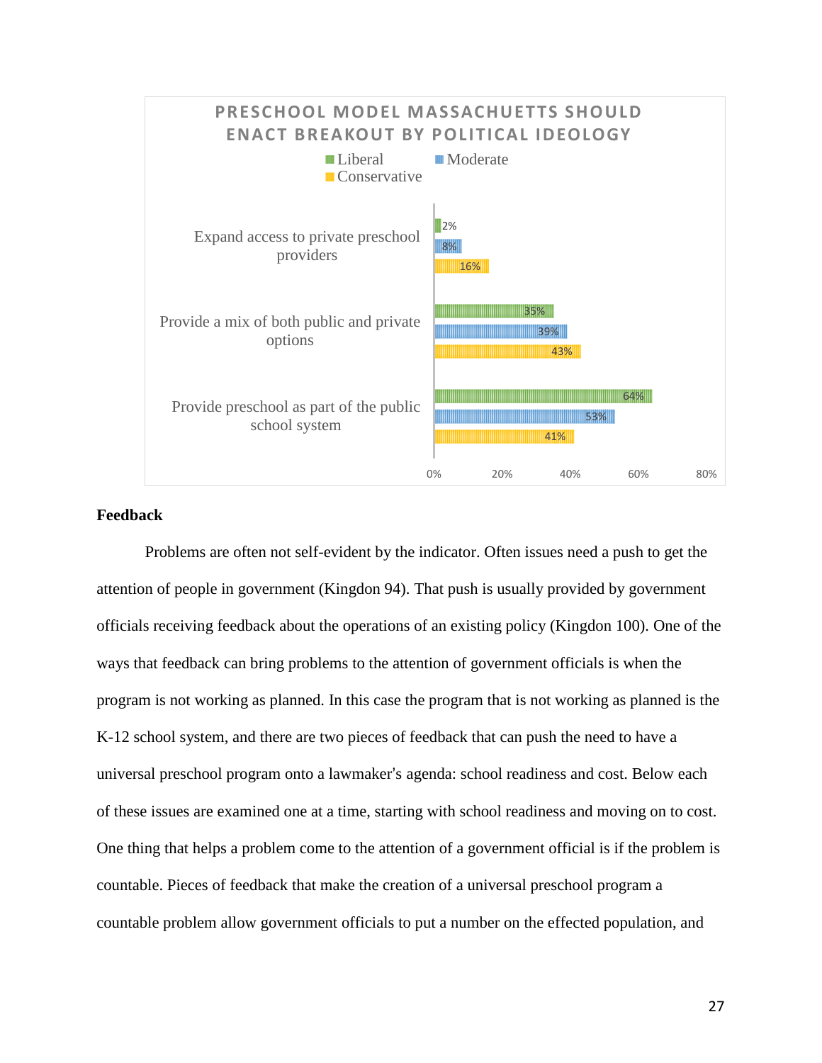**PRESCHOOL MODEL MASSACHUETTS SHOULD ENACT BREAKOUT BY POLITICAL IDEOLOGY**

| | Liberal | Moderate | Conservative |
|---|---|---|---|
| Expand access to private preschool providers | 2% | 8% | 16% |
| Provide a mix of both public and private options | 35% | 39% | 43% |
| Provide preschool as part of the public school system | 64% | 53% | 41% |

**Feedback**

Problems are often not self-evident by the indicator. Often issues need a push to get the attention of people in government (Kingdon 94). That push is usually provided by government officials receiving feedback about the operations of an existing policy (Kingdon 100). One of the ways that feedback can bring problems to the attention of government officials is when the program is not working as planned. In this case the program that is not working as planned is the K-12 school system, and there are two pieces of feedback that can push the need to have a universal preschool program onto a lawmaker's agenda: school readiness and cost. Below each of these issues are examined one at a time, starting with school readiness and moving on to cost. One thing that helps a problem come to the attention of a government official is if the problem is countable. Pieces of feedback that make the creation of a universal preschool program a countable problem allow government officials to put a number on the effected population, and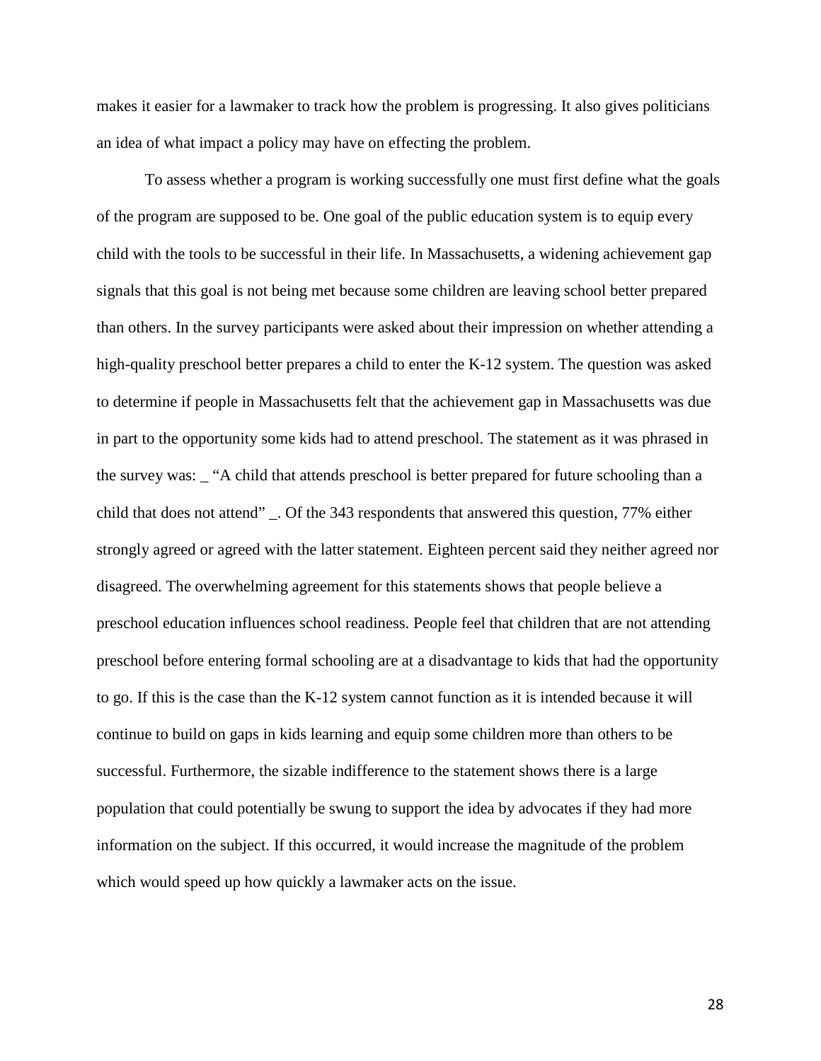makes it easier for a lawmaker to track how the problem is progressing. It also gives politicians an idea of what impact a policy may have on effecting the problem.

To assess whether a program is working successfully one must first define what the goals of the program are supposed to be. One goal of the public education system is to equip every child with the tools to be successful in their life. In Massachusetts, a widening achievement gap signals that this goal is not being met because some children are leaving school better prepared than others. In the survey participants were asked about their impression on whether attending a high-quality preschool better prepares a child to enter the K-12 system. The question was asked to determine if people in Massachusetts felt that the achievement gap in Massachusetts was due in part to the opportunity some kids had to attend preschool. The statement as it was phrased in the survey was: _ "A child that attends preschool is better prepared for future schooling than a child that does not attend" _. Of the 343 respondents that answered this question, 77% either strongly agreed or agreed with the latter statement. Eighteen percent said they neither agreed nor disagreed. The overwhelming agreement for this statements shows that people believe a preschool education influences school readiness. People feel that children that are not attending preschool before entering formal schooling are at a disadvantage to kids that had the opportunity to go. If this is the case than the K-12 system cannot function as it is intended because it will continue to build on gaps in kids learning and equip some children more than others to be successful. Furthermore, the sizable indifference to the statement shows there is a large population that could potentially be swung to support the idea by advocates if they had more information on the subject. If this occurred, it would increase the magnitude of the problem which would speed up how quickly a lawmaker acts on the issue.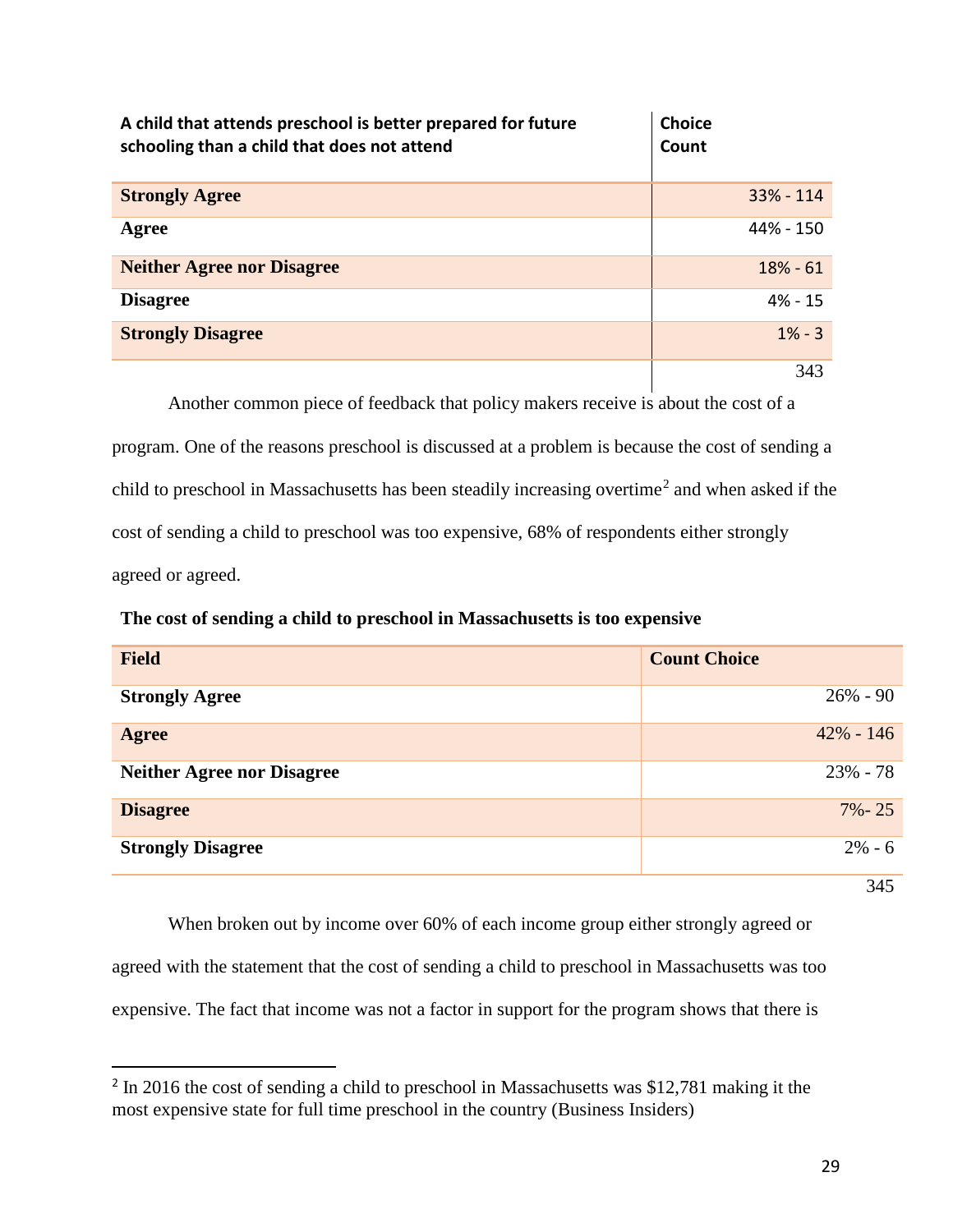| A child that attends preschool is better prepared for future schooling than a child that does not attend | Choice Count |
|---|---|
| **Strongly Agree** | 33% - 114 |
| **Agree** | 44% - 150 |
| **Neither Agree nor Disagree** | 18% - 61 |
| **Disagree** | 4% - 15 |
| **Strongly Disagree** | 1% - 3 |
| | 343 |

Another common piece of feedback that policy makers receive is about the cost of a program. One of the reasons preschool is discussed at a problem is because the cost of sending a child to preschool in Massachusetts has been steadily increasing overtime[2] and when asked if the cost of sending a child to preschool was too expensive, 68% of respondents either strongly agreed or agreed.

**The cost of sending a child to preschool in Massachusetts is too expensive**

| Field | Count Choice |
|---|---|
| **Strongly Agree** | 26% - 90 |
| **Agree** | 42% - 146 |
| **Neither Agree nor Disagree** | 23% - 78 |
| **Disagree** | 7%- 25 |
| **Strongly Disagree** | 2% - 6 |
| | 345 |

When broken out by income over 60% of each income group either strongly agreed or agreed with the statement that the cost of sending a child to preschool in Massachusetts was too expensive. The fact that income was not a factor in support for the program shows that there is

[2] In 2016 the cost of sending a child to preschool in Massachusetts was $12,781 making it the most expensive state for full time preschool in the country (Business Insiders)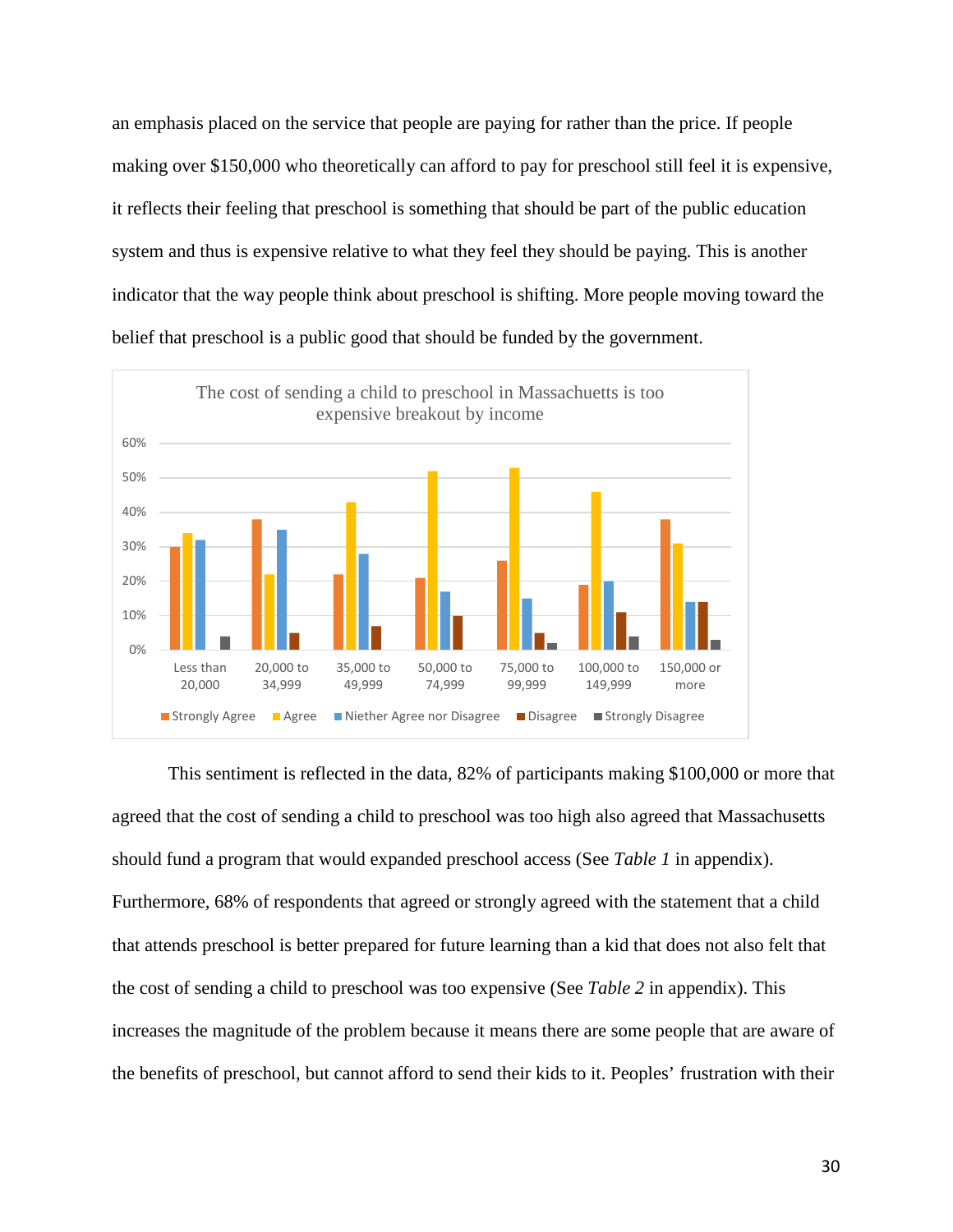an emphasis placed on the service that people are paying for rather than the price. If people making over $150,000 who theoretically can afford to pay for preschool still feel it is expensive, it reflects their feeling that preschool is something that should be part of the public education system and thus is expensive relative to what they feel they should be paying. This is another indicator that the way people think about preschool is shifting. More people moving toward the belief that preschool is a public good that should be funded by the government.

The cost of sending a child to preschool in Massachuetts is too expensive breakout by income

This sentiment is reflected in the data, 82% of participants making $100,000 or more that agreed that the cost of sending a child to preschool was too high also agreed that Massachusetts should fund a program that would expanded preschool access (See *Table 1* in appendix). Furthermore, 68% of respondents that agreed or strongly agreed with the statement that a child that attends preschool is better prepared for future learning than a kid that does not also felt that the cost of sending a child to preschool was too expensive (See *Table 2* in appendix). This increases the magnitude of the problem because it means there are some people that are aware of the benefits of preschool, but cannot afford to send their kids to it. Peoples' frustration with their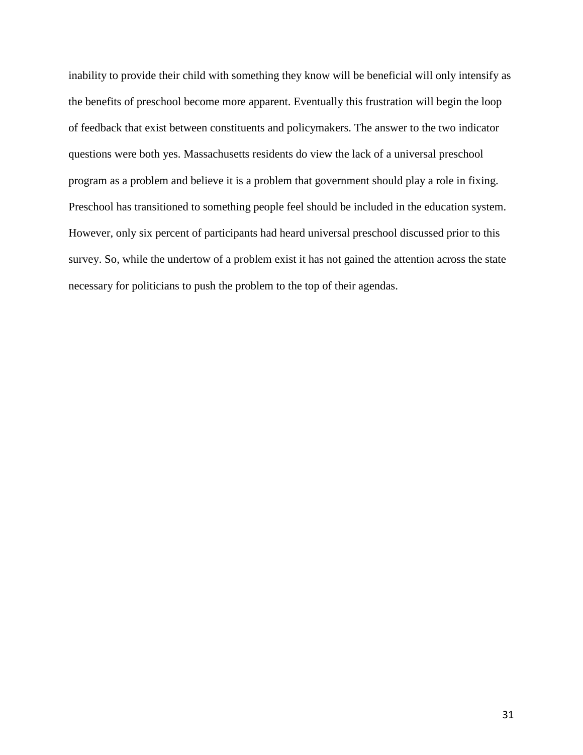inability to provide their child with something they know will be beneficial will only intensify as the benefits of preschool become more apparent. Eventually this frustration will begin the loop of feedback that exist between constituents and policymakers. The answer to the two indicator questions were both yes. Massachusetts residents do view the lack of a universal preschool program as a problem and believe it is a problem that government should play a role in fixing. Preschool has transitioned to something people feel should be included in the education system. However, only six percent of participants had heard universal preschool discussed prior to this survey. So, while the undertow of a problem exist it has not gained the attention across the state necessary for politicians to push the problem to the top of their agendas.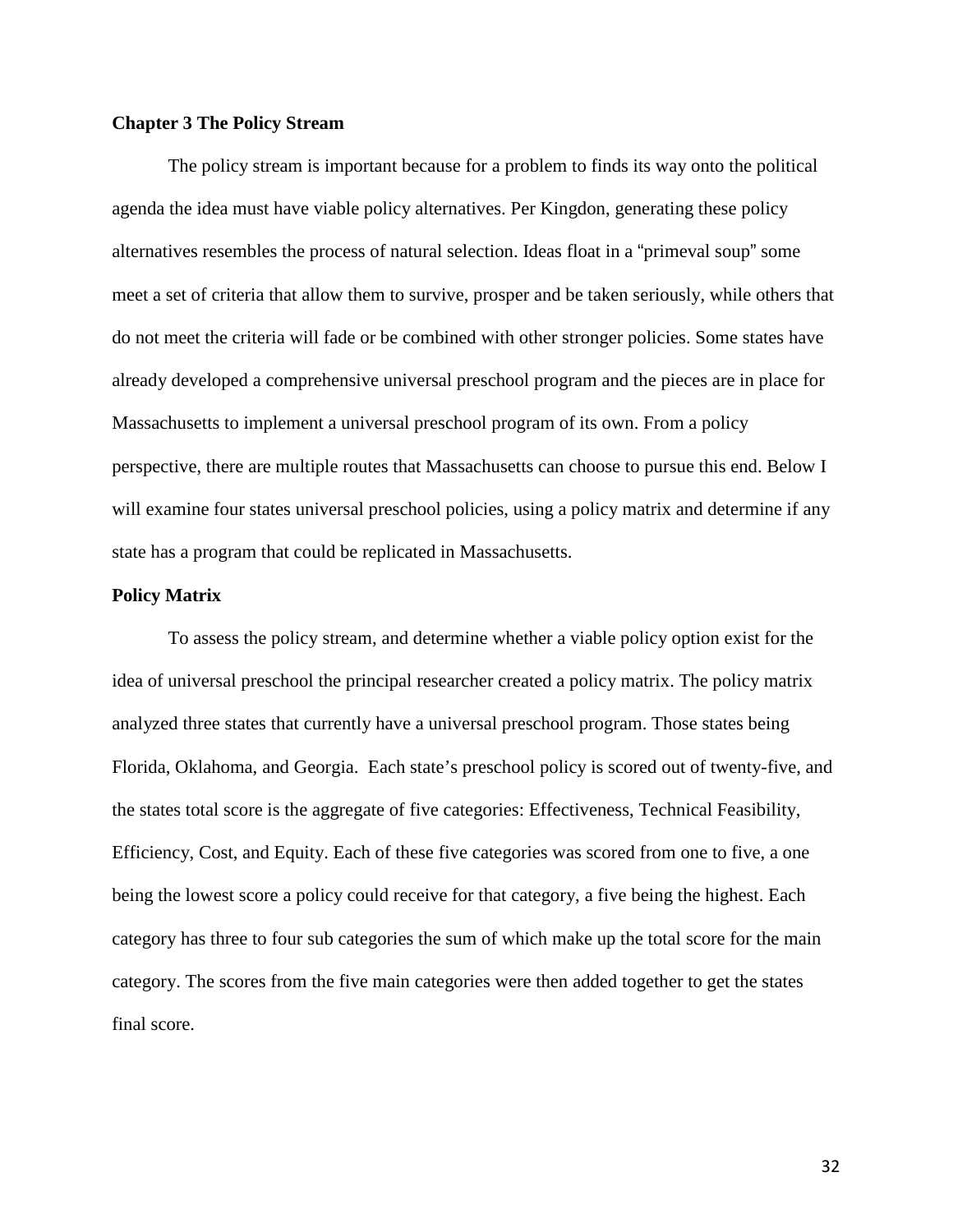## Chapter 3 The Policy Stream

The policy stream is important because for a problem to finds its way onto the political agenda the idea must have viable policy alternatives. Per Kingdon, generating these policy alternatives resembles the process of natural selection. Ideas float in a "primeval soup" some meet a set of criteria that allow them to survive, prosper and be taken seriously, while others that do not meet the criteria will fade or be combined with other stronger policies. Some states have already developed a comprehensive universal preschool program and the pieces are in place for Massachusetts to implement a universal preschool program of its own. From a policy perspective, there are multiple routes that Massachusetts can choose to pursue this end. Below I will examine four states universal preschool policies, using a policy matrix and determine if any state has a program that could be replicated in Massachusetts.

### Policy Matrix

To assess the policy stream, and determine whether a viable policy option exist for the idea of universal preschool the principal researcher created a policy matrix. The policy matrix analyzed three states that currently have a universal preschool program. Those states being Florida, Oklahoma, and Georgia. Each state's preschool policy is scored out of twenty-five, and the states total score is the aggregate of five categories: Effectiveness, Technical Feasibility, Efficiency, Cost, and Equity. Each of these five categories was scored from one to five, a one being the lowest score a policy could receive for that category, a five being the highest. Each category has three to four sub categories the sum of which make up the total score for the main category. The scores from the five main categories were then added together to get the states final score.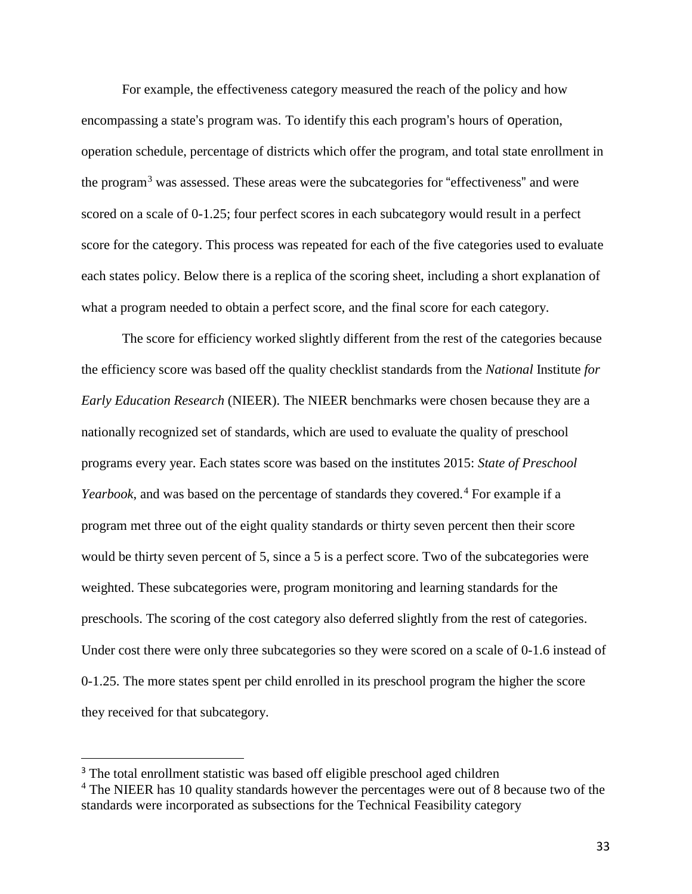For example, the effectiveness category measured the reach of the policy and how encompassing a state's program was. To identify this each program's hours of operation, operation schedule, percentage of districts which offer the program, and total state enrollment in the program[3] was assessed. These areas were the subcategories for "effectiveness" and were scored on a scale of 0-1.25; four perfect scores in each subcategory would result in a perfect score for the category. This process was repeated for each of the five categories used to evaluate each states policy. Below there is a replica of the scoring sheet, including a short explanation of what a program needed to obtain a perfect score, and the final score for each category.

The score for efficiency worked slightly different from the rest of the categories because the efficiency score was based off the quality checklist standards from the *National* Institute *for Early Education Research* (NIEER). The NIEER benchmarks were chosen because they are a nationally recognized set of standards, which are used to evaluate the quality of preschool programs every year. Each states score was based on the institutes 2015: *State of Preschool Yearbook*, and was based on the percentage of standards they covered.[4] For example if a program met three out of the eight quality standards or thirty seven percent then their score would be thirty seven percent of 5, since a 5 is a perfect score. Two of the subcategories were weighted. These subcategories were, program monitoring and learning standards for the preschools. The scoring of the cost category also deferred slightly from the rest of categories. Under cost there were only three subcategories so they were scored on a scale of 0-1.6 instead of 0-1.25. The more states spent per child enrolled in its preschool program the higher the score they received for that subcategory.

---

[3] The total enrollment statistic was based off eligible preschool aged children

[4] The NIEER has 10 quality standards however the percentages were out of 8 because two of the standards were incorporated as subsections for the Technical Feasibility category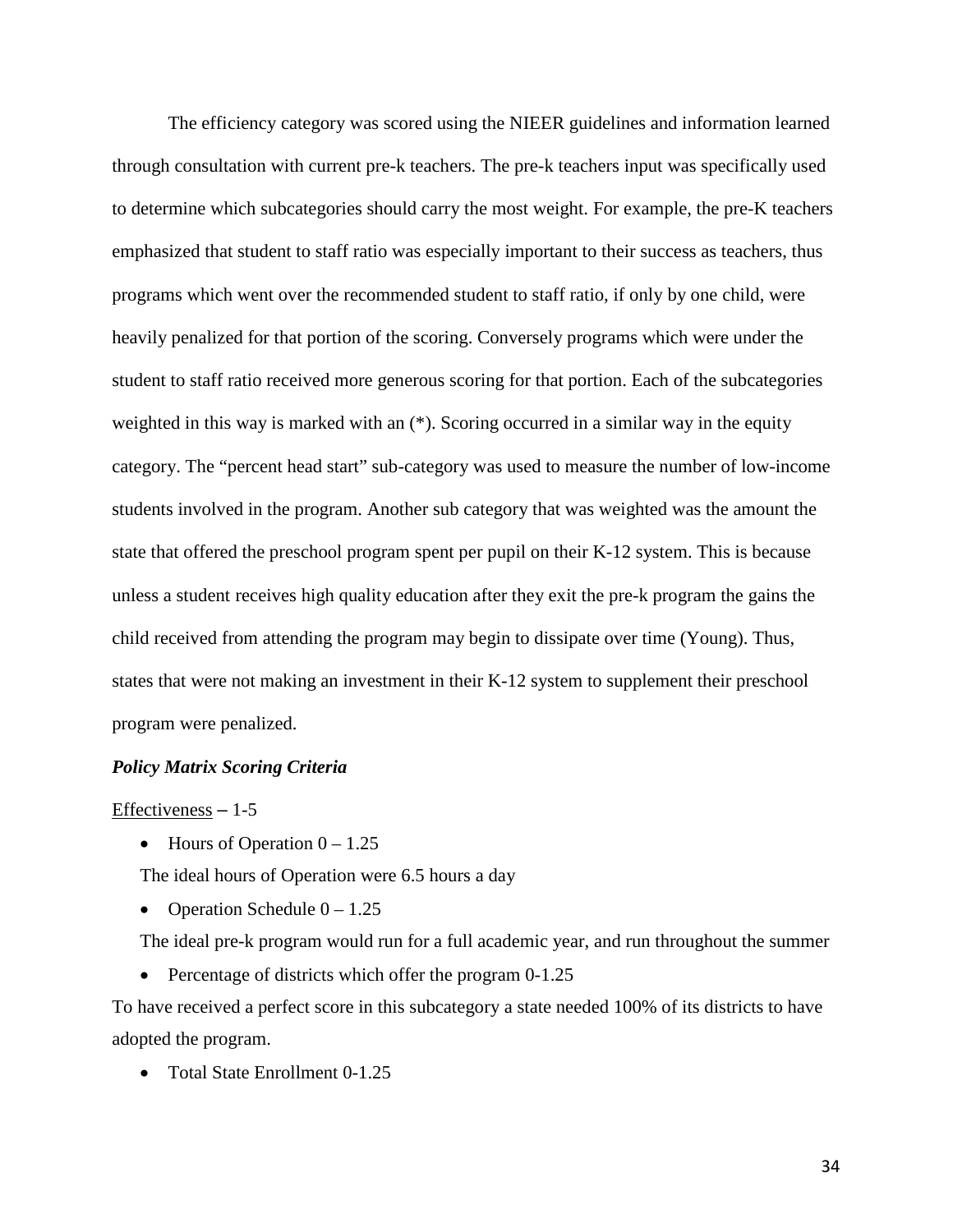The efficiency category was scored using the NIEER guidelines and information learned through consultation with current pre-k teachers. The pre-k teachers input was specifically used to determine which subcategories should carry the most weight. For example, the pre-K teachers emphasized that student to staff ratio was especially important to their success as teachers, thus programs which went over the recommended student to staff ratio, if only by one child, were heavily penalized for that portion of the scoring. Conversely programs which were under the student to staff ratio received more generous scoring for that portion. Each of the subcategories weighted in this way is marked with an (*). Scoring occurred in a similar way in the equity category. The "percent head start" sub-category was used to measure the number of low-income students involved in the program. Another sub category that was weighted was the amount the state that offered the preschool program spent per pupil on their K-12 system. This is because unless a student receives high quality education after they exit the pre-k program the gains the child received from attending the program may begin to dissipate over time (Young). Thus, states that were not making an investment in their K-12 system to supplement their preschool program were penalized.

***Policy Matrix Scoring Criteria***

<u>Effectiveness</u> – 1-5

- Hours of Operation 0 – 1.25

  The ideal hours of Operation were 6.5 hours a day

- Operation Schedule 0 – 1.25

  The ideal pre-k program would run for a full academic year, and run throughout the summer

- Percentage of districts which offer the program 0-1.25

To have received a perfect score in this subcategory a state needed 100% of its districts to have adopted the program.

- Total State Enrollment 0-1.25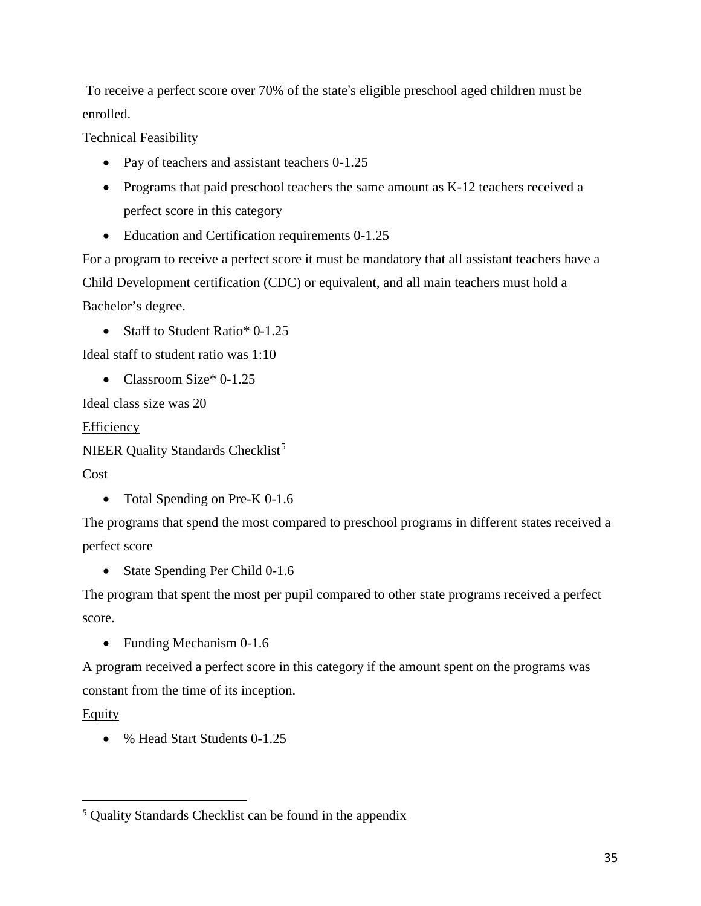To receive a perfect score over 70% of the state's eligible preschool aged children must be enrolled.

Technical Feasibility

- Pay of teachers and assistant teachers 0-1.25
- Programs that paid preschool teachers the same amount as K-12 teachers received a perfect score in this category
- Education and Certification requirements 0-1.25

For a program to receive a perfect score it must be mandatory that all assistant teachers have a Child Development certification (CDC) or equivalent, and all main teachers must hold a Bachelor's degree.

- Staff to Student Ratio* 0-1.25

Ideal staff to student ratio was 1:10

- Classroom Size* 0-1.25

Ideal class size was 20

Efficiency

NIEER Quality Standards Checklist[5]

Cost

- Total Spending on Pre-K 0-1.6

The programs that spend the most compared to preschool programs in different states received a perfect score

- State Spending Per Child 0-1.6

The program that spent the most per pupil compared to other state programs received a perfect score.

- Funding Mechanism 0-1.6

A program received a perfect score in this category if the amount spent on the programs was constant from the time of its inception.

Equity

- % Head Start Students 0-1.25

[5] Quality Standards Checklist can be found in the appendix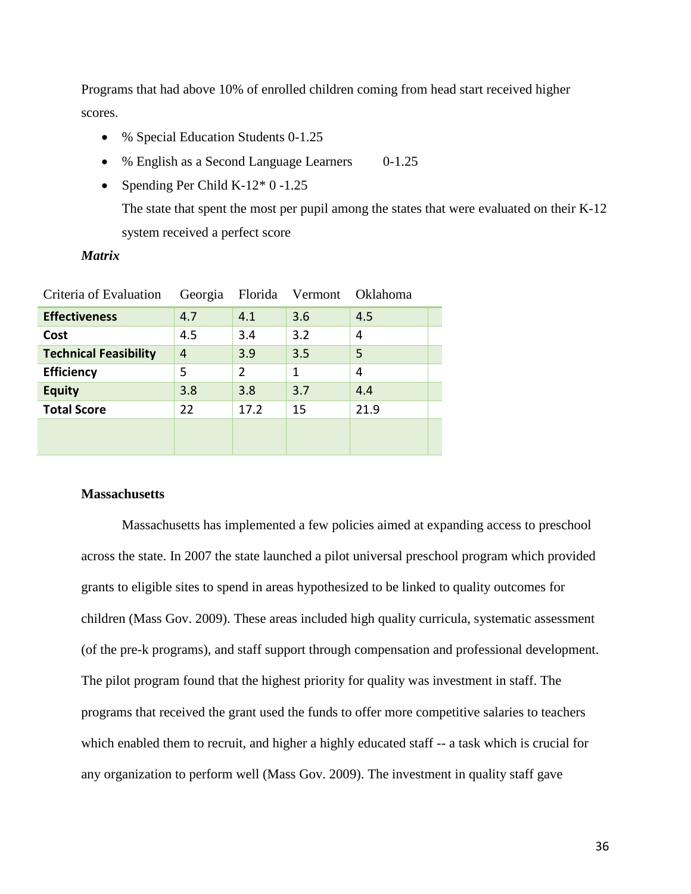Programs that had above 10% of enrolled children coming from head start received higher scores.

- % Special Education Students 0-1.25
- % English as a Second Language Learners 0-1.25
- Spending Per Child K-12* 0 -1.25

  The state that spent the most per pupil among the states that were evaluated on their K-12 system received a perfect score

***Matrix***

| Criteria of Evaluation | Georgia | Florida | Vermont | Oklahoma |
|---|---|---|---|---|
| **Effectiveness** | 4.7 | 4.1 | 3.6 | 4.5 |
| **Cost** | 4.5 | 3.4 | 3.2 | 4 |
| **Technical Feasibility** | 4 | 3.9 | 3.5 | 5 |
| **Efficiency** | 5 | 2 | 1 | 4 |
| **Equity** | 3.8 | 3.8 | 3.7 | 4.4 |
| **Total Score** | 22 | 17.2 | 15 | 21.9 |

**Massachusetts**

Massachusetts has implemented a few policies aimed at expanding access to preschool across the state. In 2007 the state launched a pilot universal preschool program which provided grants to eligible sites to spend in areas hypothesized to be linked to quality outcomes for children (Mass Gov. 2009). These areas included high quality curricula, systematic assessment (of the pre-k programs), and staff support through compensation and professional development. The pilot program found that the highest priority for quality was investment in staff. The programs that received the grant used the funds to offer more competitive salaries to teachers which enabled them to recruit, and higher a highly educated staff -- a task which is crucial for any organization to perform well (Mass Gov. 2009). The investment in quality staff gave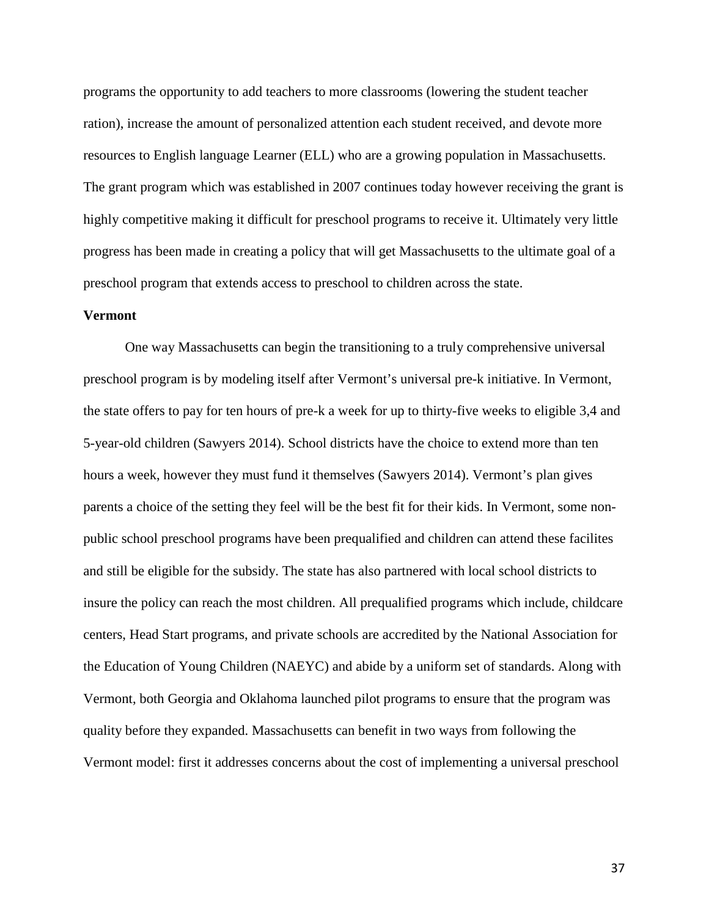programs the opportunity to add teachers to more classrooms (lowering the student teacher ration), increase the amount of personalized attention each student received, and devote more resources to English language Learner (ELL) who are a growing population in Massachusetts. The grant program which was established in 2007 continues today however receiving the grant is highly competitive making it difficult for preschool programs to receive it. Ultimately very little progress has been made in creating a policy that will get Massachusetts to the ultimate goal of a preschool program that extends access to preschool to children across the state.

**Vermont**

One way Massachusetts can begin the transitioning to a truly comprehensive universal preschool program is by modeling itself after Vermont's universal pre-k initiative. In Vermont, the state offers to pay for ten hours of pre-k a week for up to thirty-five weeks to eligible 3,4 and 5-year-old children (Sawyers 2014). School districts have the choice to extend more than ten hours a week, however they must fund it themselves (Sawyers 2014). Vermont's plan gives parents a choice of the setting they feel will be the best fit for their kids. In Vermont, some non-public school preschool programs have been prequalified and children can attend these facilites and still be eligible for the subsidy. The state has also partnered with local school districts to insure the policy can reach the most children. All prequalified programs which include, childcare centers, Head Start programs, and private schools are accredited by the National Association for the Education of Young Children (NAEYC) and abide by a uniform set of standards. Along with Vermont, both Georgia and Oklahoma launched pilot programs to ensure that the program was quality before they expanded. Massachusetts can benefit in two ways from following the Vermont model: first it addresses concerns about the cost of implementing a universal preschool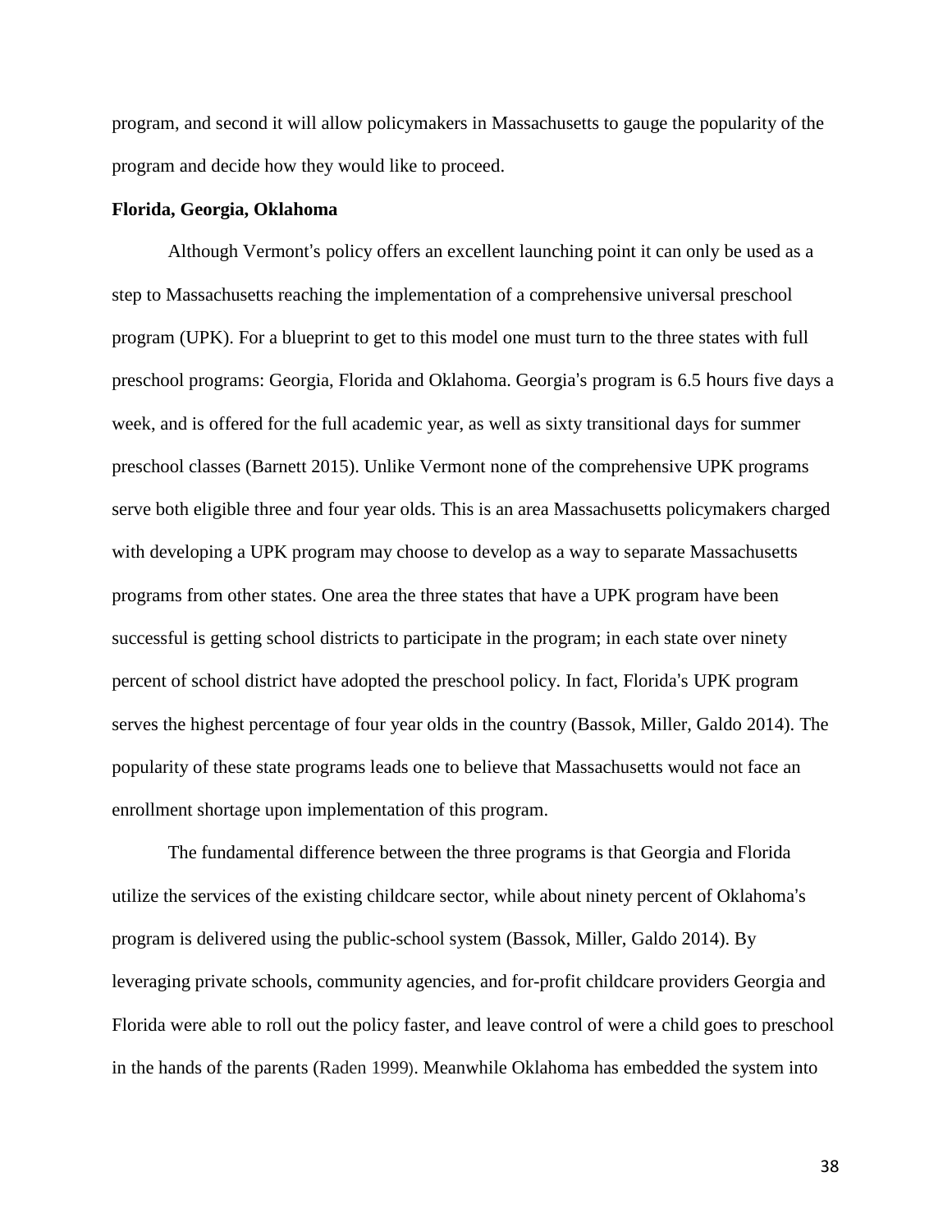program, and second it will allow policymakers in Massachusetts to gauge the popularity of the program and decide how they would like to proceed.

**Florida, Georgia, Oklahoma**

Although Vermont's policy offers an excellent launching point it can only be used as a step to Massachusetts reaching the implementation of a comprehensive universal preschool program (UPK). For a blueprint to get to this model one must turn to the three states with full preschool programs: Georgia, Florida and Oklahoma. Georgia's program is 6.5 hours five days a week, and is offered for the full academic year, as well as sixty transitional days for summer preschool classes (Barnett 2015). Unlike Vermont none of the comprehensive UPK programs serve both eligible three and four year olds. This is an area Massachusetts policymakers charged with developing a UPK program may choose to develop as a way to separate Massachusetts programs from other states. One area the three states that have a UPK program have been successful is getting school districts to participate in the program; in each state over ninety percent of school district have adopted the preschool policy. In fact, Florida's UPK program serves the highest percentage of four year olds in the country (Bassok, Miller, Galdo 2014). The popularity of these state programs leads one to believe that Massachusetts would not face an enrollment shortage upon implementation of this program.

The fundamental difference between the three programs is that Georgia and Florida utilize the services of the existing childcare sector, while about ninety percent of Oklahoma's program is delivered using the public-school system (Bassok, Miller, Galdo 2014). By leveraging private schools, community agencies, and for-profit childcare providers Georgia and Florida were able to roll out the policy faster, and leave control of were a child goes to preschool in the hands of the parents (Raden 1999). Meanwhile Oklahoma has embedded the system into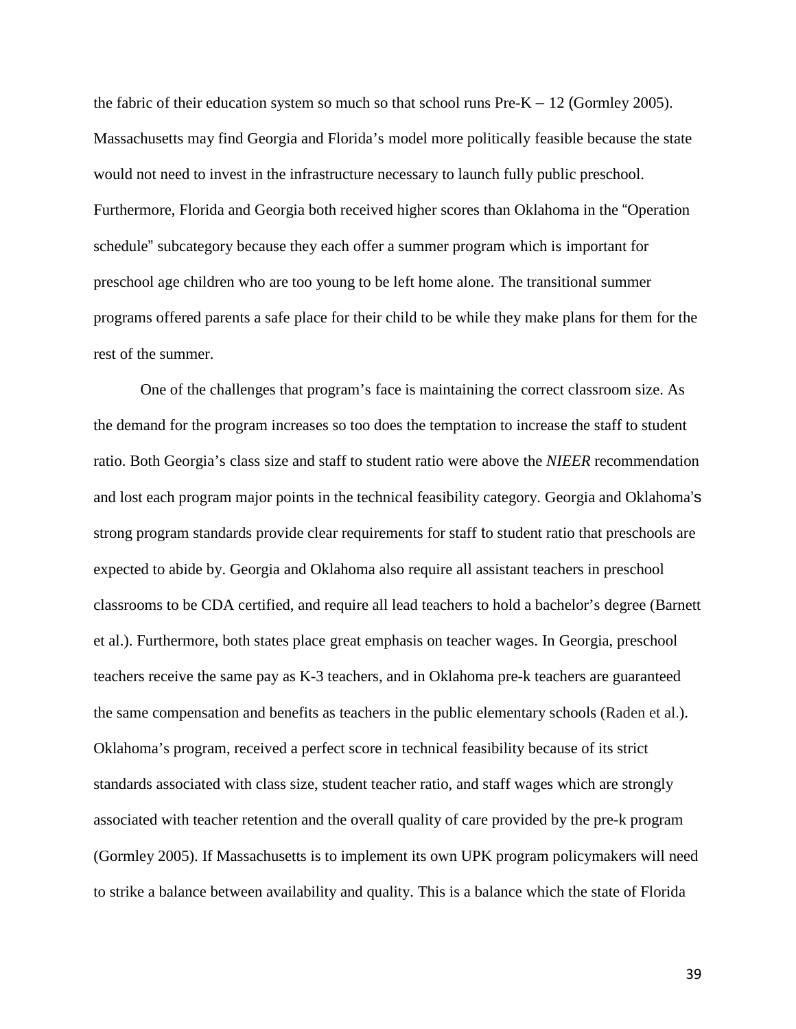the fabric of their education system so much so that school runs Pre-K – 12 (Gormley 2005). Massachusetts may find Georgia and Florida's model more politically feasible because the state would not need to invest in the infrastructure necessary to launch fully public preschool. Furthermore, Florida and Georgia both received higher scores than Oklahoma in the "Operation schedule" subcategory because they each offer a summer program which is important for preschool age children who are too young to be left home alone. The transitional summer programs offered parents a safe place for their child to be while they make plans for them for the rest of the summer.

One of the challenges that program's face is maintaining the correct classroom size. As the demand for the program increases so too does the temptation to increase the staff to student ratio. Both Georgia's class size and staff to student ratio were above the *NIEER* recommendation and lost each program major points in the technical feasibility category. Georgia and Oklahoma's strong program standards provide clear requirements for staff to student ratio that preschools are expected to abide by. Georgia and Oklahoma also require all assistant teachers in preschool classrooms to be CDA certified, and require all lead teachers to hold a bachelor's degree (Barnett et al.). Furthermore, both states place great emphasis on teacher wages. In Georgia, preschool teachers receive the same pay as K-3 teachers, and in Oklahoma pre-k teachers are guaranteed the same compensation and benefits as teachers in the public elementary schools (Raden et al.). Oklahoma's program, received a perfect score in technical feasibility because of its strict standards associated with class size, student teacher ratio, and staff wages which are strongly associated with teacher retention and the overall quality of care provided by the pre-k program (Gormley 2005). If Massachusetts is to implement its own UPK program policymakers will need to strike a balance between availability and quality. This is a balance which the state of Florida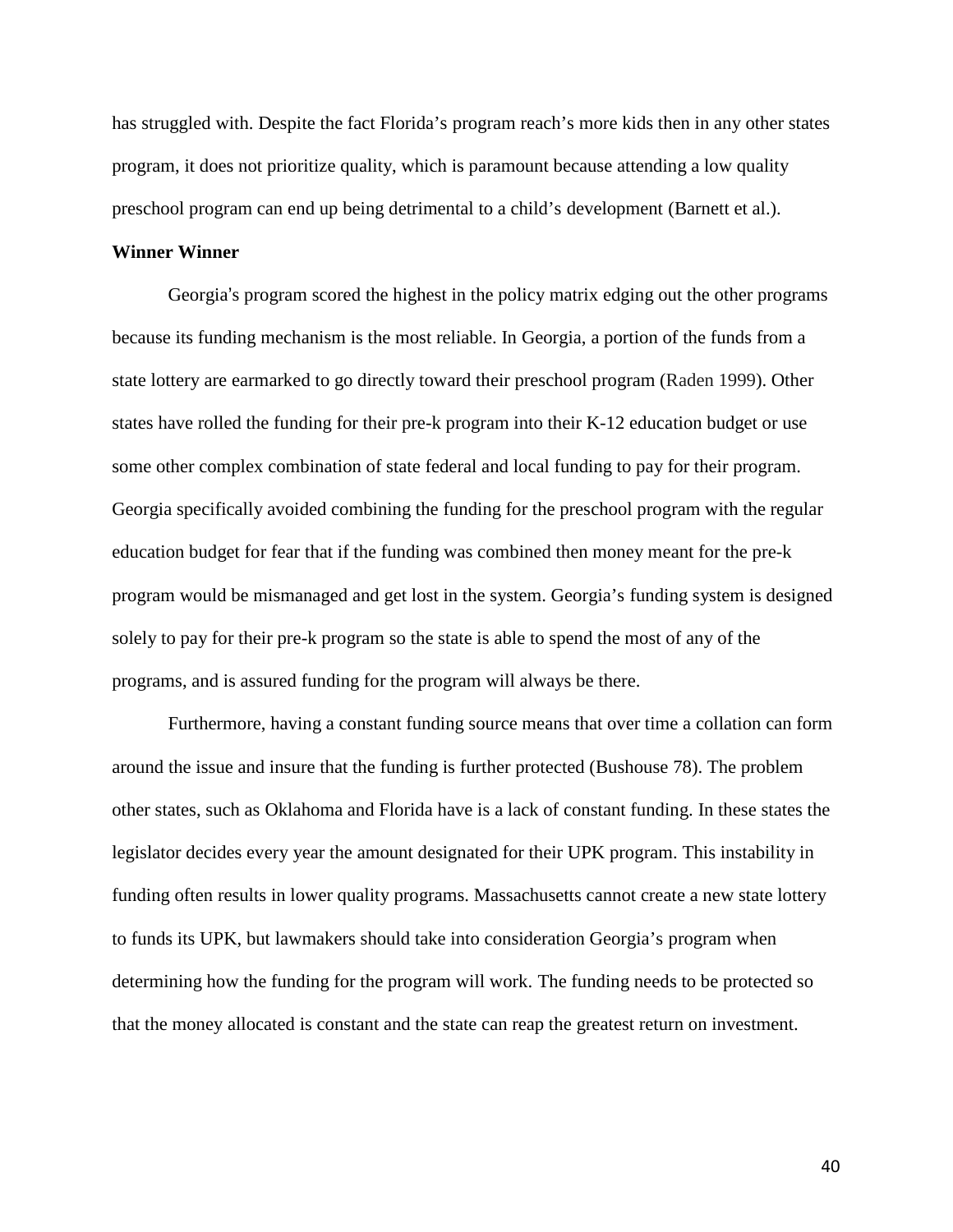has struggled with. Despite the fact Florida's program reach's more kids then in any other states program, it does not prioritize quality, which is paramount because attending a low quality preschool program can end up being detrimental to a child's development (Barnett et al.).

**Winner Winner**

Georgia's program scored the highest in the policy matrix edging out the other programs because its funding mechanism is the most reliable. In Georgia, a portion of the funds from a state lottery are earmarked to go directly toward their preschool program (Raden 1999). Other states have rolled the funding for their pre-k program into their K-12 education budget or use some other complex combination of state federal and local funding to pay for their program. Georgia specifically avoided combining the funding for the preschool program with the regular education budget for fear that if the funding was combined then money meant for the pre-k program would be mismanaged and get lost in the system. Georgia's funding system is designed solely to pay for their pre-k program so the state is able to spend the most of any of the programs, and is assured funding for the program will always be there.

Furthermore, having a constant funding source means that over time a collation can form around the issue and insure that the funding is further protected (Bushouse 78). The problem other states, such as Oklahoma and Florida have is a lack of constant funding. In these states the legislator decides every year the amount designated for their UPK program. This instability in funding often results in lower quality programs. Massachusetts cannot create a new state lottery to funds its UPK, but lawmakers should take into consideration Georgia's program when determining how the funding for the program will work. The funding needs to be protected so that the money allocated is constant and the state can reap the greatest return on investment.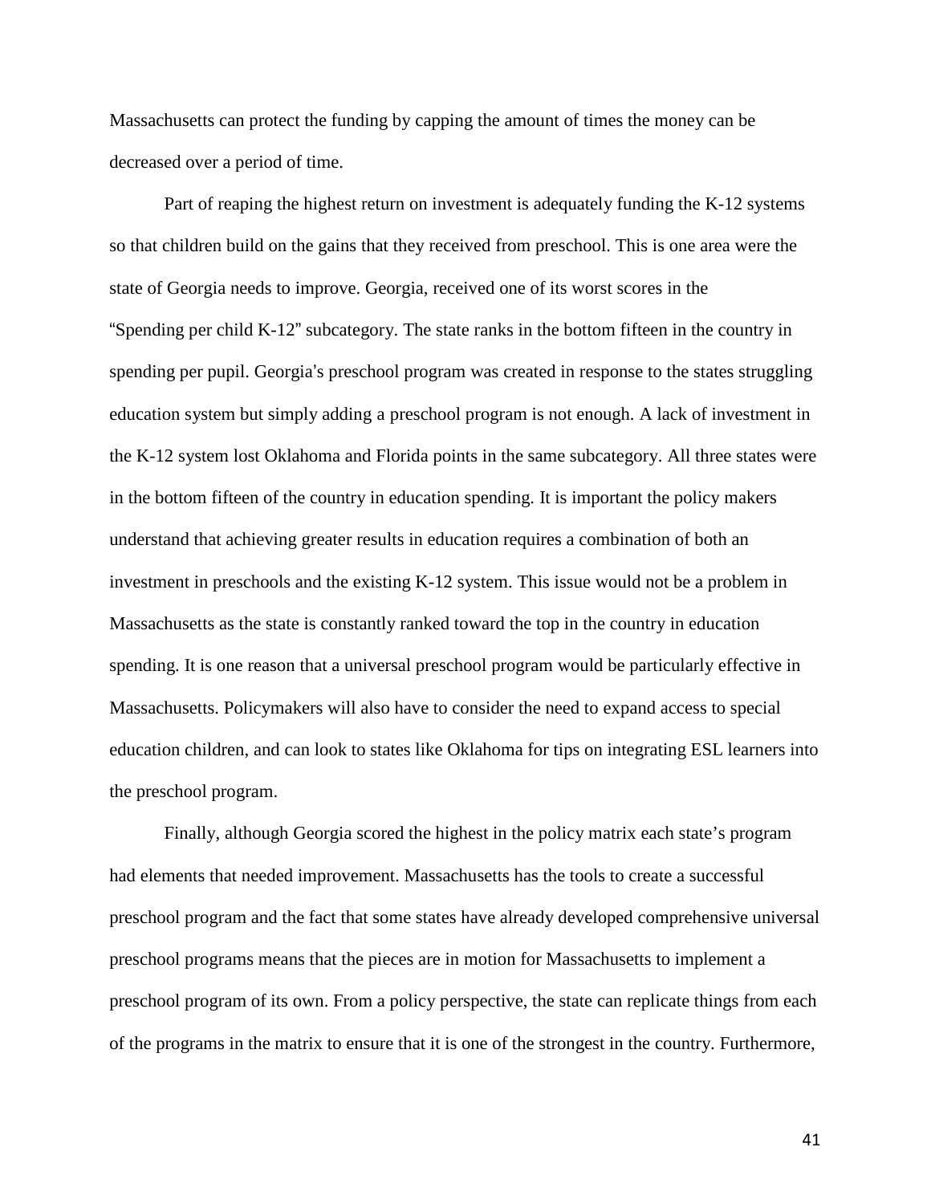Massachusetts can protect the funding by capping the amount of times the money can be decreased over a period of time.

Part of reaping the highest return on investment is adequately funding the K-12 systems so that children build on the gains that they received from preschool. This is one area were the state of Georgia needs to improve. Georgia, received one of its worst scores in the "Spending per child K-12" subcategory. The state ranks in the bottom fifteen in the country in spending per pupil. Georgia's preschool program was created in response to the states struggling education system but simply adding a preschool program is not enough. A lack of investment in the K-12 system lost Oklahoma and Florida points in the same subcategory. All three states were in the bottom fifteen of the country in education spending. It is important the policy makers understand that achieving greater results in education requires a combination of both an investment in preschools and the existing K-12 system. This issue would not be a problem in Massachusetts as the state is constantly ranked toward the top in the country in education spending. It is one reason that a universal preschool program would be particularly effective in Massachusetts. Policymakers will also have to consider the need to expand access to special education children, and can look to states like Oklahoma for tips on integrating ESL learners into the preschool program.

Finally, although Georgia scored the highest in the policy matrix each state's program had elements that needed improvement. Massachusetts has the tools to create a successful preschool program and the fact that some states have already developed comprehensive universal preschool programs means that the pieces are in motion for Massachusetts to implement a preschool program of its own. From a policy perspective, the state can replicate things from each of the programs in the matrix to ensure that it is one of the strongest in the country. Furthermore,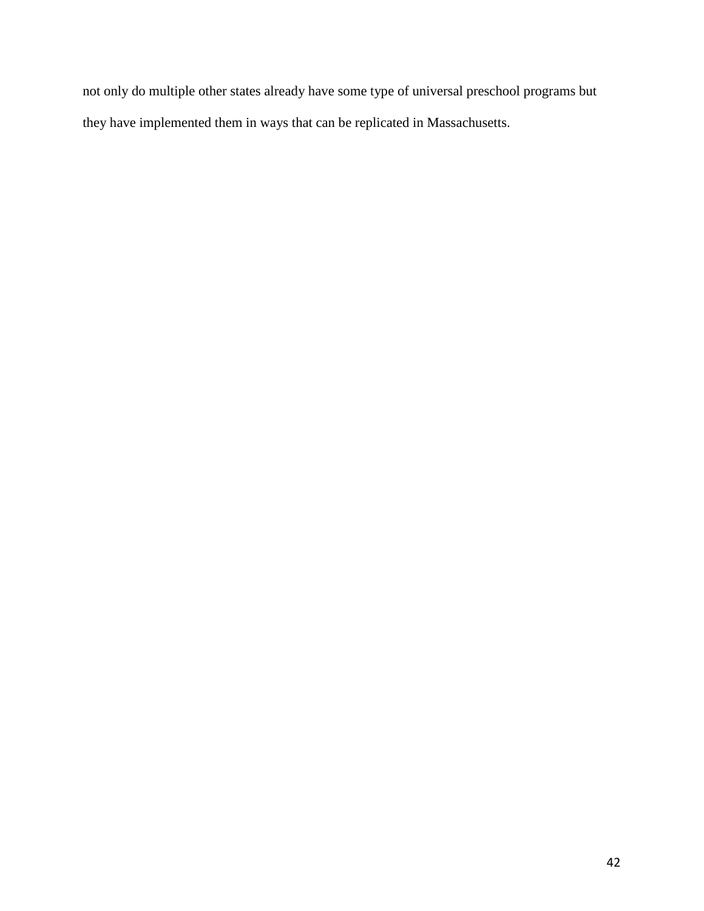not only do multiple other states already have some type of universal preschool programs but they have implemented them in ways that can be replicated in Massachusetts.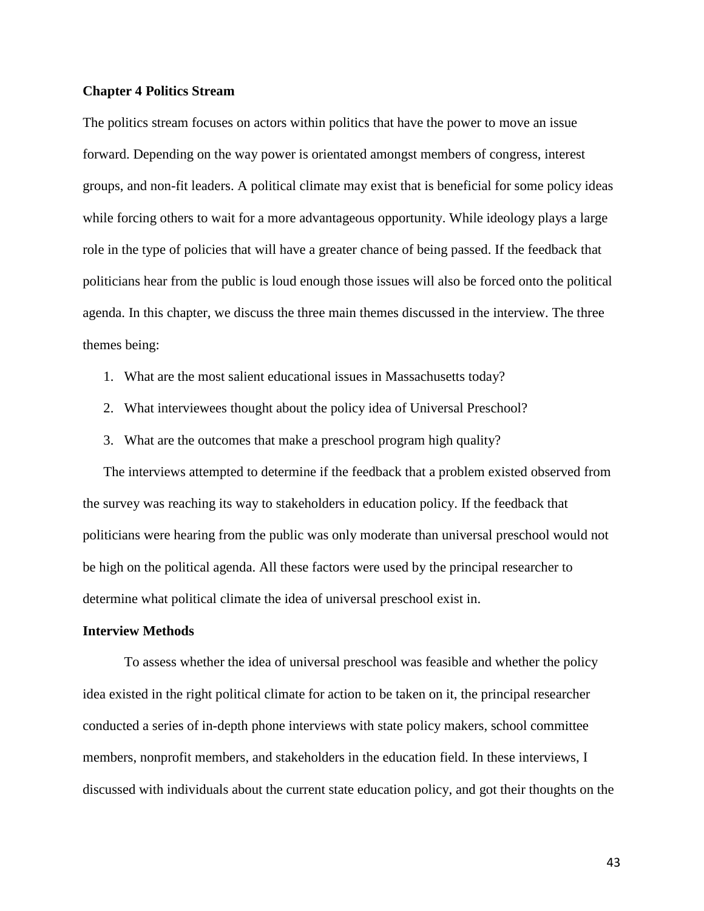**Chapter 4 Politics Stream**

The politics stream focuses on actors within politics that have the power to move an issue forward. Depending on the way power is orientated amongst members of congress, interest groups, and non-fit leaders. A political climate may exist that is beneficial for some policy ideas while forcing others to wait for a more advantageous opportunity. While ideology plays a large role in the type of policies that will have a greater chance of being passed. If the feedback that politicians hear from the public is loud enough those issues will also be forced onto the political agenda. In this chapter, we discuss the three main themes discussed in the interview. The three themes being:

1. What are the most salient educational issues in Massachusetts today?
2. What interviewees thought about the policy idea of Universal Preschool?
3. What are the outcomes that make a preschool program high quality?

The interviews attempted to determine if the feedback that a problem existed observed from the survey was reaching its way to stakeholders in education policy. If the feedback that politicians were hearing from the public was only moderate than universal preschool would not be high on the political agenda. All these factors were used by the principal researcher to determine what political climate the idea of universal preschool exist in.

**Interview Methods**

To assess whether the idea of universal preschool was feasible and whether the policy idea existed in the right political climate for action to be taken on it, the principal researcher conducted a series of in-depth phone interviews with state policy makers, school committee members, nonprofit members, and stakeholders in the education field. In these interviews, I discussed with individuals about the current state education policy, and got their thoughts on the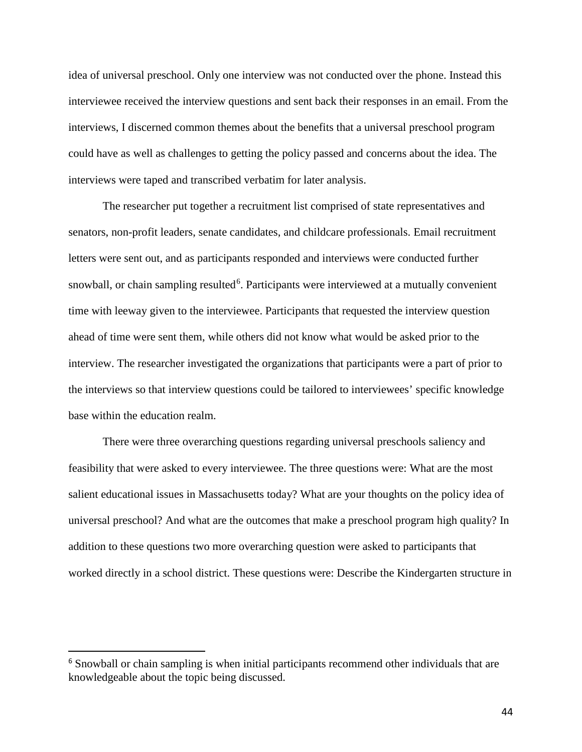idea of universal preschool. Only one interview was not conducted over the phone. Instead this interviewee received the interview questions and sent back their responses in an email. From the interviews, I discerned common themes about the benefits that a universal preschool program could have as well as challenges to getting the policy passed and concerns about the idea. The interviews were taped and transcribed verbatim for later analysis.

The researcher put together a recruitment list comprised of state representatives and senators, non-profit leaders, senate candidates, and childcare professionals. Email recruitment letters were sent out, and as participants responded and interviews were conducted further snowball, or chain sampling resulted[6]. Participants were interviewed at a mutually convenient time with leeway given to the interviewee. Participants that requested the interview question ahead of time were sent them, while others did not know what would be asked prior to the interview. The researcher investigated the organizations that participants were a part of prior to the interviews so that interview questions could be tailored to interviewees' specific knowledge base within the education realm.

There were three overarching questions regarding universal preschools saliency and feasibility that were asked to every interviewee. The three questions were: What are the most salient educational issues in Massachusetts today? What are your thoughts on the policy idea of universal preschool? And what are the outcomes that make a preschool program high quality? In addition to these questions two more overarching question were asked to participants that worked directly in a school district. These questions were: Describe the Kindergarten structure in

---

[6] Snowball or chain sampling is when initial participants recommend other individuals that are knowledgeable about the topic being discussed.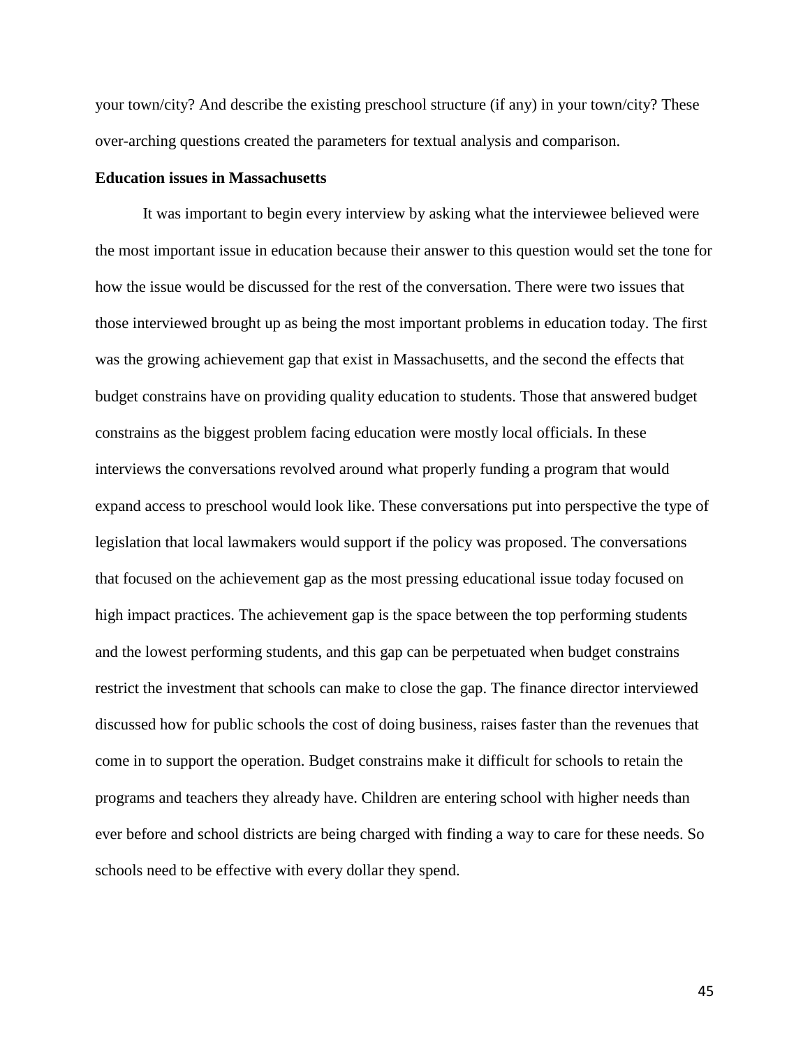your town/city? And describe the existing preschool structure (if any) in your town/city? These over-arching questions created the parameters for textual analysis and comparison.

**Education issues in Massachusetts**

It was important to begin every interview by asking what the interviewee believed were the most important issue in education because their answer to this question would set the tone for how the issue would be discussed for the rest of the conversation. There were two issues that those interviewed brought up as being the most important problems in education today. The first was the growing achievement gap that exist in Massachusetts, and the second the effects that budget constrains have on providing quality education to students. Those that answered budget constrains as the biggest problem facing education were mostly local officials. In these interviews the conversations revolved around what properly funding a program that would expand access to preschool would look like. These conversations put into perspective the type of legislation that local lawmakers would support if the policy was proposed. The conversations that focused on the achievement gap as the most pressing educational issue today focused on high impact practices. The achievement gap is the space between the top performing students and the lowest performing students, and this gap can be perpetuated when budget constrains restrict the investment that schools can make to close the gap. The finance director interviewed discussed how for public schools the cost of doing business, raises faster than the revenues that come in to support the operation. Budget constrains make it difficult for schools to retain the programs and teachers they already have. Children are entering school with higher needs than ever before and school districts are being charged with finding a way to care for these needs. So schools need to be effective with every dollar they spend.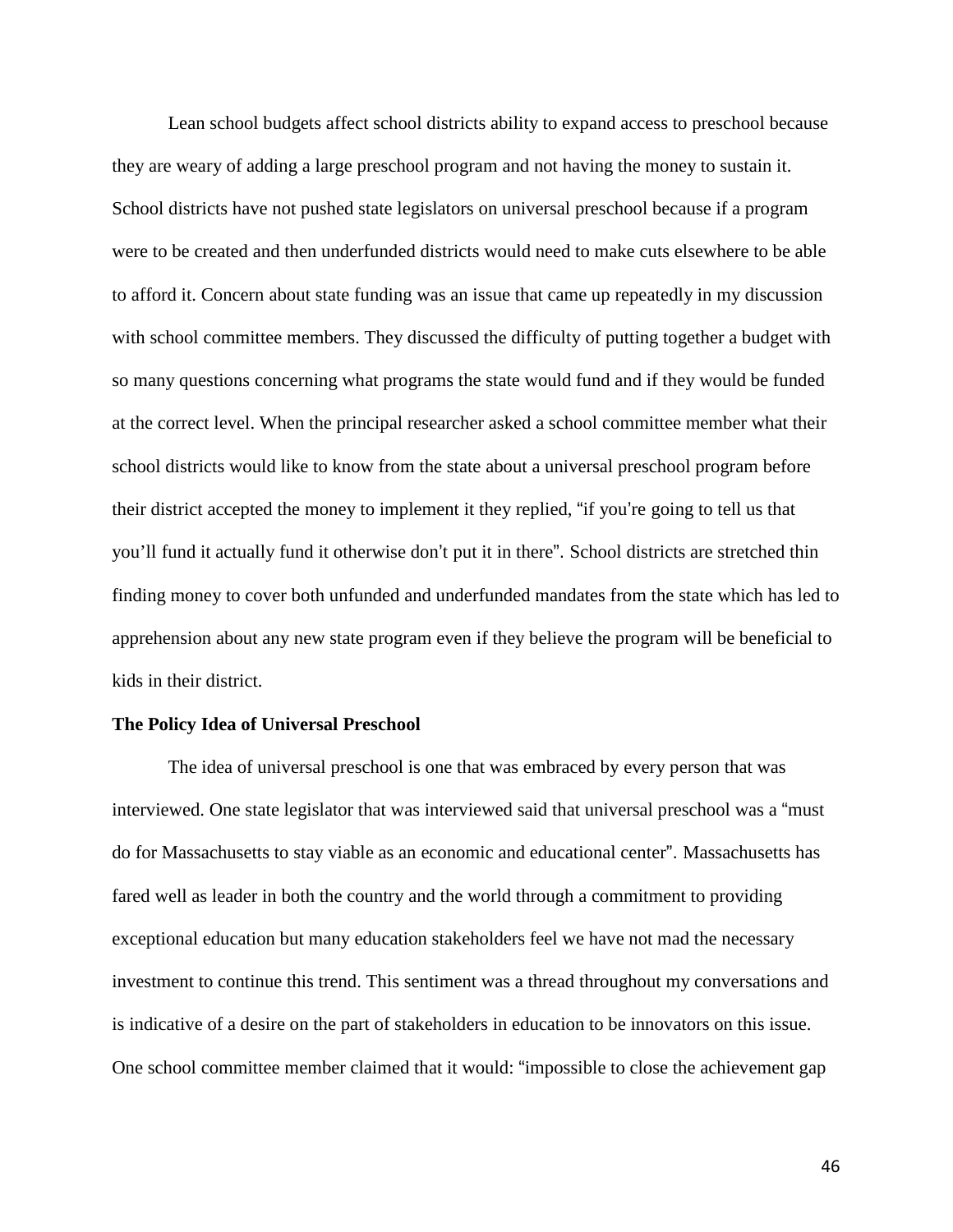Lean school budgets affect school districts ability to expand access to preschool because they are weary of adding a large preschool program and not having the money to sustain it. School districts have not pushed state legislators on universal preschool because if a program were to be created and then underfunded districts would need to make cuts elsewhere to be able to afford it. Concern about state funding was an issue that came up repeatedly in my discussion with school committee members. They discussed the difficulty of putting together a budget with so many questions concerning what programs the state would fund and if they would be funded at the correct level. When the principal researcher asked a school committee member what their school districts would like to know from the state about a universal preschool program before their district accepted the money to implement it they replied, "if you're going to tell us that you'll fund it actually fund it otherwise don't put it in there". School districts are stretched thin finding money to cover both unfunded and underfunded mandates from the state which has led to apprehension about any new state program even if they believe the program will be beneficial to kids in their district.

**The Policy Idea of Universal Preschool**

The idea of universal preschool is one that was embraced by every person that was interviewed. One state legislator that was interviewed said that universal preschool was a "must do for Massachusetts to stay viable as an economic and educational center". Massachusetts has fared well as leader in both the country and the world through a commitment to providing exceptional education but many education stakeholders feel we have not mad the necessary investment to continue this trend. This sentiment was a thread throughout my conversations and is indicative of a desire on the part of stakeholders in education to be innovators on this issue. One school committee member claimed that it would: "impossible to close the achievement gap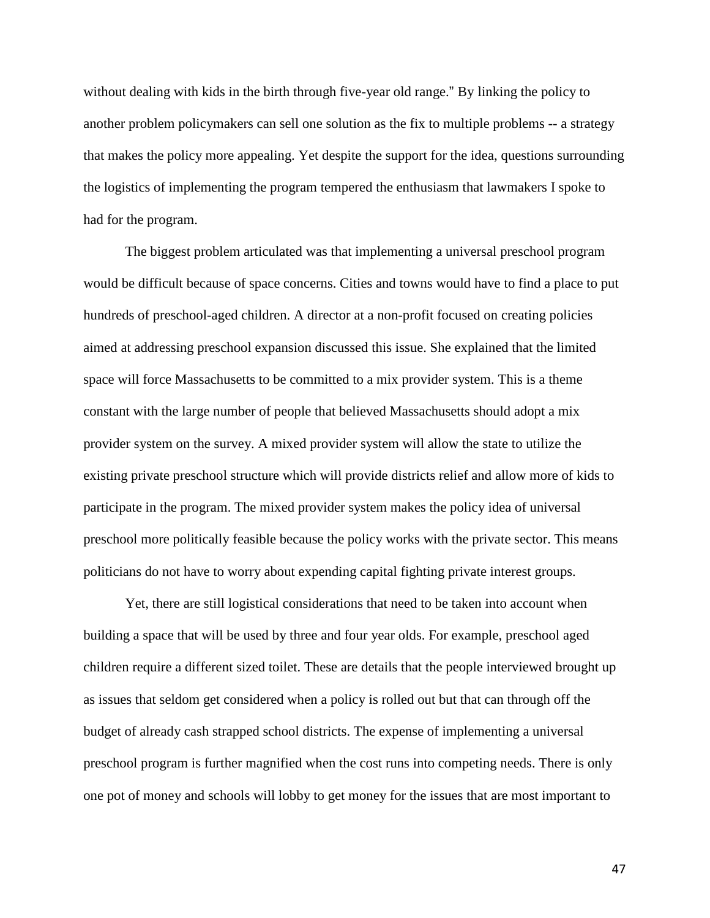without dealing with kids in the birth through five-year old range." By linking the policy to another problem policymakers can sell one solution as the fix to multiple problems -- a strategy that makes the policy more appealing. Yet despite the support for the idea, questions surrounding the logistics of implementing the program tempered the enthusiasm that lawmakers I spoke to had for the program.

The biggest problem articulated was that implementing a universal preschool program would be difficult because of space concerns. Cities and towns would have to find a place to put hundreds of preschool-aged children. A director at a non-profit focused on creating policies aimed at addressing preschool expansion discussed this issue. She explained that the limited space will force Massachusetts to be committed to a mix provider system. This is a theme constant with the large number of people that believed Massachusetts should adopt a mix provider system on the survey. A mixed provider system will allow the state to utilize the existing private preschool structure which will provide districts relief and allow more of kids to participate in the program. The mixed provider system makes the policy idea of universal preschool more politically feasible because the policy works with the private sector. This means politicians do not have to worry about expending capital fighting private interest groups.

Yet, there are still logistical considerations that need to be taken into account when building a space that will be used by three and four year olds. For example, preschool aged children require a different sized toilet. These are details that the people interviewed brought up as issues that seldom get considered when a policy is rolled out but that can through off the budget of already cash strapped school districts. The expense of implementing a universal preschool program is further magnified when the cost runs into competing needs. There is only one pot of money and schools will lobby to get money for the issues that are most important to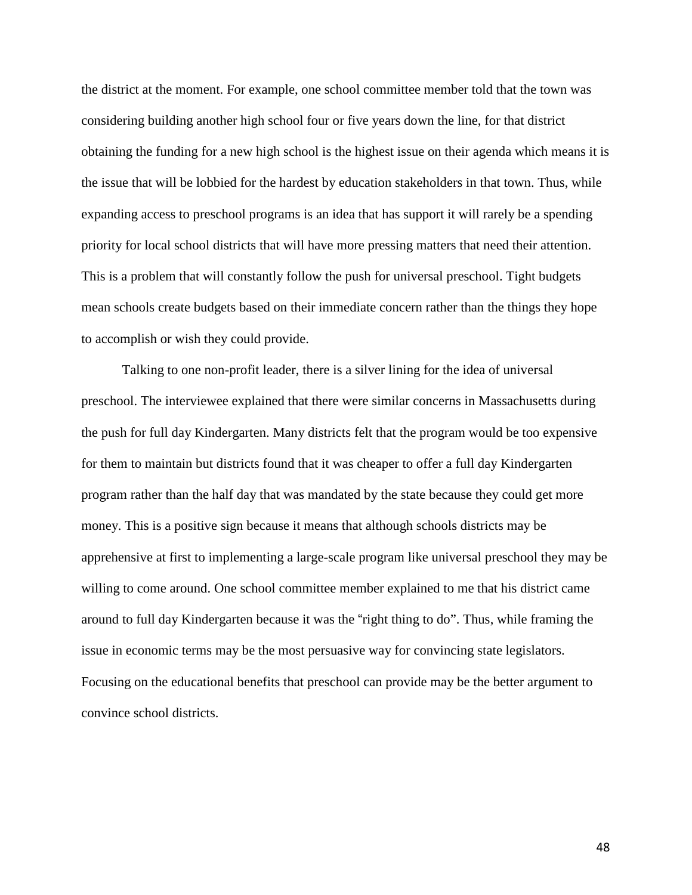the district at the moment. For example, one school committee member told that the town was considering building another high school four or five years down the line, for that district obtaining the funding for a new high school is the highest issue on their agenda which means it is the issue that will be lobbied for the hardest by education stakeholders in that town. Thus, while expanding access to preschool programs is an idea that has support it will rarely be a spending priority for local school districts that will have more pressing matters that need their attention. This is a problem that will constantly follow the push for universal preschool. Tight budgets mean schools create budgets based on their immediate concern rather than the things they hope to accomplish or wish they could provide.

Talking to one non-profit leader, there is a silver lining for the idea of universal preschool. The interviewee explained that there were similar concerns in Massachusetts during the push for full day Kindergarten. Many districts felt that the program would be too expensive for them to maintain but districts found that it was cheaper to offer a full day Kindergarten program rather than the half day that was mandated by the state because they could get more money. This is a positive sign because it means that although schools districts may be apprehensive at first to implementing a large-scale program like universal preschool they may be willing to come around. One school committee member explained to me that his district came around to full day Kindergarten because it was the "right thing to do". Thus, while framing the issue in economic terms may be the most persuasive way for convincing state legislators. Focusing on the educational benefits that preschool can provide may be the better argument to convince school districts.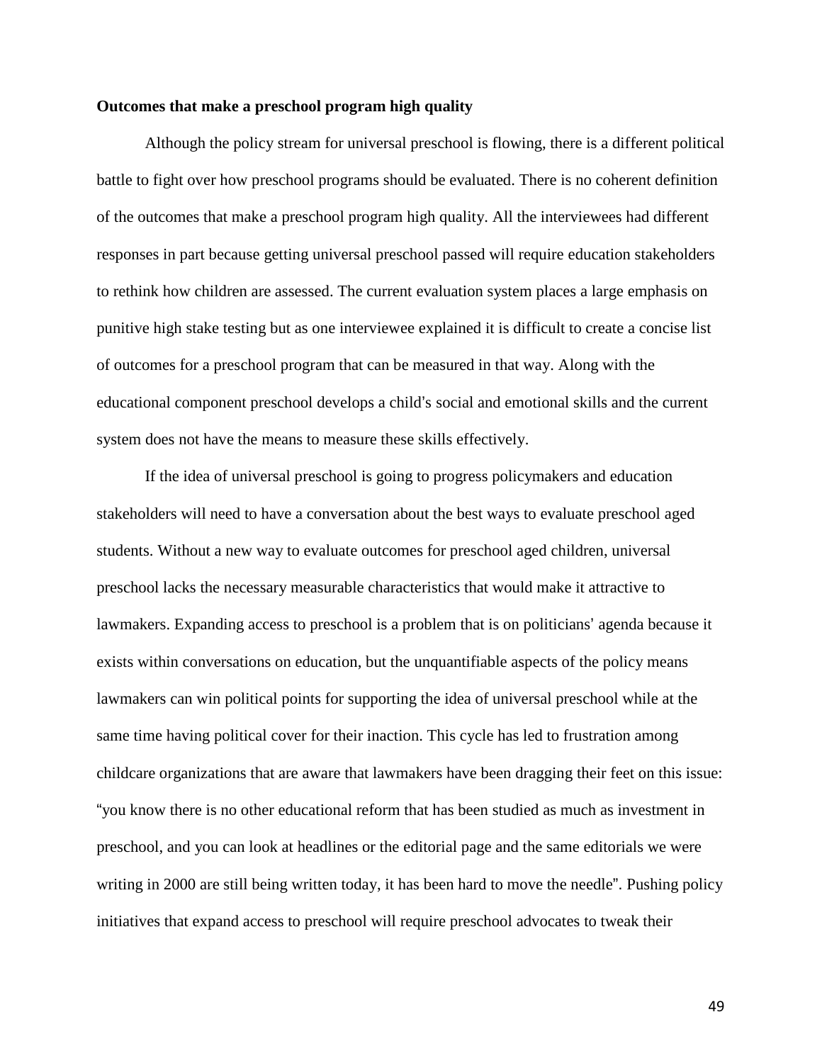**Outcomes that make a preschool program high quality**

Although the policy stream for universal preschool is flowing, there is a different political battle to fight over how preschool programs should be evaluated. There is no coherent definition of the outcomes that make a preschool program high quality. All the interviewees had different responses in part because getting universal preschool passed will require education stakeholders to rethink how children are assessed. The current evaluation system places a large emphasis on punitive high stake testing but as one interviewee explained it is difficult to create a concise list of outcomes for a preschool program that can be measured in that way. Along with the educational component preschool develops a child's social and emotional skills and the current system does not have the means to measure these skills effectively.

If the idea of universal preschool is going to progress policymakers and education stakeholders will need to have a conversation about the best ways to evaluate preschool aged students. Without a new way to evaluate outcomes for preschool aged children, universal preschool lacks the necessary measurable characteristics that would make it attractive to lawmakers. Expanding access to preschool is a problem that is on politicians' agenda because it exists within conversations on education, but the unquantifiable aspects of the policy means lawmakers can win political points for supporting the idea of universal preschool while at the same time having political cover for their inaction. This cycle has led to frustration among childcare organizations that are aware that lawmakers have been dragging their feet on this issue: "you know there is no other educational reform that has been studied as much as investment in preschool, and you can look at headlines or the editorial page and the same editorials we were writing in 2000 are still being written today, it has been hard to move the needle". Pushing policy initiatives that expand access to preschool will require preschool advocates to tweak their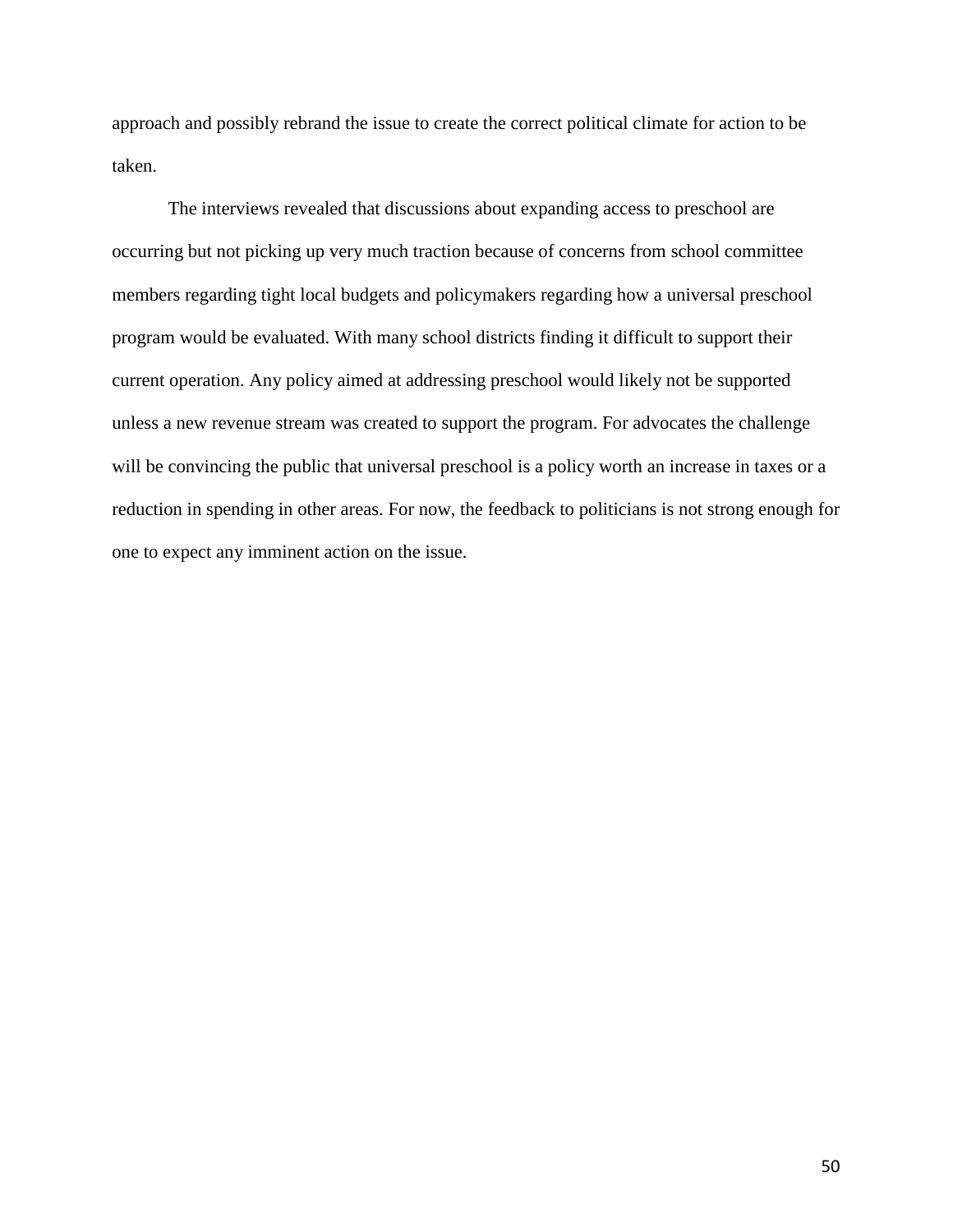approach and possibly rebrand the issue to create the correct political climate for action to be taken.

The interviews revealed that discussions about expanding access to preschool are occurring but not picking up very much traction because of concerns from school committee members regarding tight local budgets and policymakers regarding how a universal preschool program would be evaluated. With many school districts finding it difficult to support their current operation. Any policy aimed at addressing preschool would likely not be supported unless a new revenue stream was created to support the program. For advocates the challenge will be convincing the public that universal preschool is a policy worth an increase in taxes or a reduction in spending in other areas. For now, the feedback to politicians is not strong enough for one to expect any imminent action on the issue.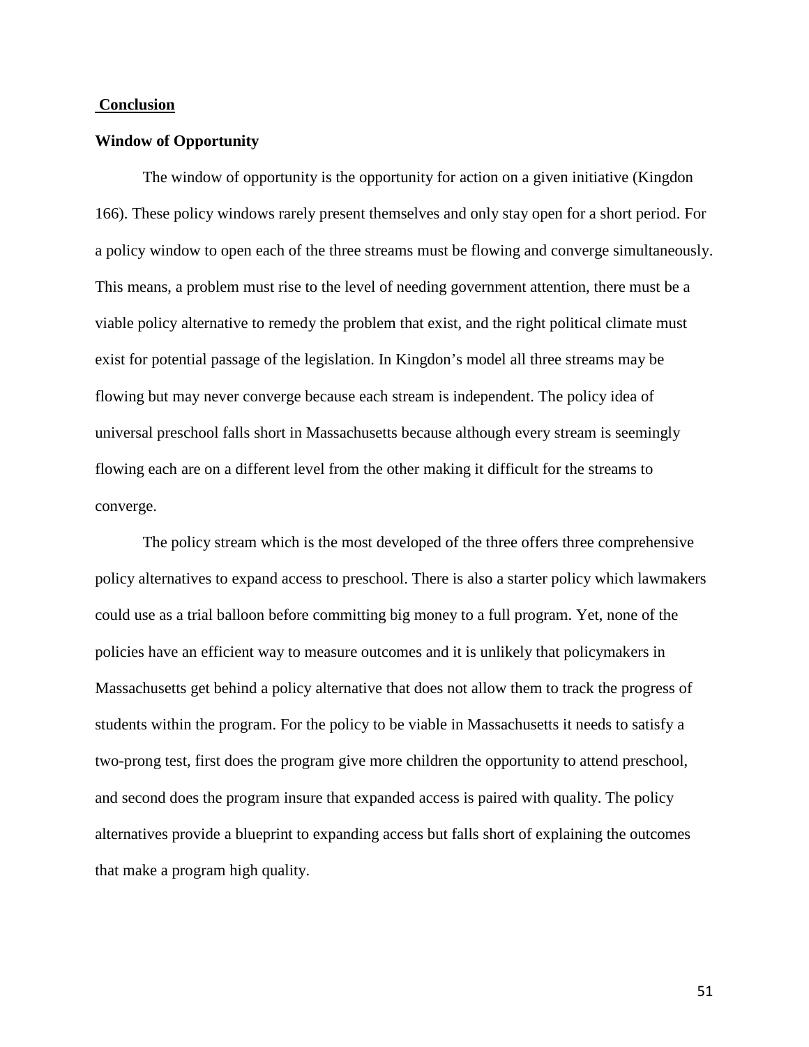## Conclusion

### Window of Opportunity

The window of opportunity is the opportunity for action on a given initiative (Kingdon 166). These policy windows rarely present themselves and only stay open for a short period. For a policy window to open each of the three streams must be flowing and converge simultaneously. This means, a problem must rise to the level of needing government attention, there must be a viable policy alternative to remedy the problem that exist, and the right political climate must exist for potential passage of the legislation. In Kingdon's model all three streams may be flowing but may never converge because each stream is independent. The policy idea of universal preschool falls short in Massachusetts because although every stream is seemingly flowing each are on a different level from the other making it difficult for the streams to converge.

The policy stream which is the most developed of the three offers three comprehensive policy alternatives to expand access to preschool. There is also a starter policy which lawmakers could use as a trial balloon before committing big money to a full program. Yet, none of the policies have an efficient way to measure outcomes and it is unlikely that policymakers in Massachusetts get behind a policy alternative that does not allow them to track the progress of students within the program. For the policy to be viable in Massachusetts it needs to satisfy a two-prong test, first does the program give more children the opportunity to attend preschool, and second does the program insure that expanded access is paired with quality. The policy alternatives provide a blueprint to expanding access but falls short of explaining the outcomes that make a program high quality.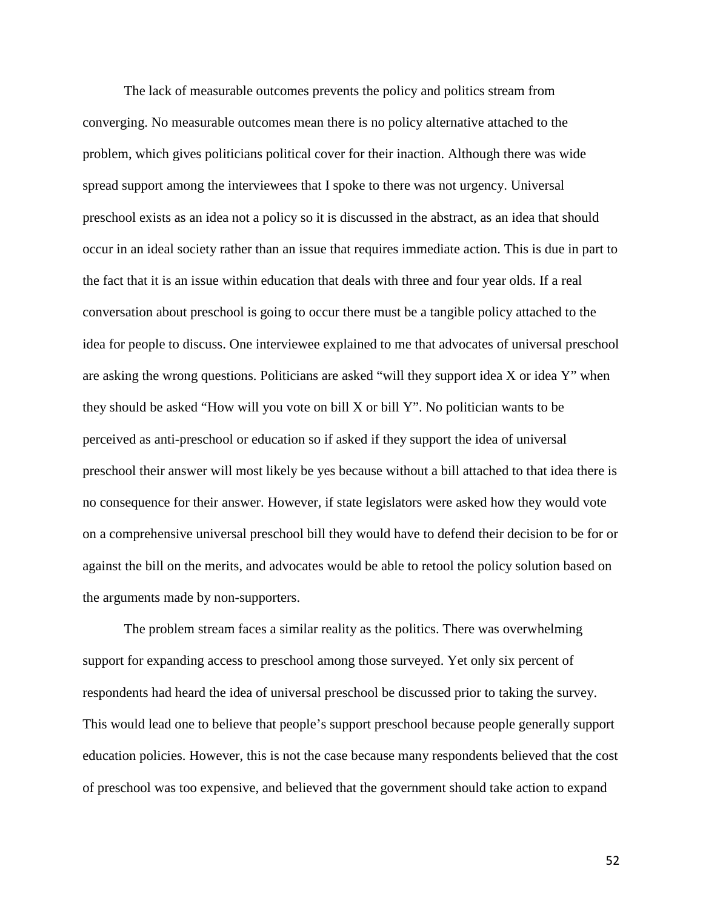The lack of measurable outcomes prevents the policy and politics stream from converging. No measurable outcomes mean there is no policy alternative attached to the problem, which gives politicians political cover for their inaction. Although there was wide spread support among the interviewees that I spoke to there was not urgency. Universal preschool exists as an idea not a policy so it is discussed in the abstract, as an idea that should occur in an ideal society rather than an issue that requires immediate action. This is due in part to the fact that it is an issue within education that deals with three and four year olds. If a real conversation about preschool is going to occur there must be a tangible policy attached to the idea for people to discuss. One interviewee explained to me that advocates of universal preschool are asking the wrong questions. Politicians are asked "will they support idea X or idea Y" when they should be asked "How will you vote on bill X or bill Y". No politician wants to be perceived as anti-preschool or education so if asked if they support the idea of universal preschool their answer will most likely be yes because without a bill attached to that idea there is no consequence for their answer. However, if state legislators were asked how they would vote on a comprehensive universal preschool bill they would have to defend their decision to be for or against the bill on the merits, and advocates would be able to retool the policy solution based on the arguments made by non-supporters.

The problem stream faces a similar reality as the politics. There was overwhelming support for expanding access to preschool among those surveyed. Yet only six percent of respondents had heard the idea of universal preschool be discussed prior to taking the survey. This would lead one to believe that people's support preschool because people generally support education policies. However, this is not the case because many respondents believed that the cost of preschool was too expensive, and believed that the government should take action to expand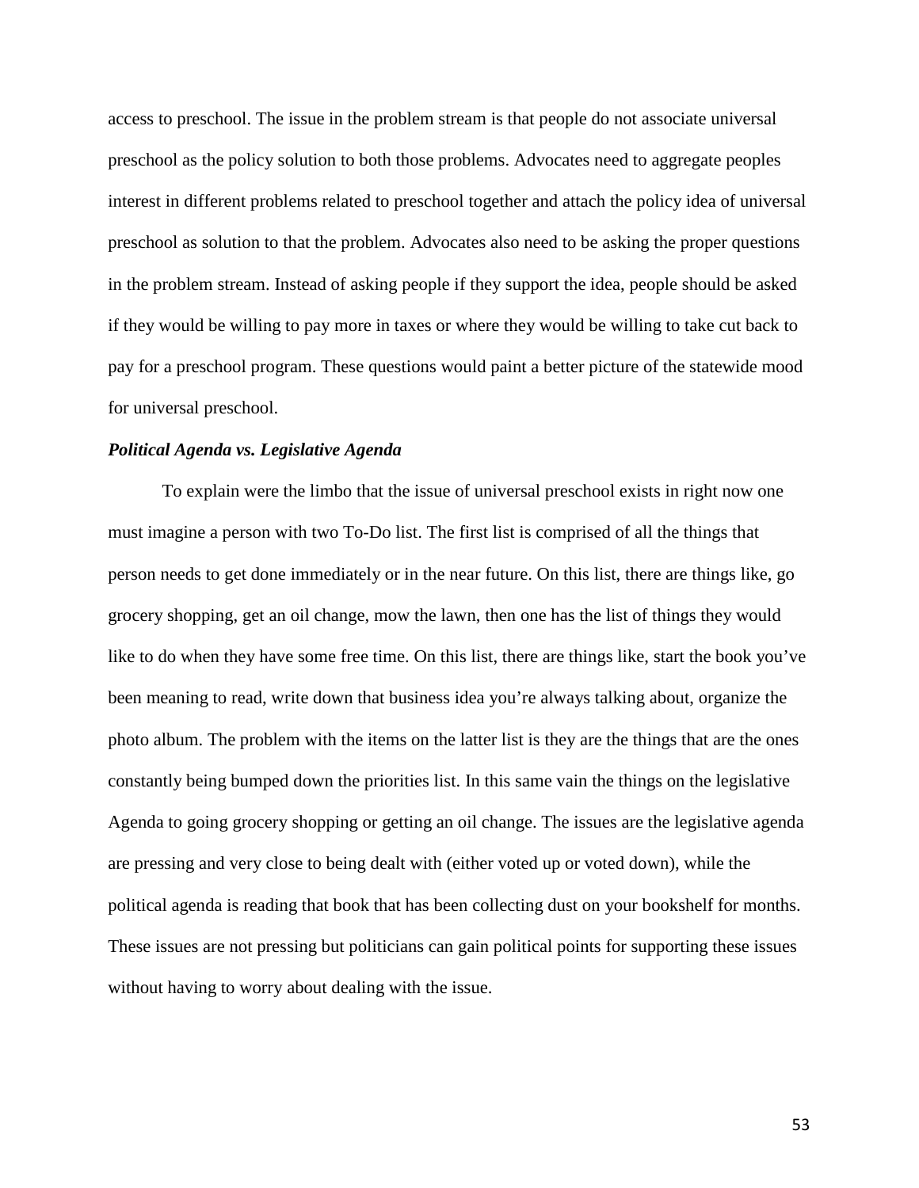access to preschool. The issue in the problem stream is that people do not associate universal preschool as the policy solution to both those problems. Advocates need to aggregate peoples interest in different problems related to preschool together and attach the policy idea of universal preschool as solution to that the problem. Advocates also need to be asking the proper questions in the problem stream. Instead of asking people if they support the idea, people should be asked if they would be willing to pay more in taxes or where they would be willing to take cut back to pay for a preschool program. These questions would paint a better picture of the statewide mood for universal preschool.

***Political Agenda vs. Legislative Agenda***

To explain were the limbo that the issue of universal preschool exists in right now one must imagine a person with two To-Do list. The first list is comprised of all the things that person needs to get done immediately or in the near future. On this list, there are things like, go grocery shopping, get an oil change, mow the lawn, then one has the list of things they would like to do when they have some free time. On this list, there are things like, start the book you've been meaning to read, write down that business idea you're always talking about, organize the photo album. The problem with the items on the latter list is they are the things that are the ones constantly being bumped down the priorities list. In this same vain the things on the legislative Agenda to going grocery shopping or getting an oil change. The issues are the legislative agenda are pressing and very close to being dealt with (either voted up or voted down), while the political agenda is reading that book that has been collecting dust on your bookshelf for months. These issues are not pressing but politicians can gain political points for supporting these issues without having to worry about dealing with the issue.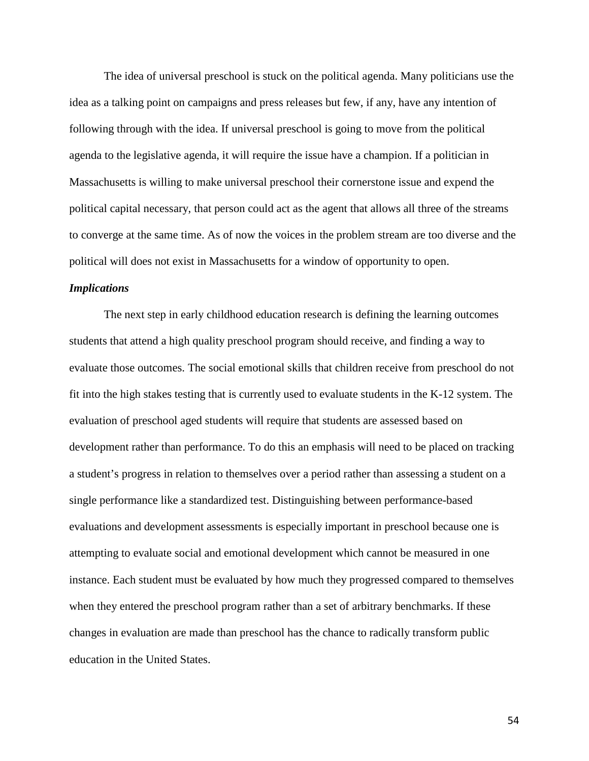The idea of universal preschool is stuck on the political agenda. Many politicians use the idea as a talking point on campaigns and press releases but few, if any, have any intention of following through with the idea. If universal preschool is going to move from the political agenda to the legislative agenda, it will require the issue have a champion. If a politician in Massachusetts is willing to make universal preschool their cornerstone issue and expend the political capital necessary, that person could act as the agent that allows all three of the streams to converge at the same time. As of now the voices in the problem stream are too diverse and the political will does not exist in Massachusetts for a window of opportunity to open.

***Implications***

The next step in early childhood education research is defining the learning outcomes students that attend a high quality preschool program should receive, and finding a way to evaluate those outcomes. The social emotional skills that children receive from preschool do not fit into the high stakes testing that is currently used to evaluate students in the K-12 system. The evaluation of preschool aged students will require that students are assessed based on development rather than performance. To do this an emphasis will need to be placed on tracking a student's progress in relation to themselves over a period rather than assessing a student on a single performance like a standardized test. Distinguishing between performance-based evaluations and development assessments is especially important in preschool because one is attempting to evaluate social and emotional development which cannot be measured in one instance. Each student must be evaluated by how much they progressed compared to themselves when they entered the preschool program rather than a set of arbitrary benchmarks. If these changes in evaluation are made than preschool has the chance to radically transform public education in the United States.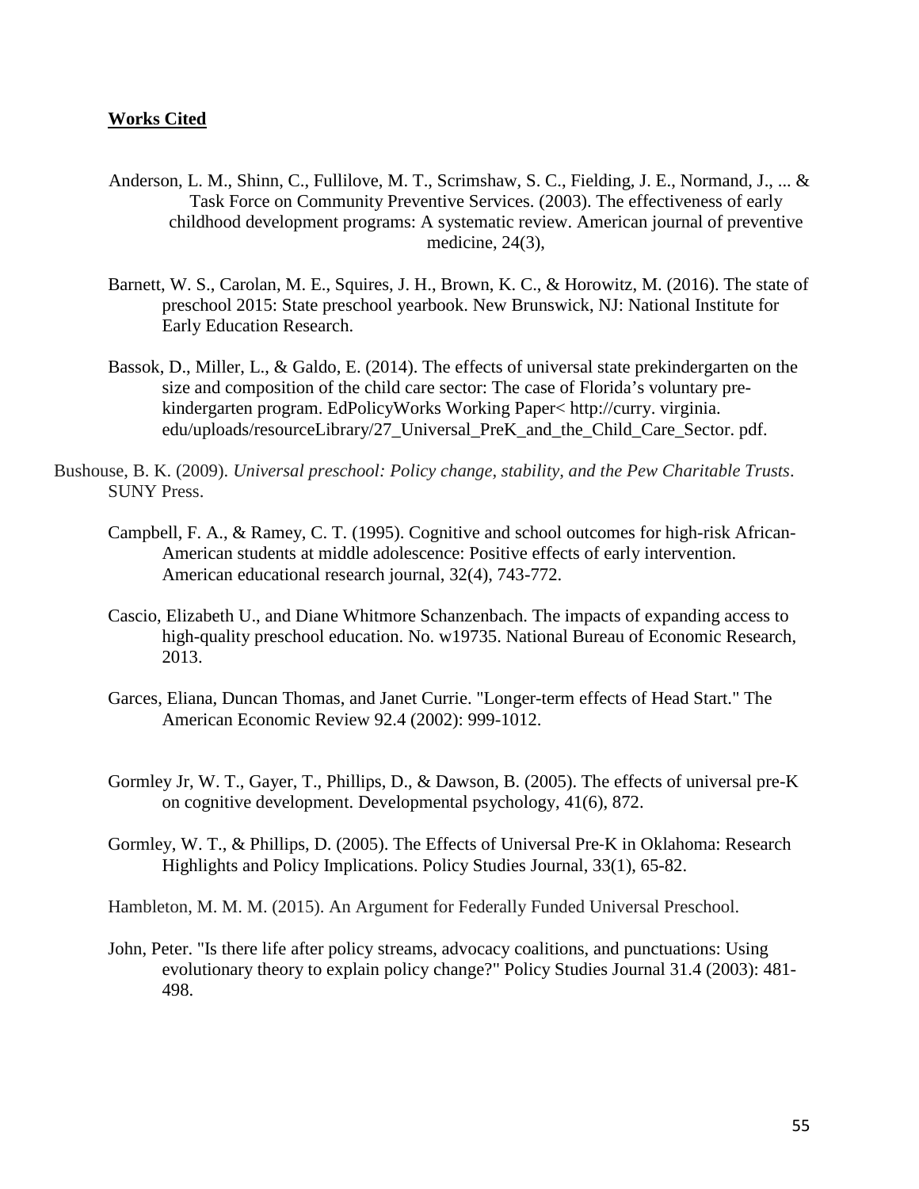**Works Cited**

Anderson, L. M., Shinn, C., Fullilove, M. T., Scrimshaw, S. C., Fielding, J. E., Normand, J., ... & Task Force on Community Preventive Services. (2003). The effectiveness of early childhood development programs: A systematic review. American journal of preventive medicine, 24(3),

Barnett, W. S., Carolan, M. E., Squires, J. H., Brown, K. C., & Horowitz, M. (2016). The state of preschool 2015: State preschool yearbook. New Brunswick, NJ: National Institute for Early Education Research.

Bassok, D., Miller, L., & Galdo, E. (2014). The effects of universal state prekindergarten on the size and composition of the child care sector: The case of Florida's voluntary pre-kindergarten program. EdPolicyWorks Working Paper< http://curry. virginia. edu/uploads/resourceLibrary/27_Universal_PreK_and_the_Child_Care_Sector. pdf.

Bushouse, B. K. (2009). *Universal preschool: Policy change, stability, and the Pew Charitable Trusts*. SUNY Press.

Campbell, F. A., & Ramey, C. T. (1995). Cognitive and school outcomes for high-risk African-American students at middle adolescence: Positive effects of early intervention. American educational research journal, 32(4), 743-772.

Cascio, Elizabeth U., and Diane Whitmore Schanzenbach. The impacts of expanding access to high-quality preschool education. No. w19735. National Bureau of Economic Research, 2013.

Garces, Eliana, Duncan Thomas, and Janet Currie. "Longer-term effects of Head Start." The American Economic Review 92.4 (2002): 999-1012.

Gormley Jr, W. T., Gayer, T., Phillips, D., & Dawson, B. (2005). The effects of universal pre-K on cognitive development. Developmental psychology, 41(6), 872.

Gormley, W. T., & Phillips, D. (2005). The Effects of Universal Pre-K in Oklahoma: Research Highlights and Policy Implications. Policy Studies Journal, 33(1), 65-82.

Hambleton, M. M. M. (2015). An Argument for Federally Funded Universal Preschool.

John, Peter. "Is there life after policy streams, advocacy coalitions, and punctuations: Using evolutionary theory to explain policy change?" Policy Studies Journal 31.4 (2003): 481-498.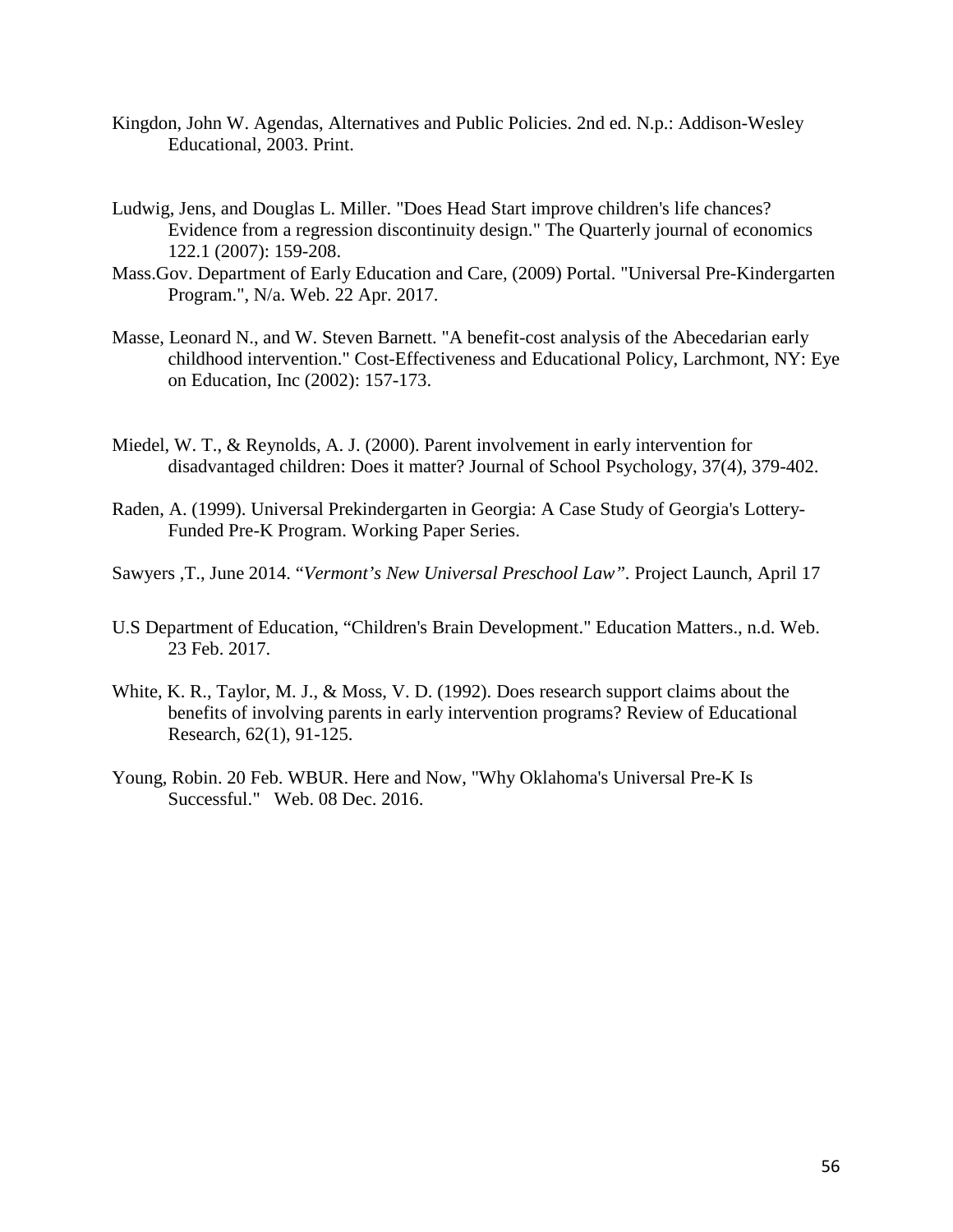Kingdon, John W. Agendas, Alternatives and Public Policies. 2nd ed. N.p.: Addison-Wesley Educational, 2003. Print.

Ludwig, Jens, and Douglas L. Miller. "Does Head Start improve children's life chances? Evidence from a regression discontinuity design." The Quarterly journal of economics 122.1 (2007): 159-208.

Mass.Gov. Department of Early Education and Care, (2009) Portal. "Universal Pre-Kindergarten Program.", N/a. Web. 22 Apr. 2017.

Masse, Leonard N., and W. Steven Barnett. "A benefit-cost analysis of the Abecedarian early childhood intervention." Cost-Effectiveness and Educational Policy, Larchmont, NY: Eye on Education, Inc (2002): 157-173.

Miedel, W. T., & Reynolds, A. J. (2000). Parent involvement in early intervention for disadvantaged children: Does it matter? Journal of School Psychology, 37(4), 379-402.

Raden, A. (1999). Universal Prekindergarten in Georgia: A Case Study of Georgia's Lottery-Funded Pre-K Program. Working Paper Series.

Sawyers ,T., June 2014. "*Vermont's New Universal Preschool Law"*. Project Launch, April 17

U.S Department of Education, "Children's Brain Development." Education Matters., n.d. Web. 23 Feb. 2017.

White, K. R., Taylor, M. J., & Moss, V. D. (1992). Does research support claims about the benefits of involving parents in early intervention programs? Review of Educational Research, 62(1), 91-125.

Young, Robin. 20 Feb. WBUR. Here and Now, "Why Oklahoma's Universal Pre-K Is Successful." Web. 08 Dec. 2016.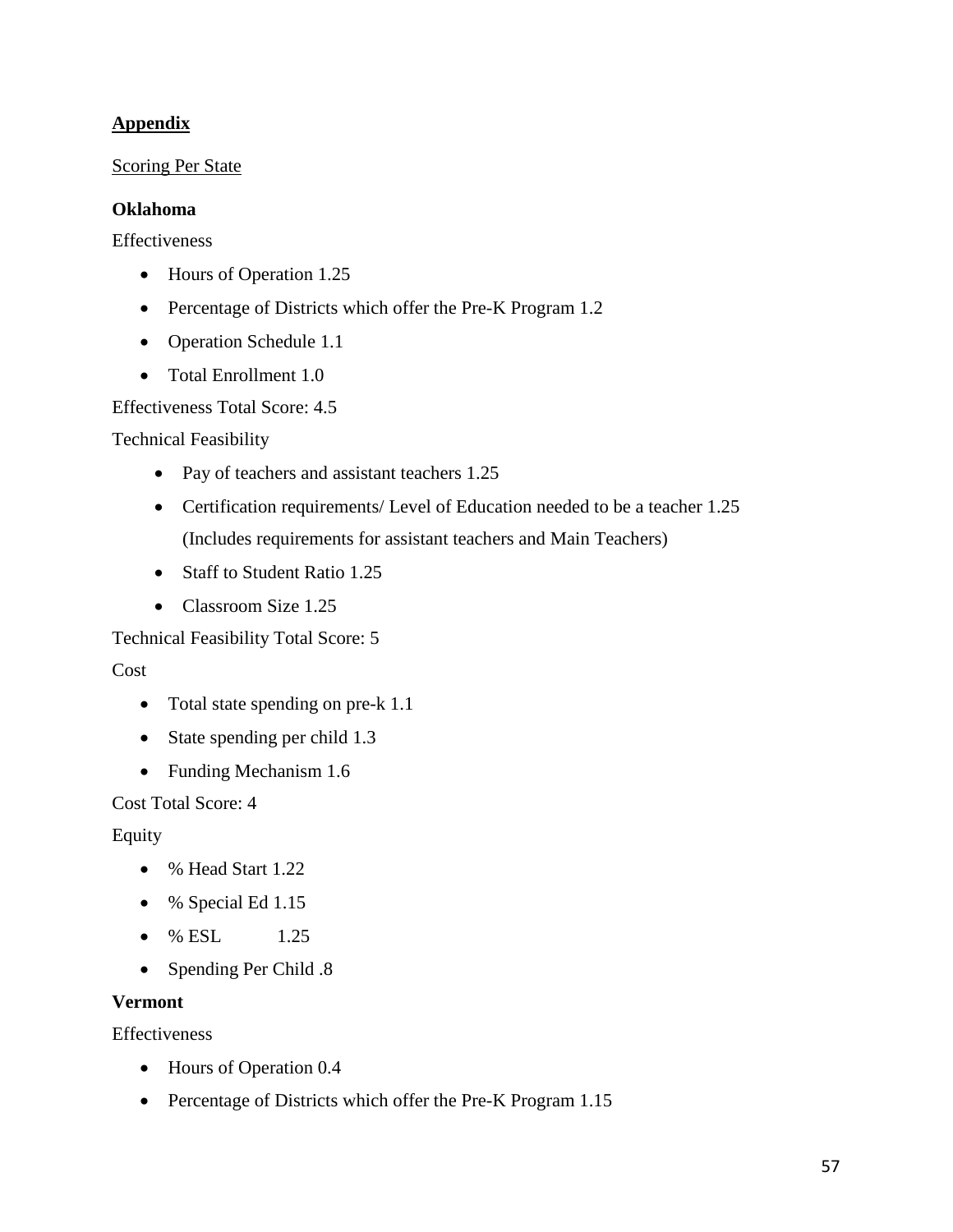**Appendix**

Scoring Per State

**Oklahoma**

Effectiveness

- Hours of Operation 1.25
- Percentage of Districts which offer the Pre-K Program 1.2
- Operation Schedule 1.1
- Total Enrollment 1.0

Effectiveness Total Score: 4.5

Technical Feasibility

- Pay of teachers and assistant teachers 1.25
- Certification requirements/ Level of Education needed to be a teacher 1.25 (Includes requirements for assistant teachers and Main Teachers)
- Staff to Student Ratio 1.25
- Classroom Size 1.25

Technical Feasibility Total Score: 5

Cost

- Total state spending on pre-k 1.1
- State spending per child 1.3
- Funding Mechanism 1.6

Cost Total Score: 4

Equity

- % Head Start 1.22
- % Special Ed 1.15
- % ESL 1.25
- Spending Per Child .8

**Vermont**

Effectiveness

- Hours of Operation 0.4
- Percentage of Districts which offer the Pre-K Program 1.15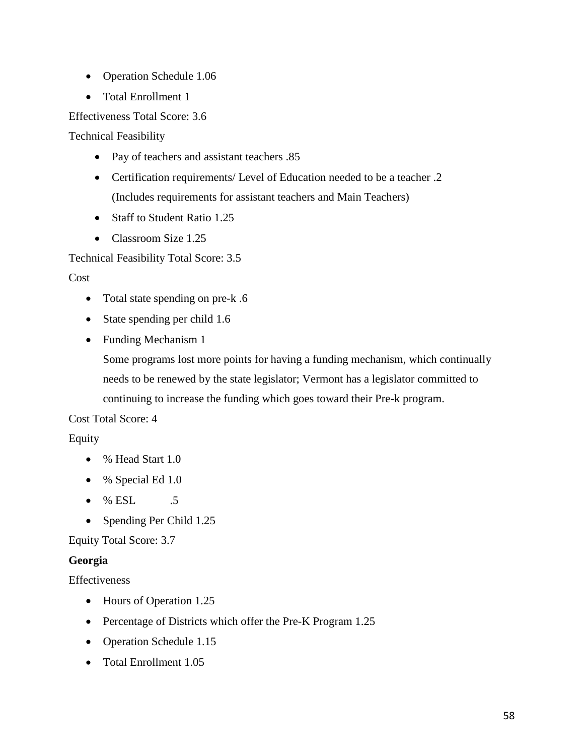- Operation Schedule 1.06
- Total Enrollment 1

Effectiveness Total Score: 3.6

Technical Feasibility

- Pay of teachers and assistant teachers .85
- Certification requirements/ Level of Education needed to be a teacher .2 (Includes requirements for assistant teachers and Main Teachers)
- Staff to Student Ratio 1.25
- Classroom Size 1.25

Technical Feasibility Total Score: 3.5

Cost

- Total state spending on pre-k .6
- State spending per child 1.6
- Funding Mechanism 1

  Some programs lost more points for having a funding mechanism, which continually needs to be renewed by the state legislator; Vermont has a legislator committed to continuing to increase the funding which goes toward their Pre-k program.

Cost Total Score: 4

Equity

- % Head Start 1.0
- % Special Ed 1.0
- % ESL .5
- Spending Per Child 1.25

Equity Total Score: 3.7

**Georgia**

Effectiveness

- Hours of Operation 1.25
- Percentage of Districts which offer the Pre-K Program 1.25
- Operation Schedule 1.15
- Total Enrollment 1.05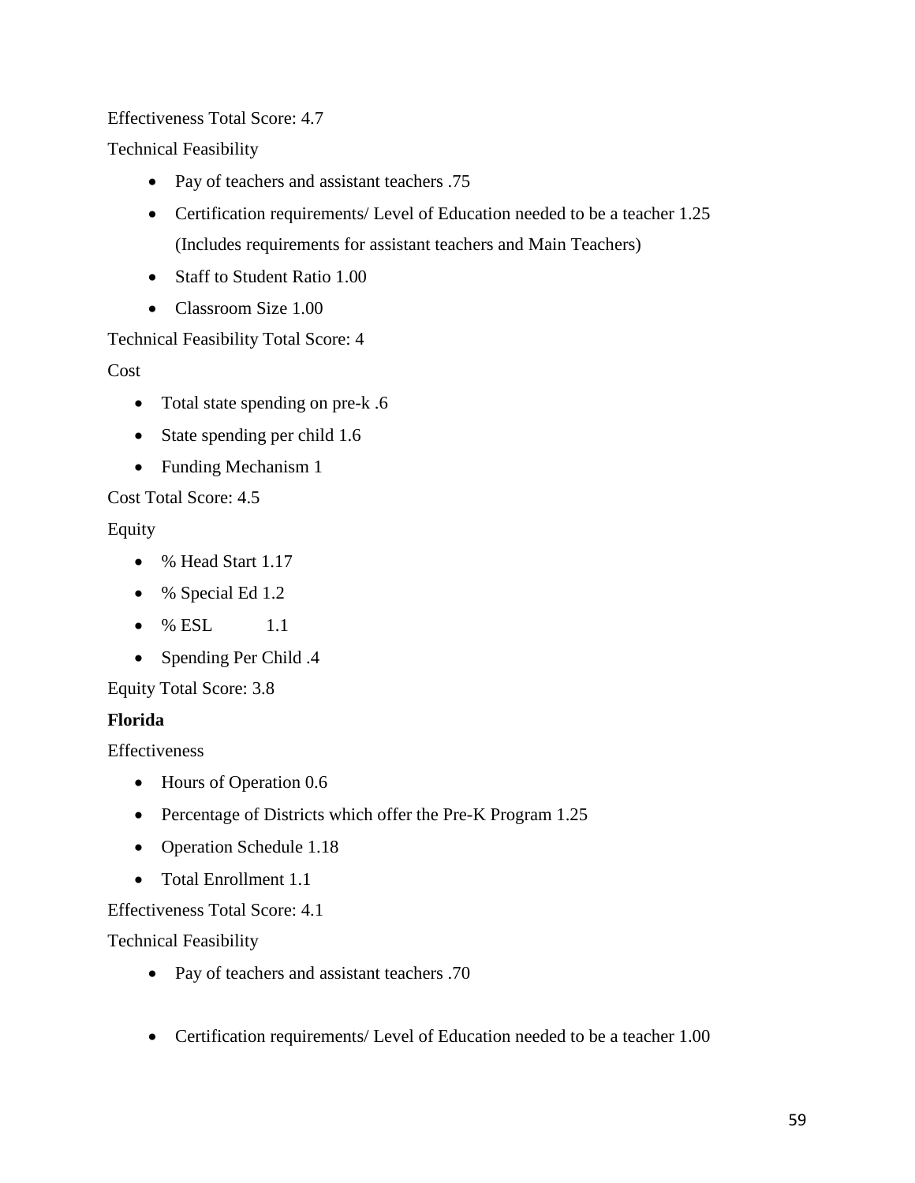Effectiveness Total Score: 4.7

Technical Feasibility

- Pay of teachers and assistant teachers .75
- Certification requirements/ Level of Education needed to be a teacher 1.25 (Includes requirements for assistant teachers and Main Teachers)
- Staff to Student Ratio 1.00
- Classroom Size 1.00

Technical Feasibility Total Score: 4

Cost

- Total state spending on pre-k .6
- State spending per child 1.6
- Funding Mechanism 1

Cost Total Score: 4.5

Equity

- % Head Start 1.17
- % Special Ed 1.2
- % ESL 1.1
- Spending Per Child .4

Equity Total Score: 3.8

**Florida**

Effectiveness

- Hours of Operation 0.6
- Percentage of Districts which offer the Pre-K Program 1.25
- Operation Schedule 1.18
- Total Enrollment 1.1

Effectiveness Total Score: 4.1

Technical Feasibility

- Pay of teachers and assistant teachers .70
- Certification requirements/ Level of Education needed to be a teacher 1.00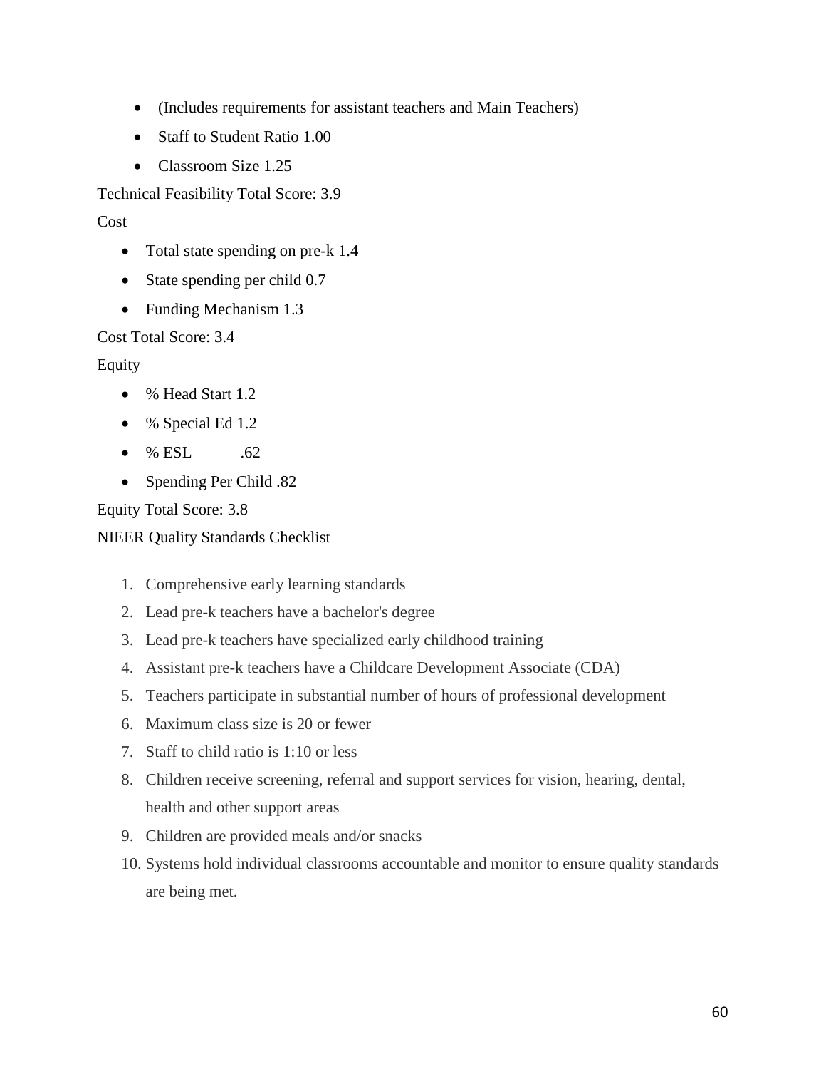- (Includes requirements for assistant teachers and Main Teachers)
- Staff to Student Ratio 1.00
- Classroom Size 1.25

Technical Feasibility Total Score: 3.9

Cost

- Total state spending on pre-k 1.4
- State spending per child 0.7
- Funding Mechanism 1.3

Cost Total Score: 3.4

Equity

- % Head Start 1.2
- % Special Ed 1.2
- % ESL .62
- Spending Per Child .82

Equity Total Score: 3.8

NIEER Quality Standards Checklist

1. Comprehensive early learning standards
2. Lead pre-k teachers have a bachelor's degree
3. Lead pre-k teachers have specialized early childhood training
4. Assistant pre-k teachers have a Childcare Development Associate (CDA)
5. Teachers participate in substantial number of hours of professional development
6. Maximum class size is 20 or fewer
7. Staff to child ratio is 1:10 or less
8. Children receive screening, referral and support services for vision, hearing, dental, health and other support areas
9. Children are provided meals and/or snacks
10. Systems hold individual classrooms accountable and monitor to ensure quality standards are being met.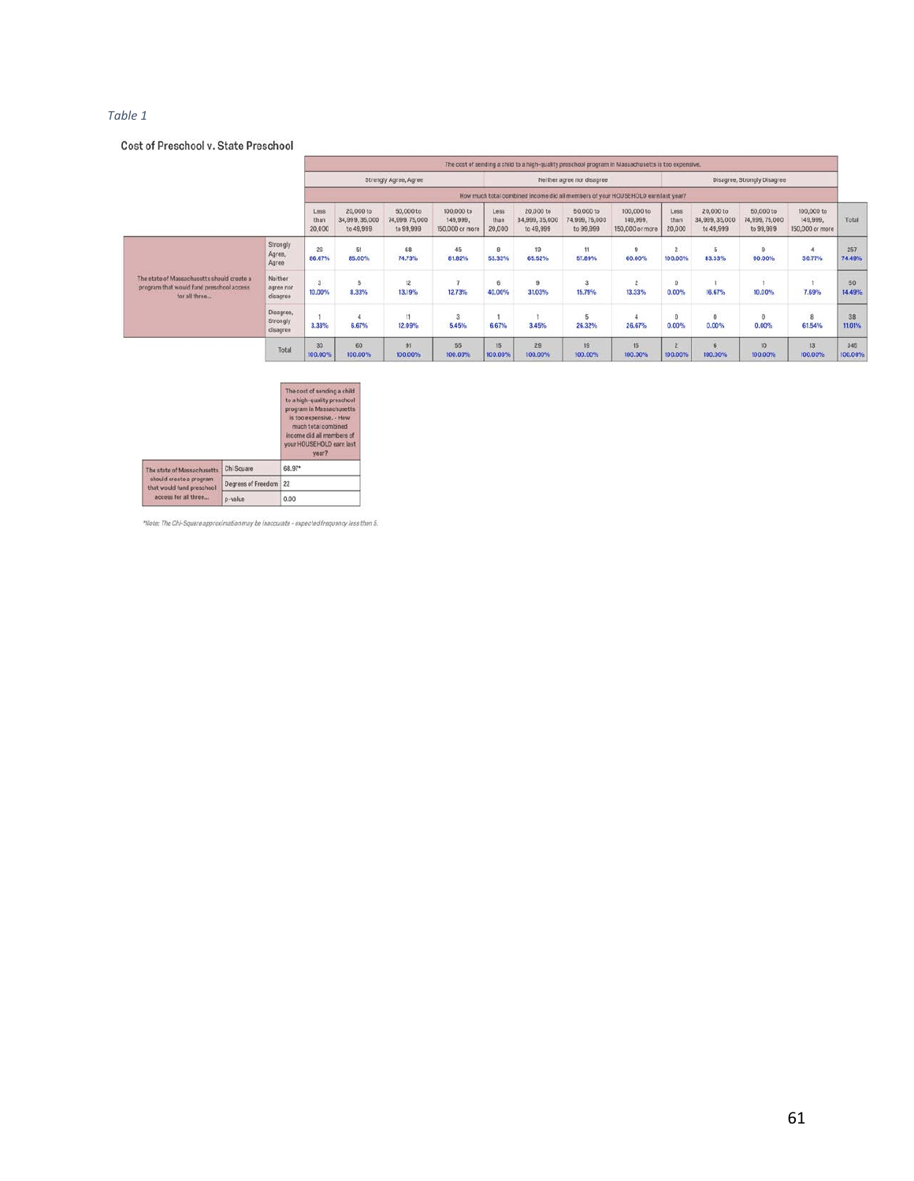*Table 1*

**Cost of Preschool v. State Preschool**

| | | The cost of sending a child to a high-quality preschool program in Massachusetts is too expensive. | | | | | | | | | | | | |
|---|---|---|---|---|---|---|---|---|---|---|---|---|---|---|
| | | Strongly Agree, Agree | | | | Neither agree nor disagree | | | | Disagree, Strongly Disagree | | | | |
| | | How much total combined income did all members of your HOUSEHOLD earn last year? | | | | | | | | | | | | |
| | | Less than 20,000 | 20,000 to 34,999, 35,000 to 49,999 | 50,000 to 74,999, 75,000 to 99,999 | 100,000 to 149,999, 150,000 or more | Less than 20,000 | 20,000 to 34,999, 35,000 to 49,999 | 50,000 to 74,999, 75,000 to 99,999 | 100,000 to 149,999, 150,000 or more | Less than 20,000 | 20,000 to 34,999, 35,000 to 49,999 | 50,000 to 74,999, 75,000 to 99,999 | 100,000 to 149,999, 150,000 or more | Total |
| The state of Massachusetts should create a program that would fund preschool access for all three... | Strongly Agree, Agree | 26<br>86.67% | 51<br>85.00% | 68<br>74.73% | 45<br>81.82% | 8<br>53.33% | 19<br>65.52% | 11<br>57.89% | 9<br>60.00% | 2<br>100.00% | 5<br>83.33% | 9<br>90.00% | 4<br>30.77% | 257<br>74.49% |
| | Neither agree nor disagree | 3<br>10.00% | 5<br>8.33% | 12<br>13.19% | 7<br>12.73% | 6<br>40.00% | 9<br>31.03% | 3<br>15.79% | 2<br>13.33% | 0<br>0.00% | 1<br>16.67% | 1<br>10.00% | 1<br>7.69% | 50<br>14.49% |
| | Disagree, Strongly disagree | 1<br>3.33% | 4<br>6.67% | 11<br>12.09% | 3<br>5.45% | 1<br>6.67% | 1<br>3.45% | 5<br>26.32% | 4<br>26.67% | 0<br>0.00% | 0<br>0.00% | 0<br>0.00% | 8<br>61.54% | 38<br>11.01% |
| | Total | 30<br>100.00% | 60<br>100.00% | 91<br>100.00% | 55<br>100.00% | 15<br>100.00% | 29<br>100.00% | 19<br>100.00% | 15<br>100.00% | 2<br>100.00% | 6<br>100.00% | 10<br>100.00% | 13<br>100.00% | 345<br>100.00% |

| | | The cost of sending a child to a high-quality preschool program in Massachusetts is too expensive. - How much total combined income did all members of your HOUSEHOLD earn last year? |
|---|---|---|
| The state of Massachusetts should create a program that would fund preschool access for all three... | Chi Square | 68.97* |
| | Degrees of Freedom | 22 |
| | p-value | 0.00 |

*\*Note: The Chi-Square approximation may be inaccurate - expected frequency less than 5.*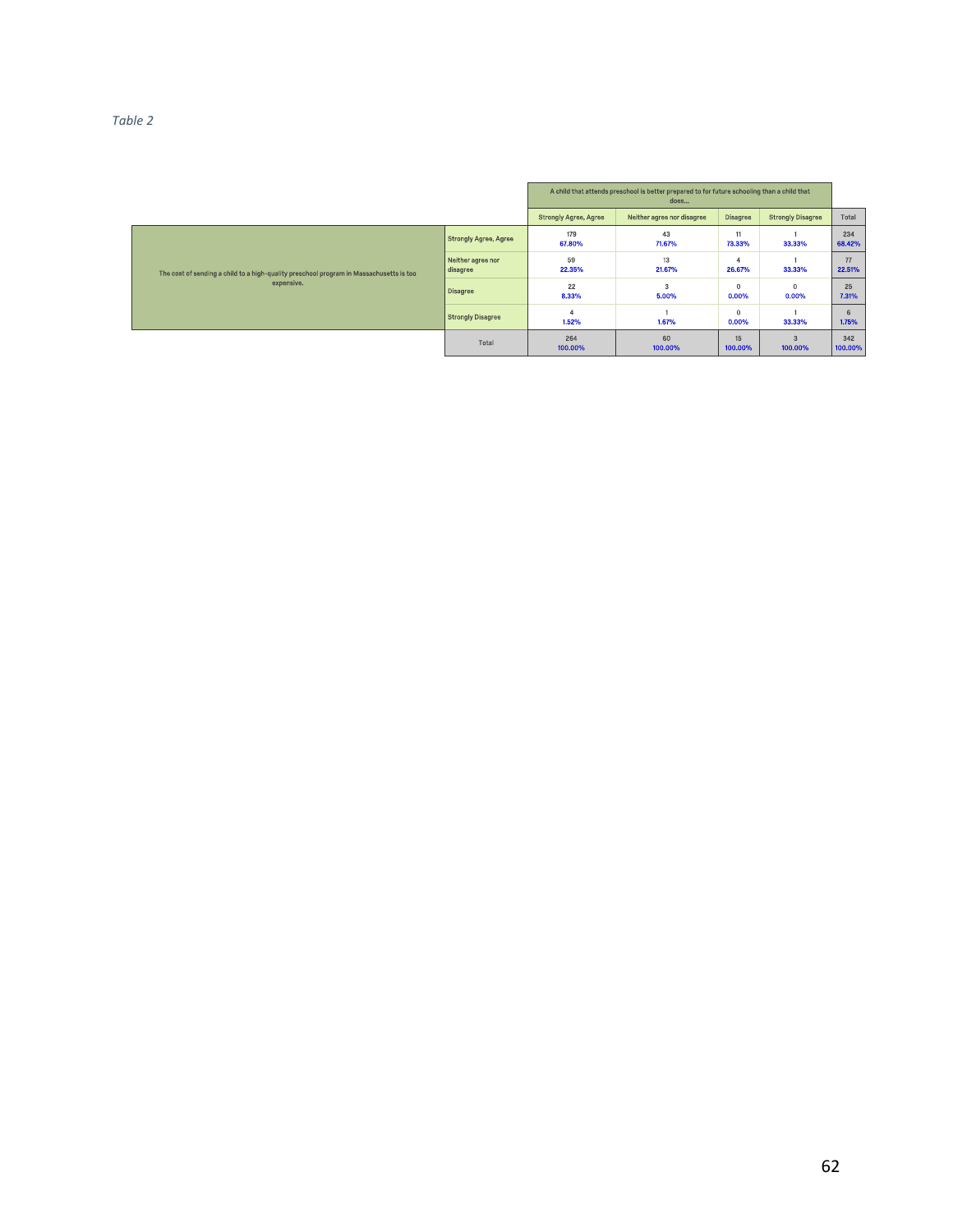*Table 2*

| | | A child that attends preschool is better prepared to for future schooling than a child that does... | | | | |
|---|---|---|---|---|---|---|
| | | Strongly Agree, Agree | Neither agree nor disagree | Disagree | Strongly Disagree | Total |
| The cost of sending a child to a high-quality preschool program in Massachusetts is too expensive. | Strongly Agree, Agree | 179<br>67.80% | 43<br>71.67% | 11<br>73.33% | 1<br>33.33% | 234<br>68.42% |
| | Neither agree nor disagree | 59<br>22.35% | 13<br>21.67% | 4<br>26.67% | 1<br>33.33% | 77<br>22.51% |
| | Disagree | 22<br>8.33% | 3<br>5.00% | 0<br>0.00% | 0<br>0.00% | 25<br>7.31% |
| | Strongly Disagree | 4<br>1.52% | 1<br>1.67% | 0<br>0.00% | 1<br>33.33% | 6<br>1.75% |
| | Total | 264<br>100.00% | 60<br>100.00% | 15<br>100.00% | 3<br>100.00% | 342<br>100.00% |